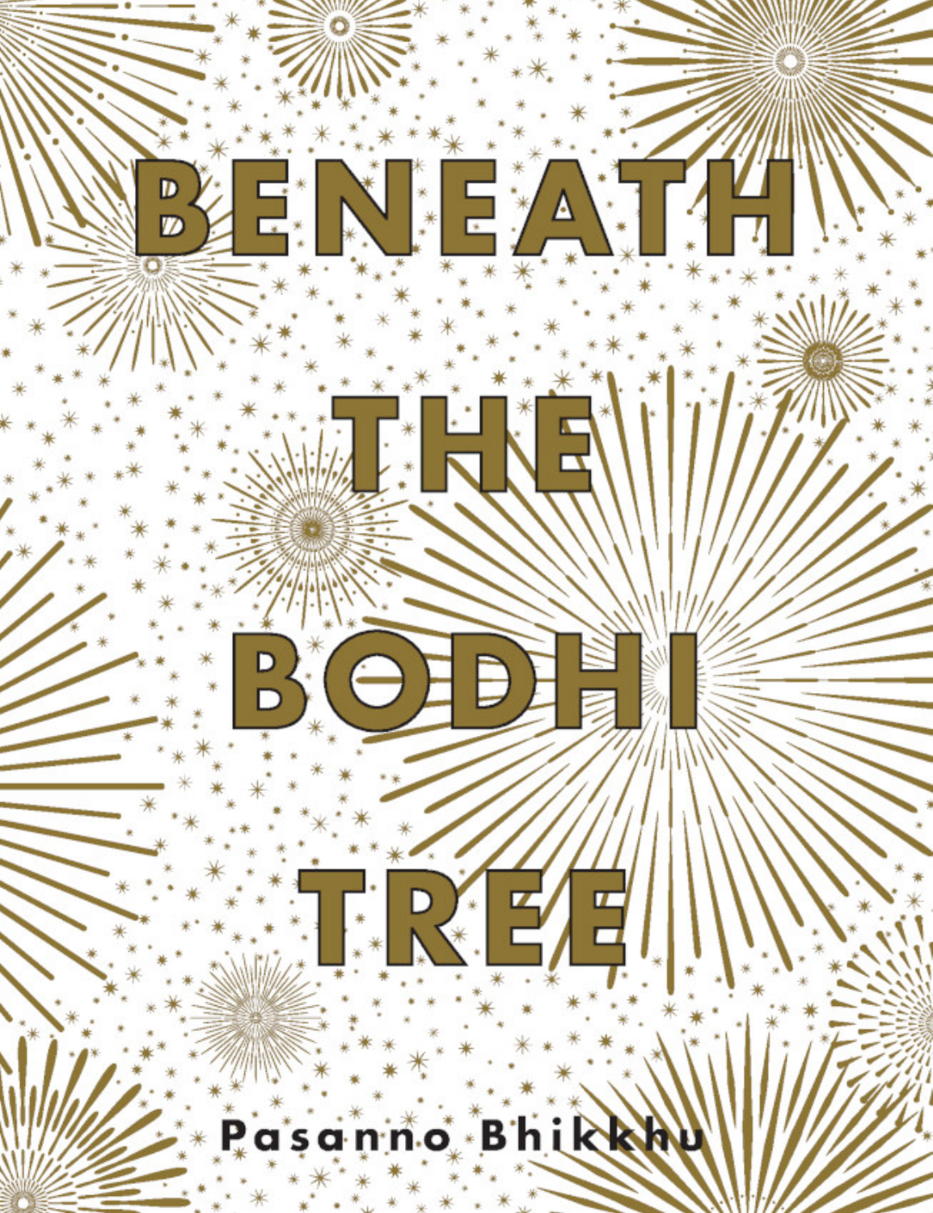# BENEATH THE BODHI TREE

**Pasanno Bhikkhu**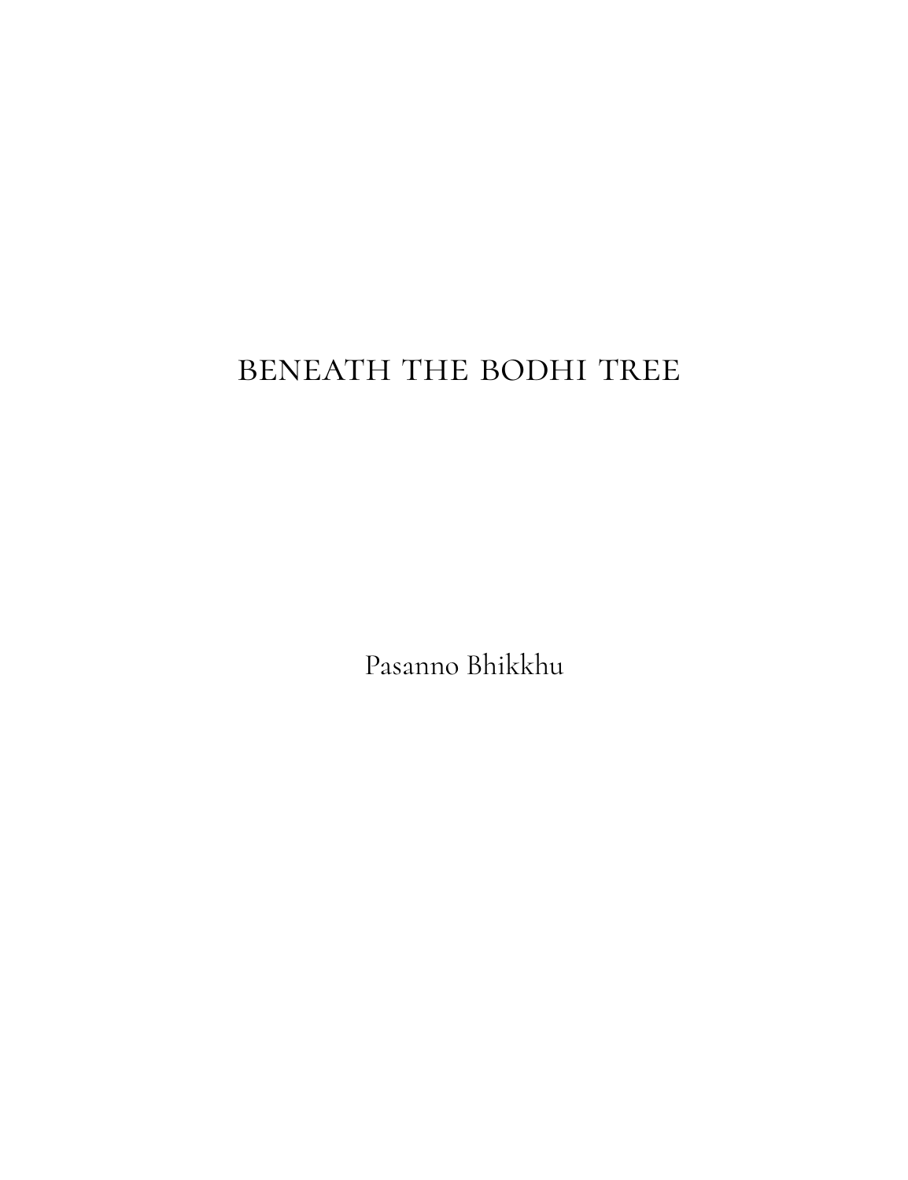# BENEATH THE BODHI TREE

Pasanno Bhikkhu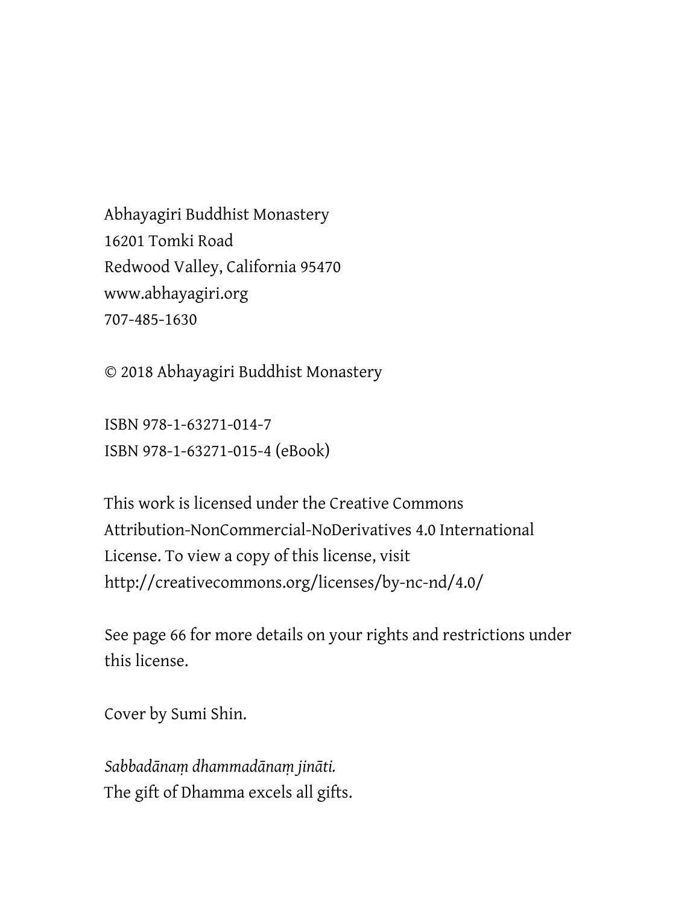Abhayagiri Buddhist Monastery
16201 Tomki Road
Redwood Valley, California 95470
www.abhayagiri.org
707-485-1630

© 2018 Abhayagiri Buddhist Monastery

ISBN 978-1-63271-014-7
ISBN 978-1-63271-015-4 (eBook)

This work is licensed under the Creative Commons Attribution-NonCommercial-NoDerivatives 4.0 International License. To view a copy of this license, visit http://creativecommons.org/licenses/by-nc-nd/4.0/

See page 66 for more details on your rights and restrictions under this license.

Cover by Sumi Shin.

*Sabbadānaṃ dhammadānaṃ jināti.*
The gift of Dhamma excels all gifts.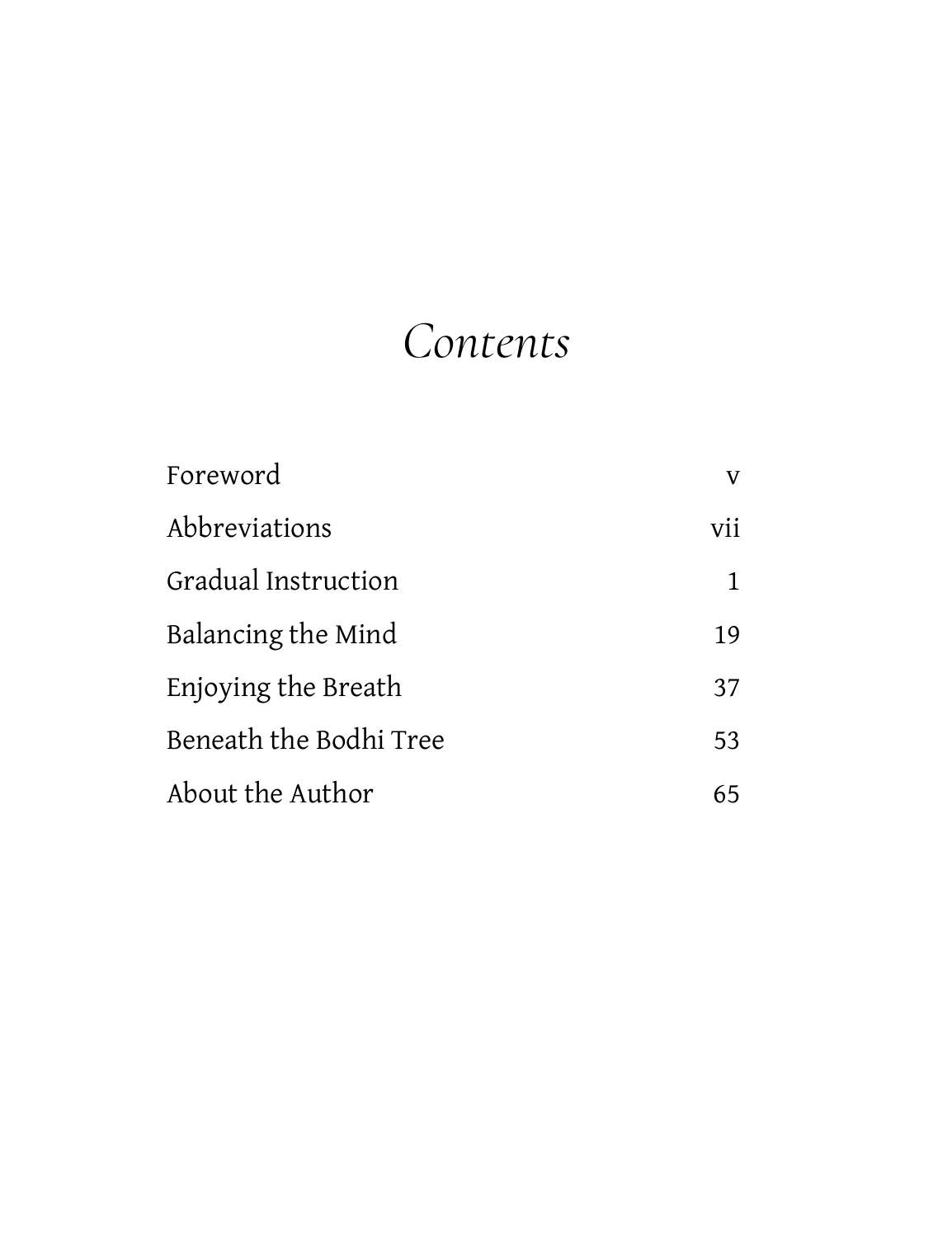# *Contents*

| | |
|---|---|
| Foreword | v |
| Abbreviations | vii |
| Gradual Instruction | 1 |
| Balancing the Mind | 19 |
| Enjoying the Breath | 37 |
| Beneath the Bodhi Tree | 53 |
| About the Author | 65 |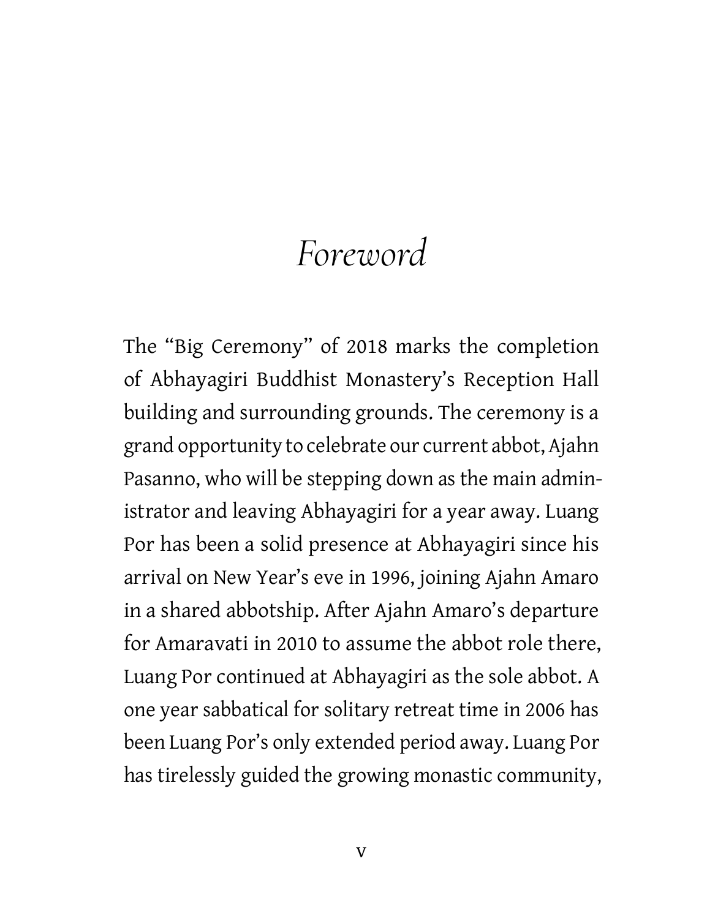# *Foreword*

The "Big Ceremony" of 2018 marks the completion of Abhayagiri Buddhist Monastery's Reception Hall building and surrounding grounds. The ceremony is a grand opportunity to celebrate our current abbot, Ajahn Pasanno, who will be stepping down as the main administrator and leaving Abhayagiri for a year away. Luang Por has been a solid presence at Abhayagiri since his arrival on New Year's eve in 1996, joining Ajahn Amaro in a shared abbotship. After Ajahn Amaro's departure for Amaravati in 2010 to assume the abbot role there, Luang Por continued at Abhayagiri as the sole abbot. A one year sabbatical for solitary retreat time in 2006 has been Luang Por's only extended period away. Luang Por has tirelessly guided the growing monastic community,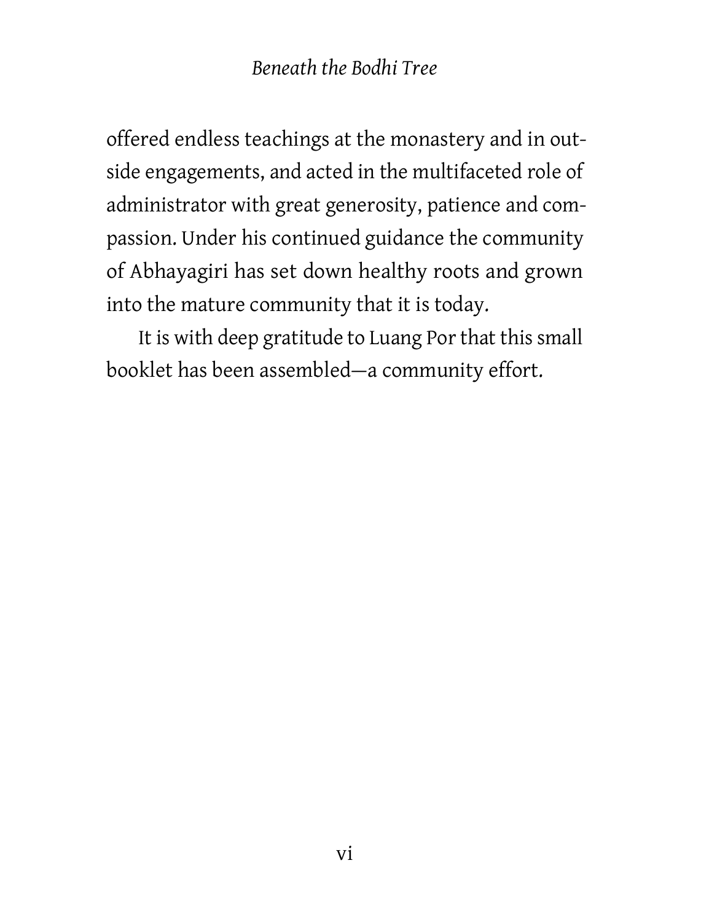offered endless teachings at the monastery and in outside engagements, and acted in the multifaceted role of administrator with great generosity, patience and compassion. Under his continued guidance the community of Abhayagiri has set down healthy roots and grown into the mature community that it is today.

It is with deep gratitude to Luang Por that this small booklet has been assembled—a community effort.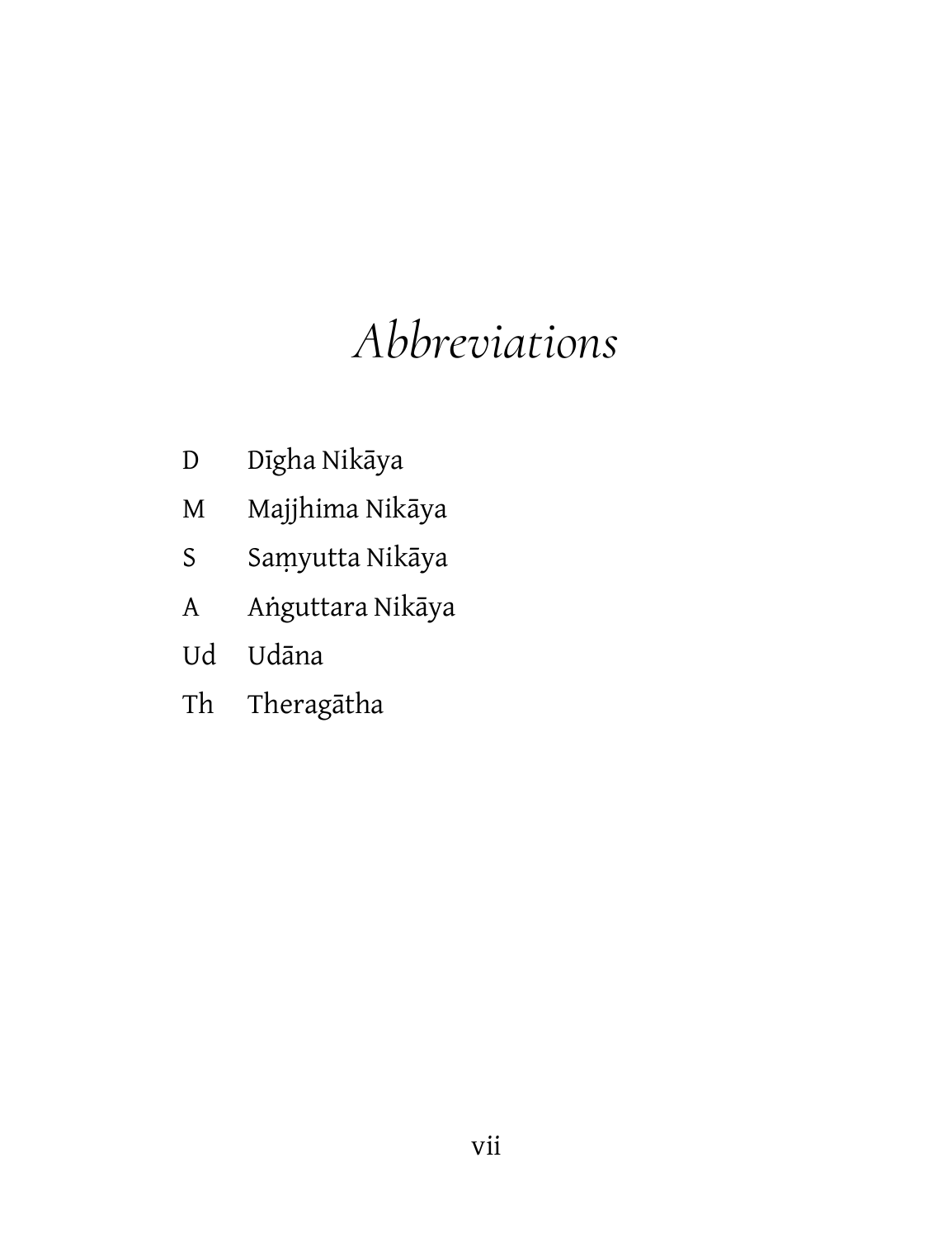# *Abbreviations*

| | |
|---|---|
| D | Dīgha Nikāya |
| M | Majjhima Nikāya |
| S | Saṃyutta Nikāya |
| A | Aṅguttara Nikāya |
| Ud | Udāna |
| Th | Theragātha |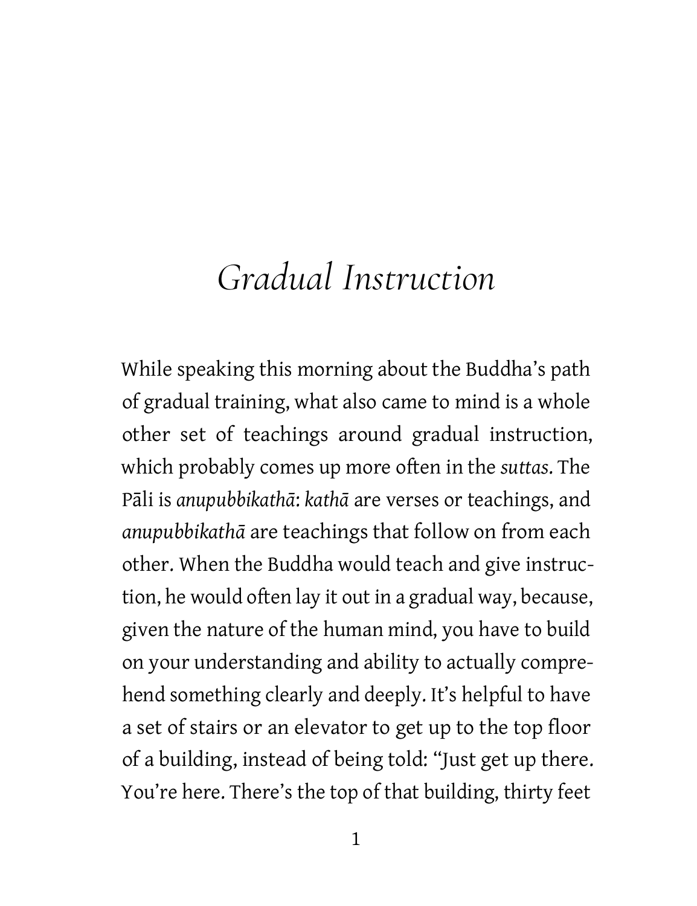# *Gradual Instruction*

While speaking this morning about the Buddha's path of gradual training, what also came to mind is a whole other set of teachings around gradual instruction, which probably comes up more often in the *suttas*. The Pāli is *anupubbikathā*: *kathā* are verses or teachings, and *anupubbikathā* are teachings that follow on from each other. When the Buddha would teach and give instruction, he would often lay it out in a gradual way, because, given the nature of the human mind, you have to build on your understanding and ability to actually comprehend something clearly and deeply. It's helpful to have a set of stairs or an elevator to get up to the top floor of a building, instead of being told: "Just get up there. You're here. There's the top of that building, thirty feet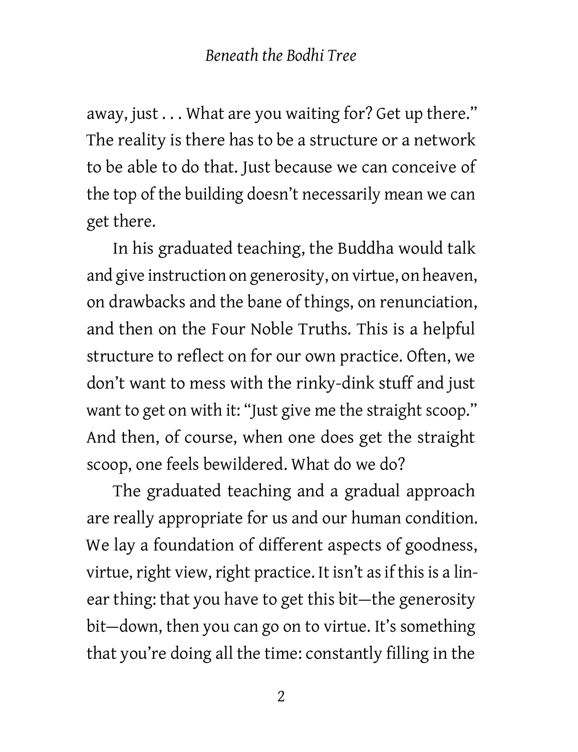away, just . . . What are you waiting for? Get up there." The reality is there has to be a structure or a network to be able to do that. Just because we can conceive of the top of the building doesn't necessarily mean we can get there.

In his graduated teaching, the Buddha would talk and give instruction on generosity, on virtue, on heaven, on drawbacks and the bane of things, on renunciation, and then on the Four Noble Truths. This is a helpful structure to reflect on for our own practice. Often, we don't want to mess with the rinky-dink stuff and just want to get on with it: "Just give me the straight scoop." And then, of course, when one does get the straight scoop, one feels bewildered. What do we do?

The graduated teaching and a gradual approach are really appropriate for us and our human condition. We lay a foundation of different aspects of goodness, virtue, right view, right practice. It isn't as if this is a linear thing: that you have to get this bit—the generosity bit—down, then you can go on to virtue. It's something that you're doing all the time: constantly filling in the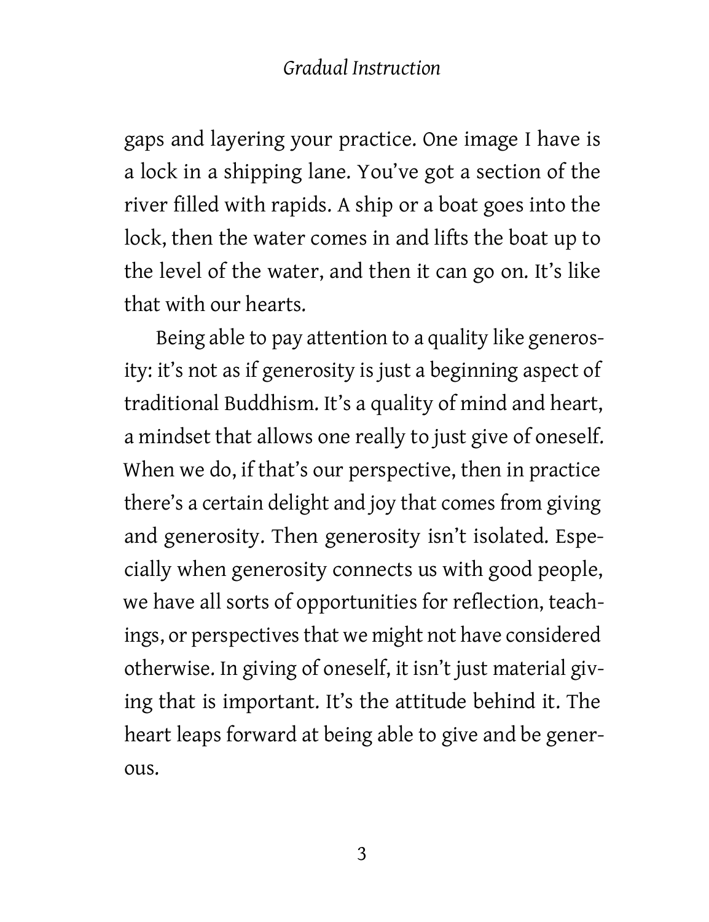gaps and layering your practice. One image I have is a lock in a shipping lane. You've got a section of the river filled with rapids. A ship or a boat goes into the lock, then the water comes in and lifts the boat up to the level of the water, and then it can go on. It's like that with our hearts.

Being able to pay attention to a quality like generosity: it's not as if generosity is just a beginning aspect of traditional Buddhism. It's a quality of mind and heart, a mindset that allows one really to just give of oneself. When we do, if that's our perspective, then in practice there's a certain delight and joy that comes from giving and generosity. Then generosity isn't isolated. Especially when generosity connects us with good people, we have all sorts of opportunities for reflection, teachings, or perspectives that we might not have considered otherwise. In giving of oneself, it isn't just material giving that is important. It's the attitude behind it. The heart leaps forward at being able to give and be generous.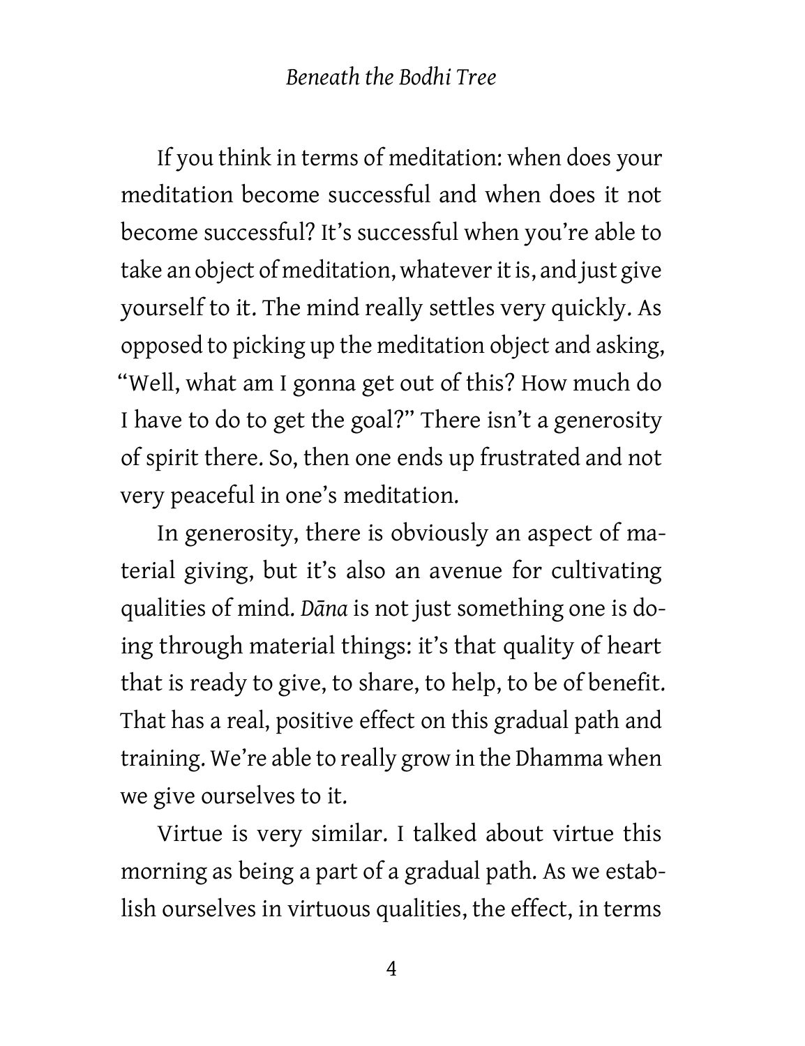If you think in terms of meditation: when does your meditation become successful and when does it not become successful? It's successful when you're able to take an object of meditation, whatever it is, and just give yourself to it. The mind really settles very quickly. As opposed to picking up the meditation object and asking, "Well, what am I gonna get out of this? How much do I have to do to get the goal?" There isn't a generosity of spirit there. So, then one ends up frustrated and not very peaceful in one's meditation.

In generosity, there is obviously an aspect of material giving, but it's also an avenue for cultivating qualities of mind. *Dāna* is not just something one is doing through material things: it's that quality of heart that is ready to give, to share, to help, to be of benefit. That has a real, positive effect on this gradual path and training. We're able to really grow in the Dhamma when we give ourselves to it.

Virtue is very similar. I talked about virtue this morning as being a part of a gradual path. As we establish ourselves in virtuous qualities, the effect, in terms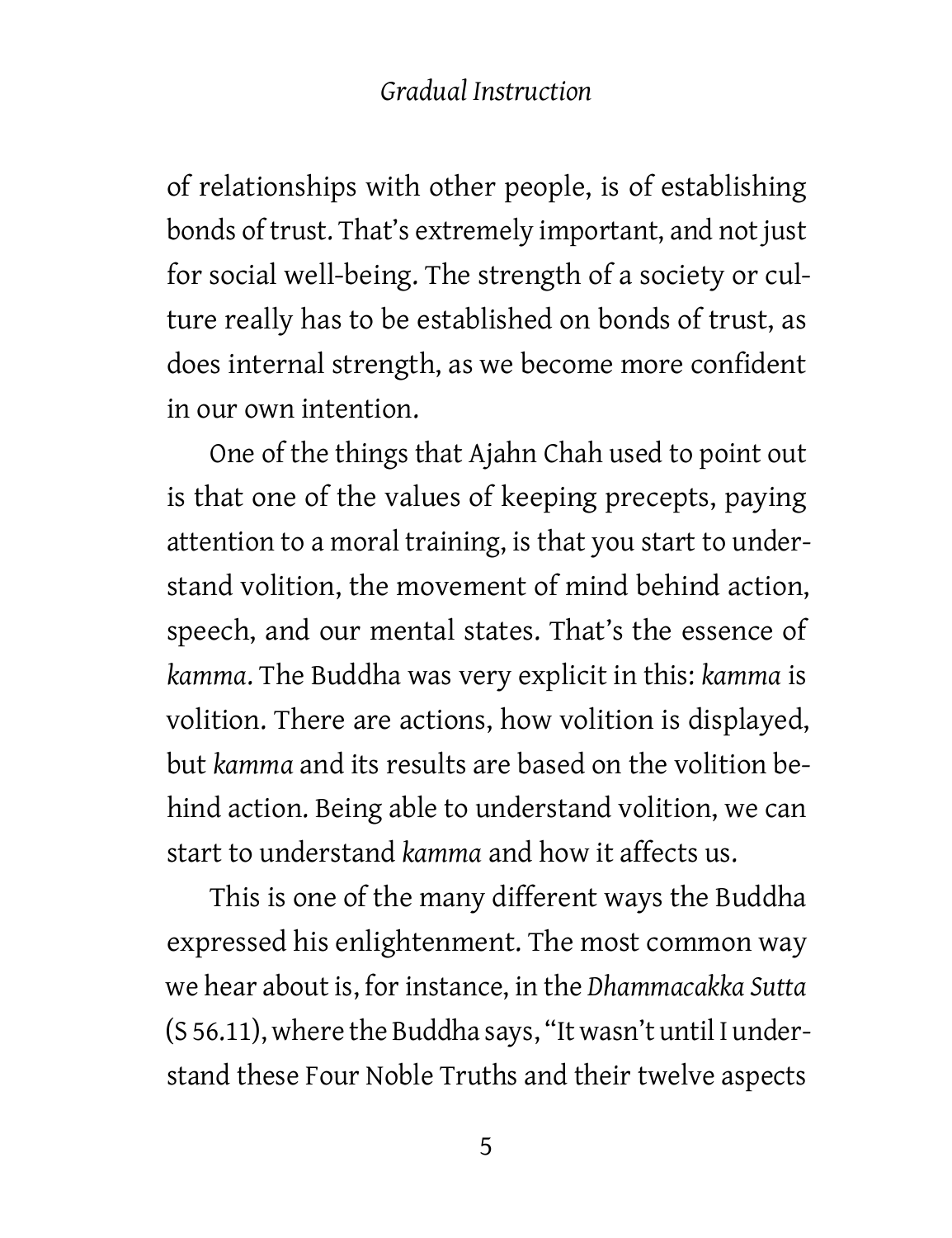of relationships with other people, is of establishing bonds of trust. That's extremely important, and not just for social well-being. The strength of a society or culture really has to be established on bonds of trust, as does internal strength, as we become more confident in our own intention.

One of the things that Ajahn Chah used to point out is that one of the values of keeping precepts, paying attention to a moral training, is that you start to understand volition, the movement of mind behind action, speech, and our mental states. That's the essence of *kamma*. The Buddha was very explicit in this: *kamma* is volition. There are actions, how volition is displayed, but *kamma* and its results are based on the volition behind action. Being able to understand volition, we can start to understand *kamma* and how it affects us.

This is one of the many different ways the Buddha expressed his enlightenment. The most common way we hear about is, for instance, in the *Dhammacakka Sutta* (S 56.11), where the Buddha says, "It wasn't until I understand these Four Noble Truths and their twelve aspects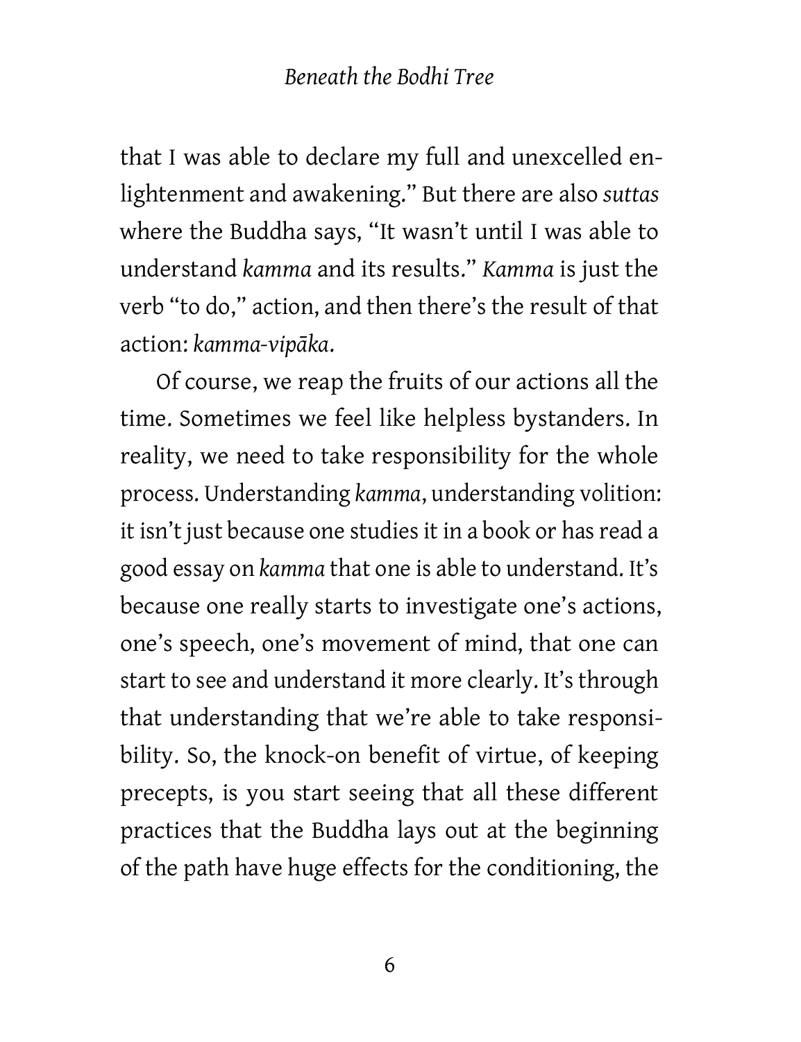that I was able to declare my full and unexcelled enlightenment and awakening." But there are also *suttas* where the Buddha says, "It wasn't until I was able to understand *kamma* and its results." *Kamma* is just the verb "to do," action, and then there's the result of that action: *kamma-vipāka*.

Of course, we reap the fruits of our actions all the time. Sometimes we feel like helpless bystanders. In reality, we need to take responsibility for the whole process. Understanding *kamma*, understanding volition: it isn't just because one studies it in a book or has read a good essay on *kamma* that one is able to understand. It's because one really starts to investigate one's actions, one's speech, one's movement of mind, that one can start to see and understand it more clearly. It's through that understanding that we're able to take responsibility. So, the knock-on benefit of virtue, of keeping precepts, is you start seeing that all these different practices that the Buddha lays out at the beginning of the path have huge effects for the conditioning, the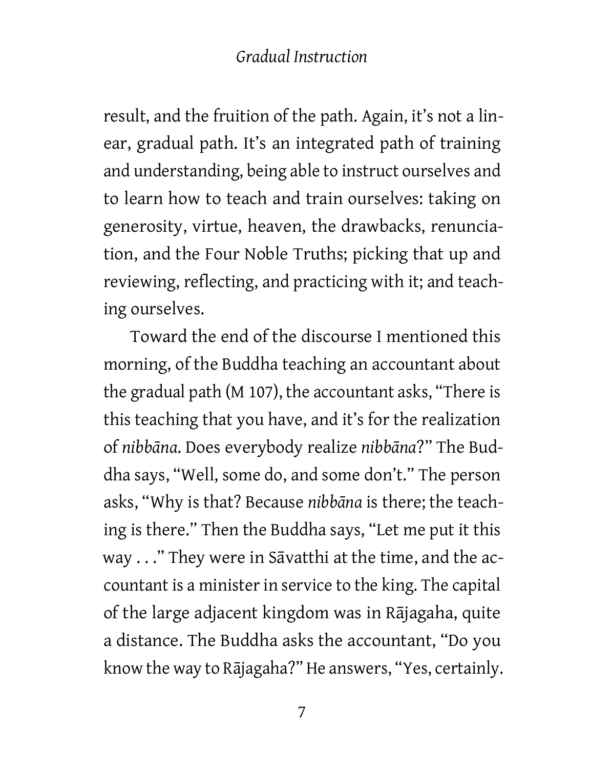result, and the fruition of the path. Again, it's not a linear, gradual path. It's an integrated path of training and understanding, being able to instruct ourselves and to learn how to teach and train ourselves: taking on generosity, virtue, heaven, the drawbacks, renunciation, and the Four Noble Truths; picking that up and reviewing, reflecting, and practicing with it; and teaching ourselves.

Toward the end of the discourse I mentioned this morning, of the Buddha teaching an accountant about the gradual path (M 107), the accountant asks, "There is this teaching that you have, and it's for the realization of *nibbāna*. Does everybody realize *nibbāna*?" The Buddha says, "Well, some do, and some don't." The person asks, "Why is that? Because *nibbāna* is there; the teaching is there." Then the Buddha says, "Let me put it this way . . ." They were in Sāvatthi at the time, and the accountant is a minister in service to the king. The capital of the large adjacent kingdom was in Rājagaha, quite a distance. The Buddha asks the accountant, "Do you know the way to Rājagaha?" He answers, "Yes, certainly.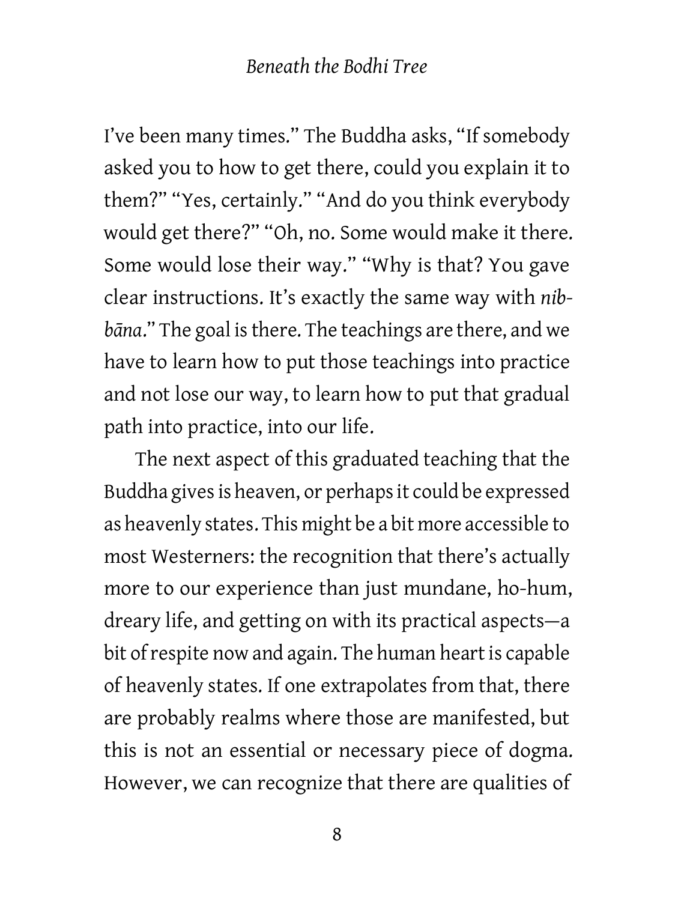I've been many times." The Buddha asks, "If somebody asked you to how to get there, could you explain it to them?" "Yes, certainly." "And do you think everybody would get there?" "Oh, no. Some would make it there. Some would lose their way." "Why is that? You gave clear instructions. It's exactly the same way with *nibbāna*." The goal is there. The teachings are there, and we have to learn how to put those teachings into practice and not lose our way, to learn how to put that gradual path into practice, into our life.

The next aspect of this graduated teaching that the Buddha gives is heaven, or perhaps it could be expressed as heavenly states. This might be a bit more accessible to most Westerners: the recognition that there's actually more to our experience than just mundane, ho-hum, dreary life, and getting on with its practical aspects—a bit of respite now and again. The human heart is capable of heavenly states. If one extrapolates from that, there are probably realms where those are manifested, but this is not an essential or necessary piece of dogma. However, we can recognize that there are qualities of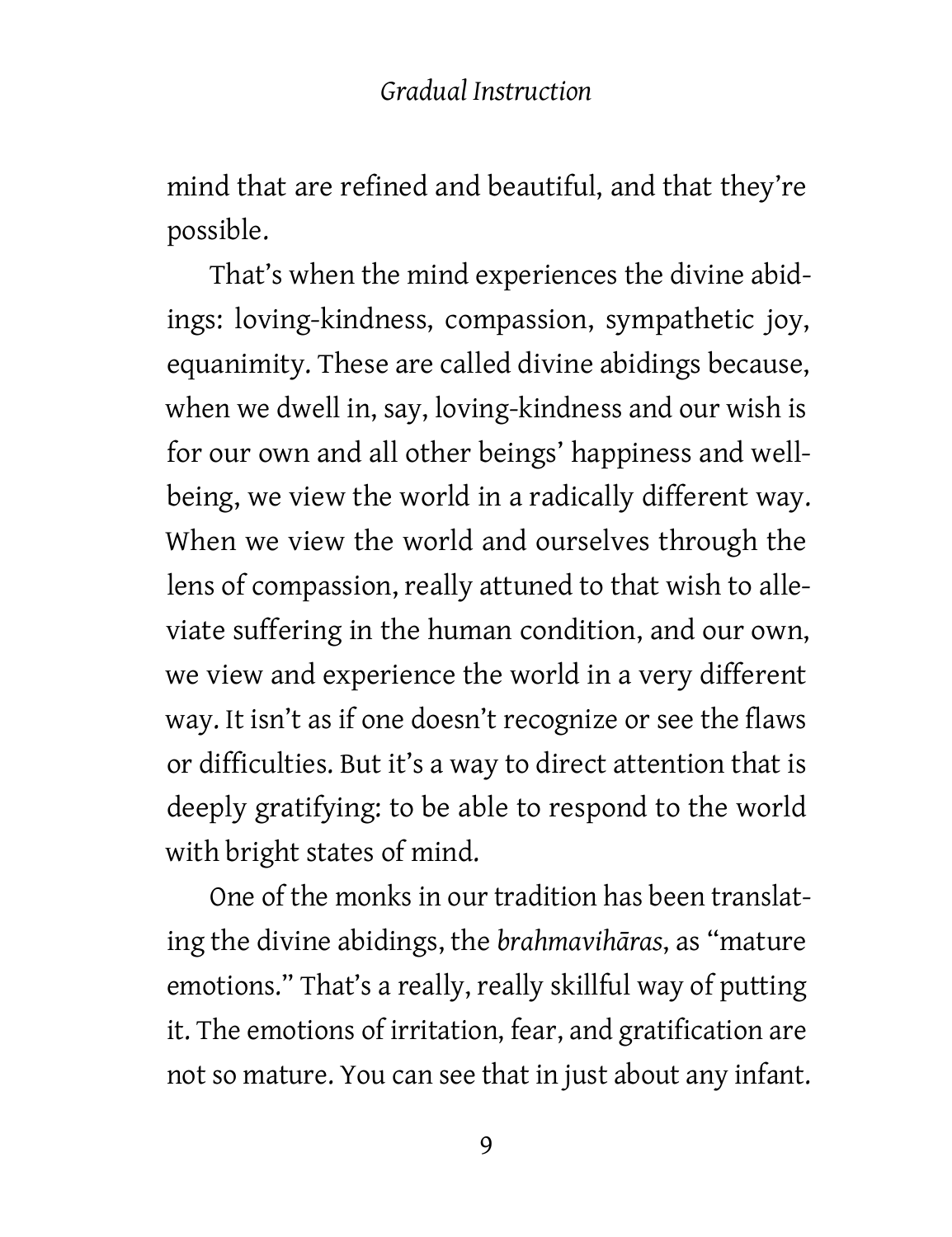mind that are refined and beautiful, and that they're possible.

That's when the mind experiences the divine abidings: loving-kindness, compassion, sympathetic joy, equanimity. These are called divine abidings because, when we dwell in, say, loving-kindness and our wish is for our own and all other beings' happiness and wellbeing, we view the world in a radically different way. When we view the world and ourselves through the lens of compassion, really attuned to that wish to alleviate suffering in the human condition, and our own, we view and experience the world in a very different way. It isn't as if one doesn't recognize or see the flaws or difficulties. But it's a way to direct attention that is deeply gratifying: to be able to respond to the world with bright states of mind.

One of the monks in our tradition has been translating the divine abidings, the *brahmavihāras*, as "mature emotions." That's a really, really skillful way of putting it. The emotions of irritation, fear, and gratification are not so mature. You can see that in just about any infant.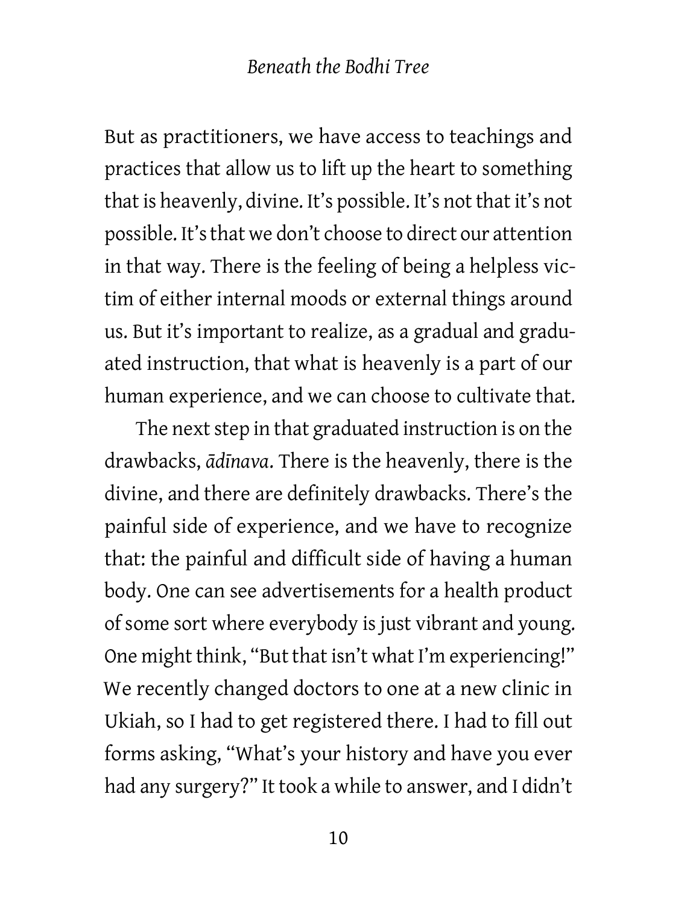But as practitioners, we have access to teachings and practices that allow us to lift up the heart to something that is heavenly, divine. It's possible. It's not that it's not possible. It's that we don't choose to direct our attention in that way. There is the feeling of being a helpless victim of either internal moods or external things around us. But it's important to realize, as a gradual and graduated instruction, that what is heavenly is a part of our human experience, and we can choose to cultivate that.

The next step in that graduated instruction is on the drawbacks, *ādīnava*. There is the heavenly, there is the divine, and there are definitely drawbacks. There's the painful side of experience, and we have to recognize that: the painful and difficult side of having a human body. One can see advertisements for a health product of some sort where everybody is just vibrant and young. One might think, "But that isn't what I'm experiencing!" We recently changed doctors to one at a new clinic in Ukiah, so I had to get registered there. I had to fill out forms asking, "What's your history and have you ever had any surgery?" It took a while to answer, and I didn't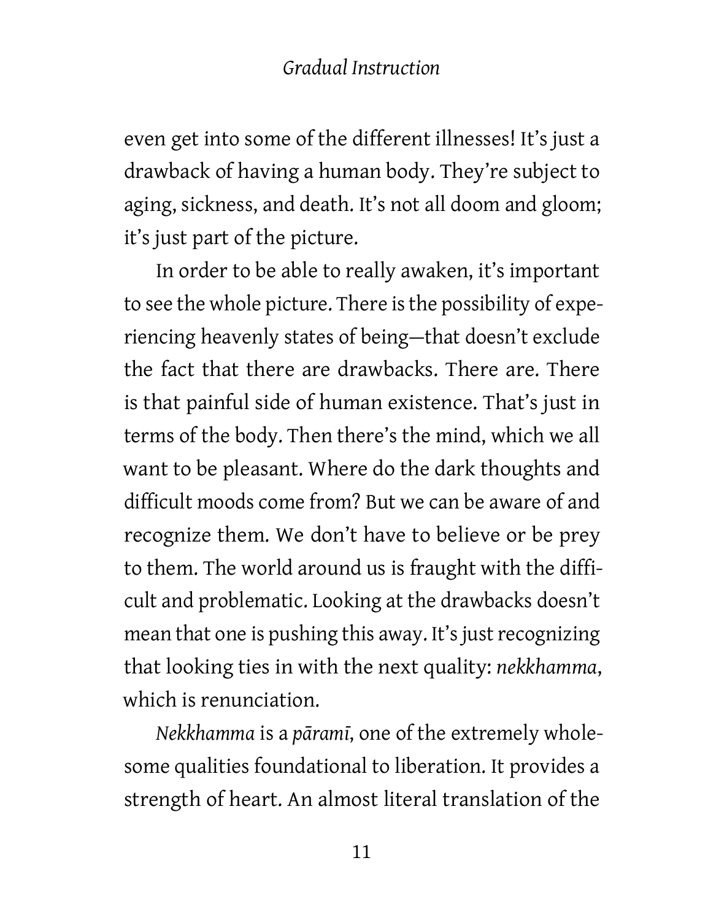even get into some of the different illnesses! It's just a drawback of having a human body. They're subject to aging, sickness, and death. It's not all doom and gloom; it's just part of the picture.

In order to be able to really awaken, it's important to see the whole picture. There is the possibility of experiencing heavenly states of being—that doesn't exclude the fact that there are drawbacks. There are. There is that painful side of human existence. That's just in terms of the body. Then there's the mind, which we all want to be pleasant. Where do the dark thoughts and difficult moods come from? But we can be aware of and recognize them. We don't have to believe or be prey to them. The world around us is fraught with the difficult and problematic. Looking at the drawbacks doesn't mean that one is pushing this away. It's just recognizing that looking ties in with the next quality: *nekkhamma*, which is renunciation.

*Nekkhamma* is a *pāramī*, one of the extremely wholesome qualities foundational to liberation. It provides a strength of heart. An almost literal translation of the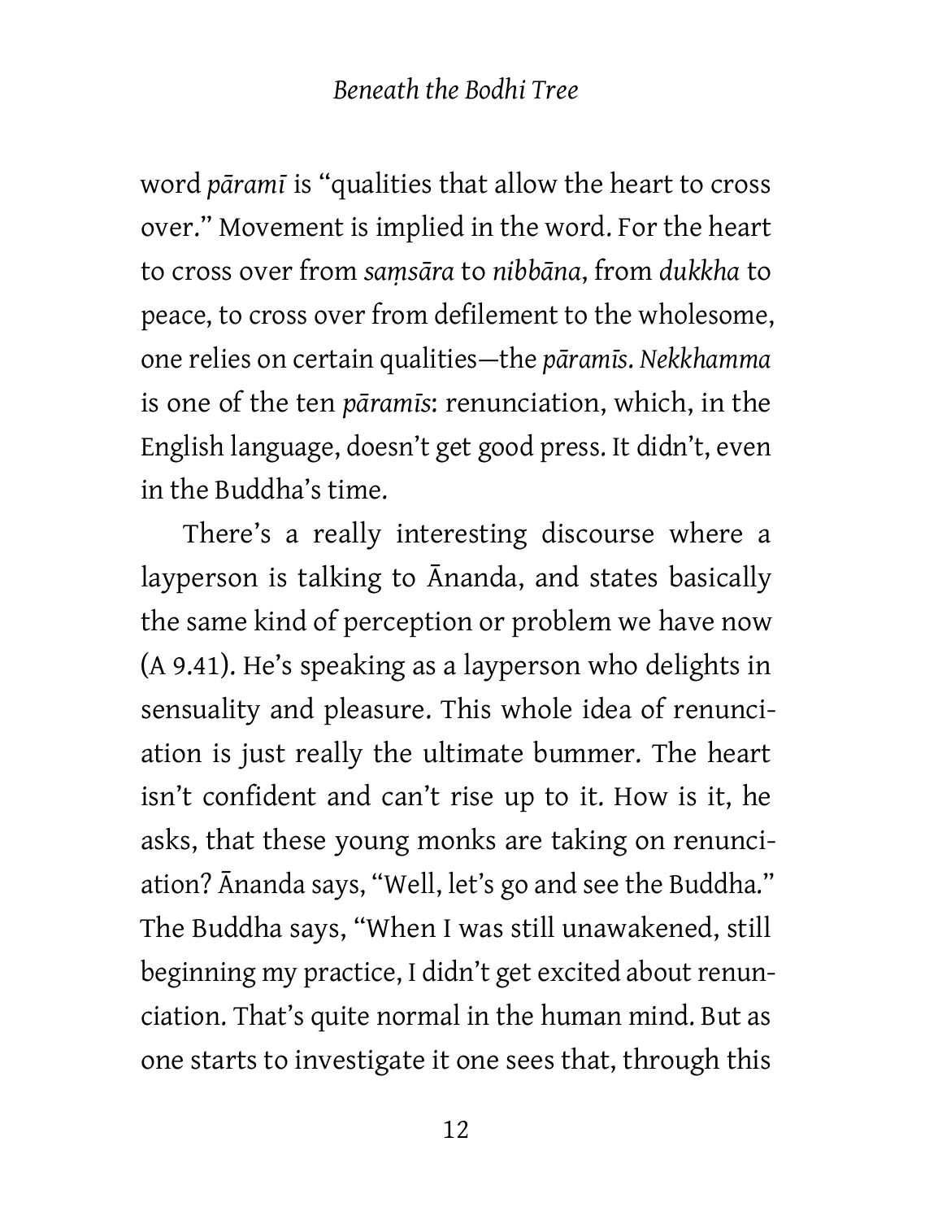word *pāramī* is "qualities that allow the heart to cross over." Movement is implied in the word. For the heart to cross over from *saṃsāra* to *nibbāna*, from *dukkha* to peace, to cross over from defilement to the wholesome, one relies on certain qualities—the *pāramīs*. *Nekkhamma* is one of the ten *pāramīs*: renunciation, which, in the English language, doesn't get good press. It didn't, even in the Buddha's time.

There's a really interesting discourse where a layperson is talking to Ānanda, and states basically the same kind of perception or problem we have now (A 9.41). He's speaking as a layperson who delights in sensuality and pleasure. This whole idea of renunciation is just really the ultimate bummer. The heart isn't confident and can't rise up to it. How is it, he asks, that these young monks are taking on renunciation? Ānanda says, "Well, let's go and see the Buddha." The Buddha says, "When I was still unawakened, still beginning my practice, I didn't get excited about renunciation. That's quite normal in the human mind. But as one starts to investigate it one sees that, through this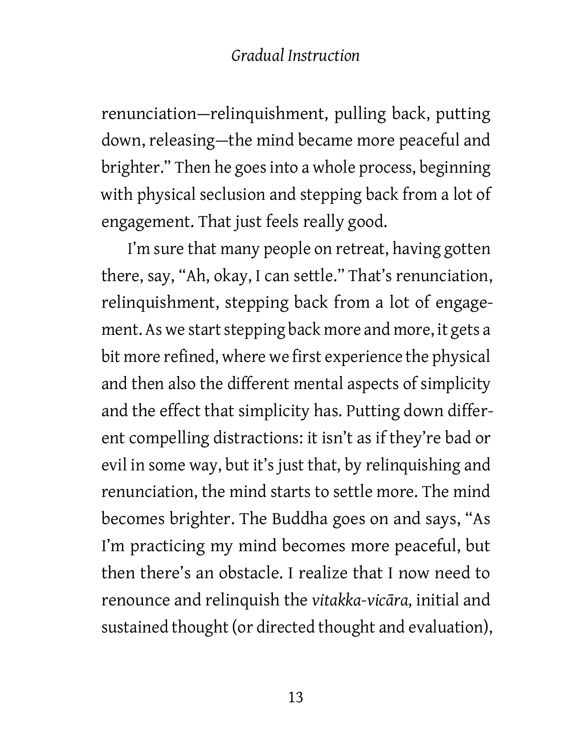renunciation—relinquishment, pulling back, putting down, releasing—the mind became more peaceful and brighter." Then he goes into a whole process, beginning with physical seclusion and stepping back from a lot of engagement. That just feels really good.

I'm sure that many people on retreat, having gotten there, say, "Ah, okay, I can settle." That's renunciation, relinquishment, stepping back from a lot of engagement. As we start stepping back more and more, it gets a bit more refined, where we first experience the physical and then also the different mental aspects of simplicity and the effect that simplicity has. Putting down different compelling distractions: it isn't as if they're bad or evil in some way, but it's just that, by relinquishing and renunciation, the mind starts to settle more. The mind becomes brighter. The Buddha goes on and says, "As I'm practicing my mind becomes more peaceful, but then there's an obstacle. I realize that I now need to renounce and relinquish the *vitakka-vicāra*, initial and sustained thought (or directed thought and evaluation),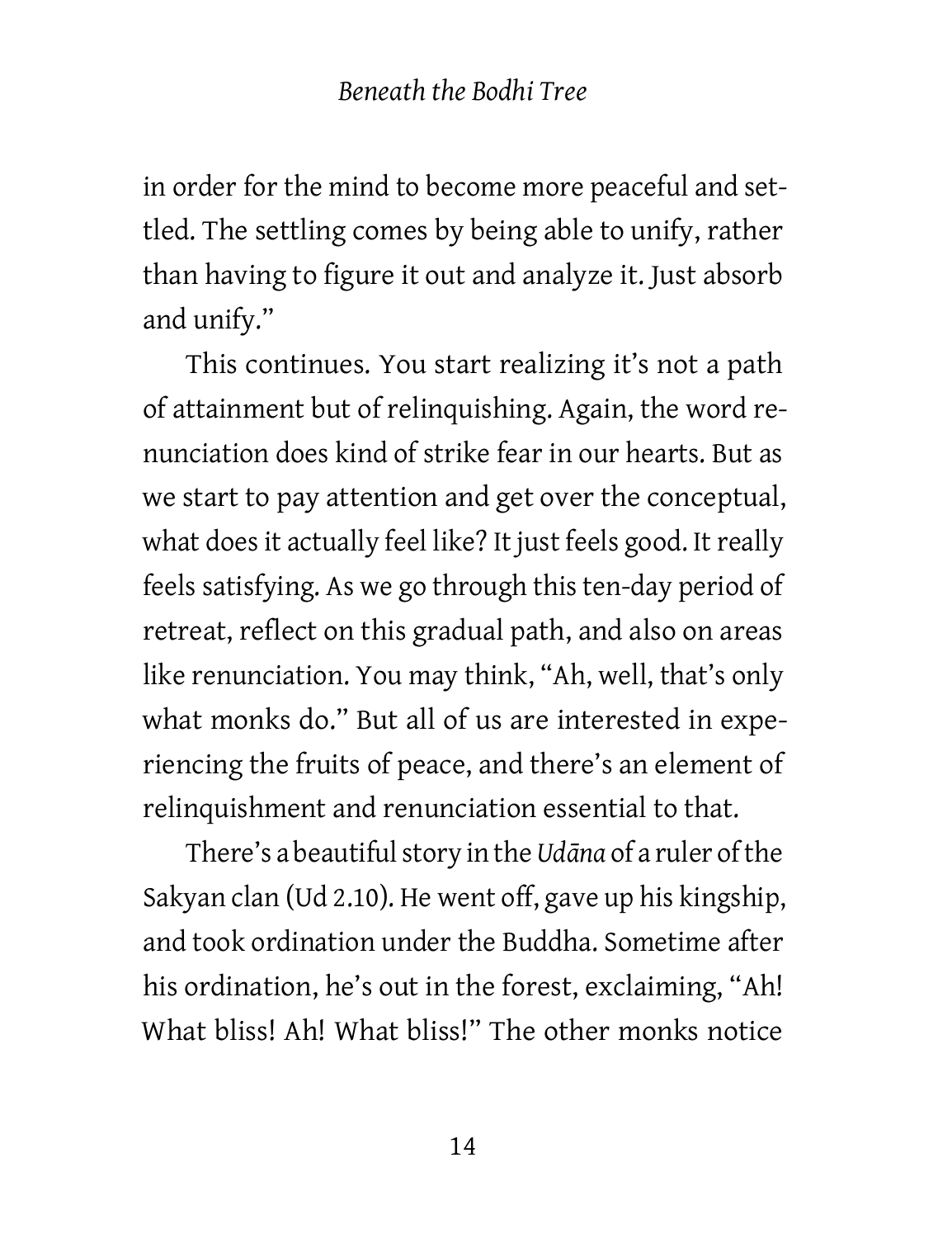in order for the mind to become more peaceful and settled. The settling comes by being able to unify, rather than having to figure it out and analyze it. Just absorb and unify."

This continues. You start realizing it's not a path of attainment but of relinquishing. Again, the word renunciation does kind of strike fear in our hearts. But as we start to pay attention and get over the conceptual, what does it actually feel like? It just feels good. It really feels satisfying. As we go through this ten-day period of retreat, reflect on this gradual path, and also on areas like renunciation. You may think, "Ah, well, that's only what monks do." But all of us are interested in experiencing the fruits of peace, and there's an element of relinquishment and renunciation essential to that.

There's a beautiful story in the *Udāna* of a ruler of the Sakyan clan (Ud 2.10). He went off, gave up his kingship, and took ordination under the Buddha. Sometime after his ordination, he's out in the forest, exclaiming, "Ah! What bliss! Ah! What bliss!" The other monks notice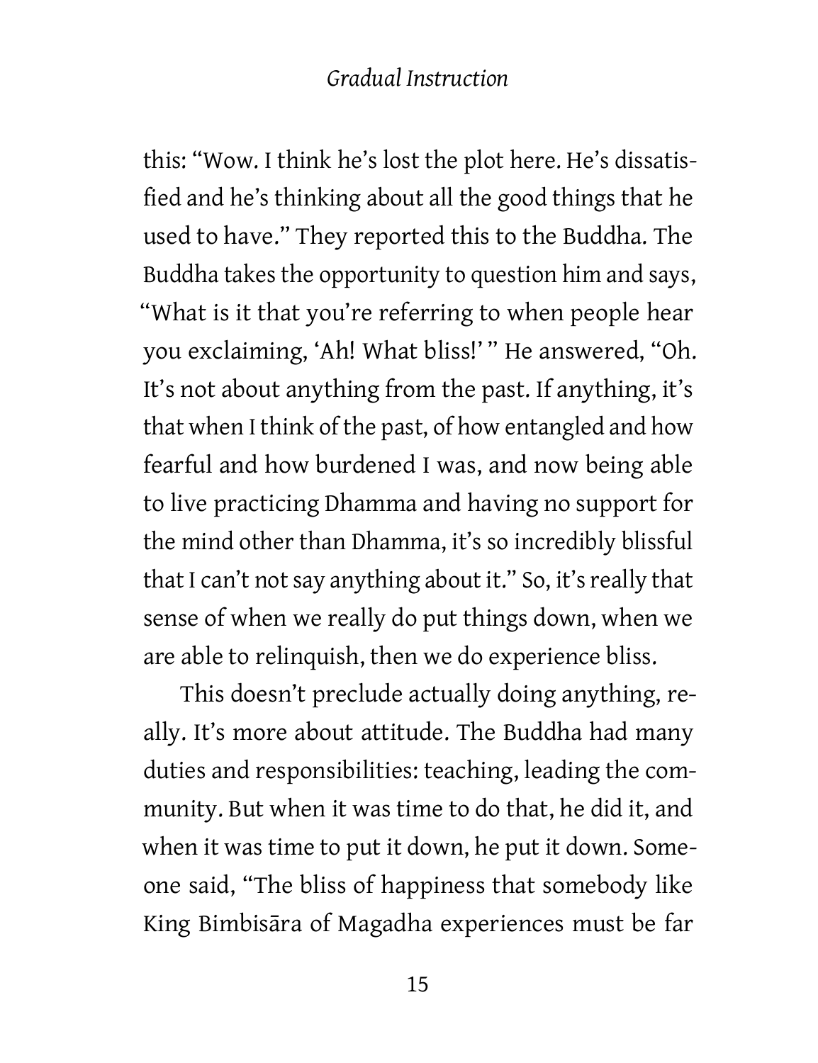this: "Wow. I think he's lost the plot here. He's dissatisfied and he's thinking about all the good things that he used to have." They reported this to the Buddha. The Buddha takes the opportunity to question him and says, "What is it that you're referring to when people hear you exclaiming, 'Ah! What bliss!' " He answered, "Oh. It's not about anything from the past. If anything, it's that when I think of the past, of how entangled and how fearful and how burdened I was, and now being able to live practicing Dhamma and having no support for the mind other than Dhamma, it's so incredibly blissful that I can't not say anything about it." So, it's really that sense of when we really do put things down, when we are able to relinquish, then we do experience bliss.

This doesn't preclude actually doing anything, really. It's more about attitude. The Buddha had many duties and responsibilities: teaching, leading the community. But when it was time to do that, he did it, and when it was time to put it down, he put it down. Someone said, "The bliss of happiness that somebody like King Bimbisāra of Magadha experiences must be far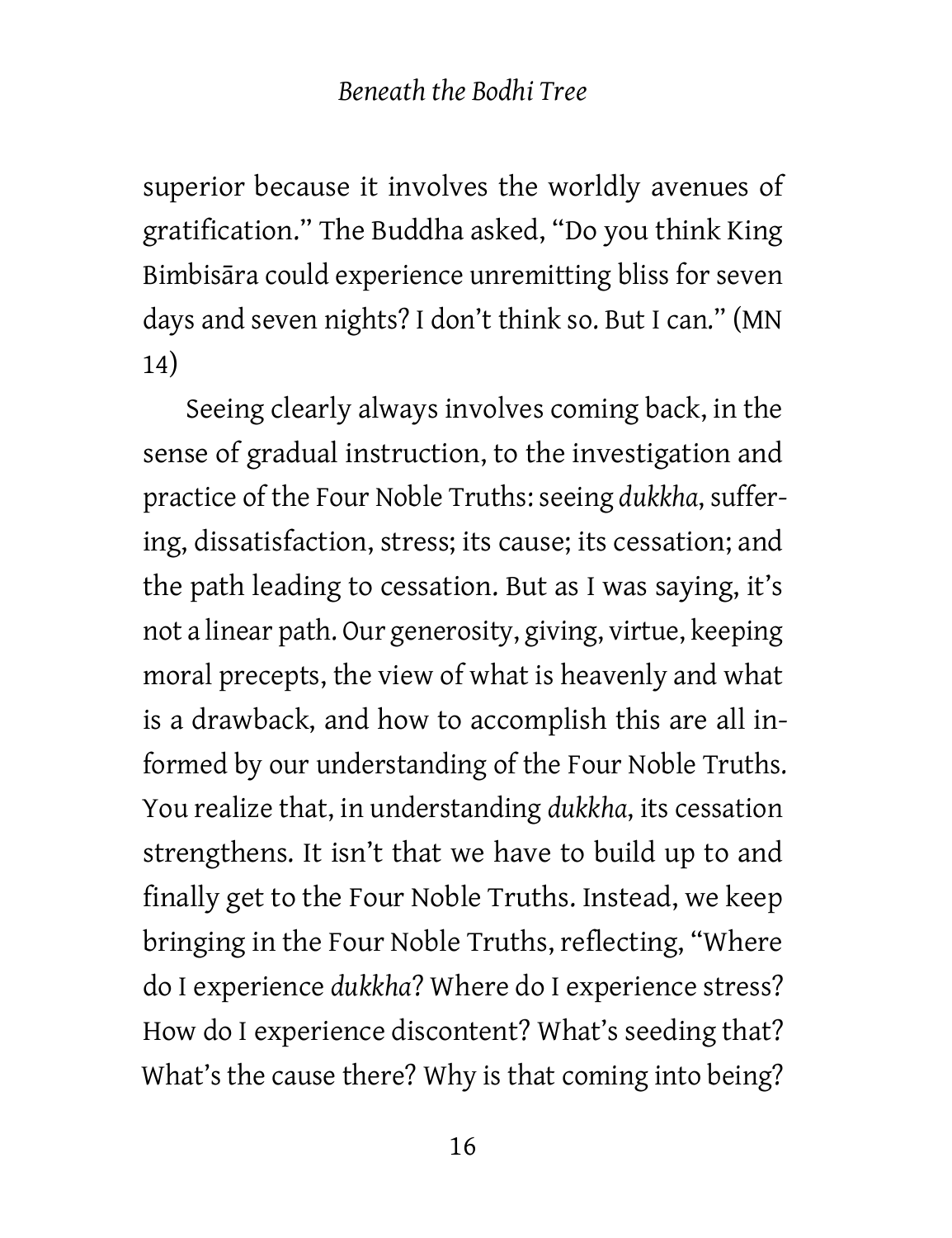superior because it involves the worldly avenues of gratification." The Buddha asked, "Do you think King Bimbisāra could experience unremitting bliss for seven days and seven nights? I don't think so. But I can." (MN 14)

Seeing clearly always involves coming back, in the sense of gradual instruction, to the investigation and practice of the Four Noble Truths: seeing *dukkha*, suffering, dissatisfaction, stress; its cause; its cessation; and the path leading to cessation. But as I was saying, it's not a linear path. Our generosity, giving, virtue, keeping moral precepts, the view of what is heavenly and what is a drawback, and how to accomplish this are all informed by our understanding of the Four Noble Truths. You realize that, in understanding *dukkha*, its cessation strengthens. It isn't that we have to build up to and finally get to the Four Noble Truths. Instead, we keep bringing in the Four Noble Truths, reflecting, "Where do I experience *dukkha*? Where do I experience stress? How do I experience discontent? What's seeding that? What's the cause there? Why is that coming into being?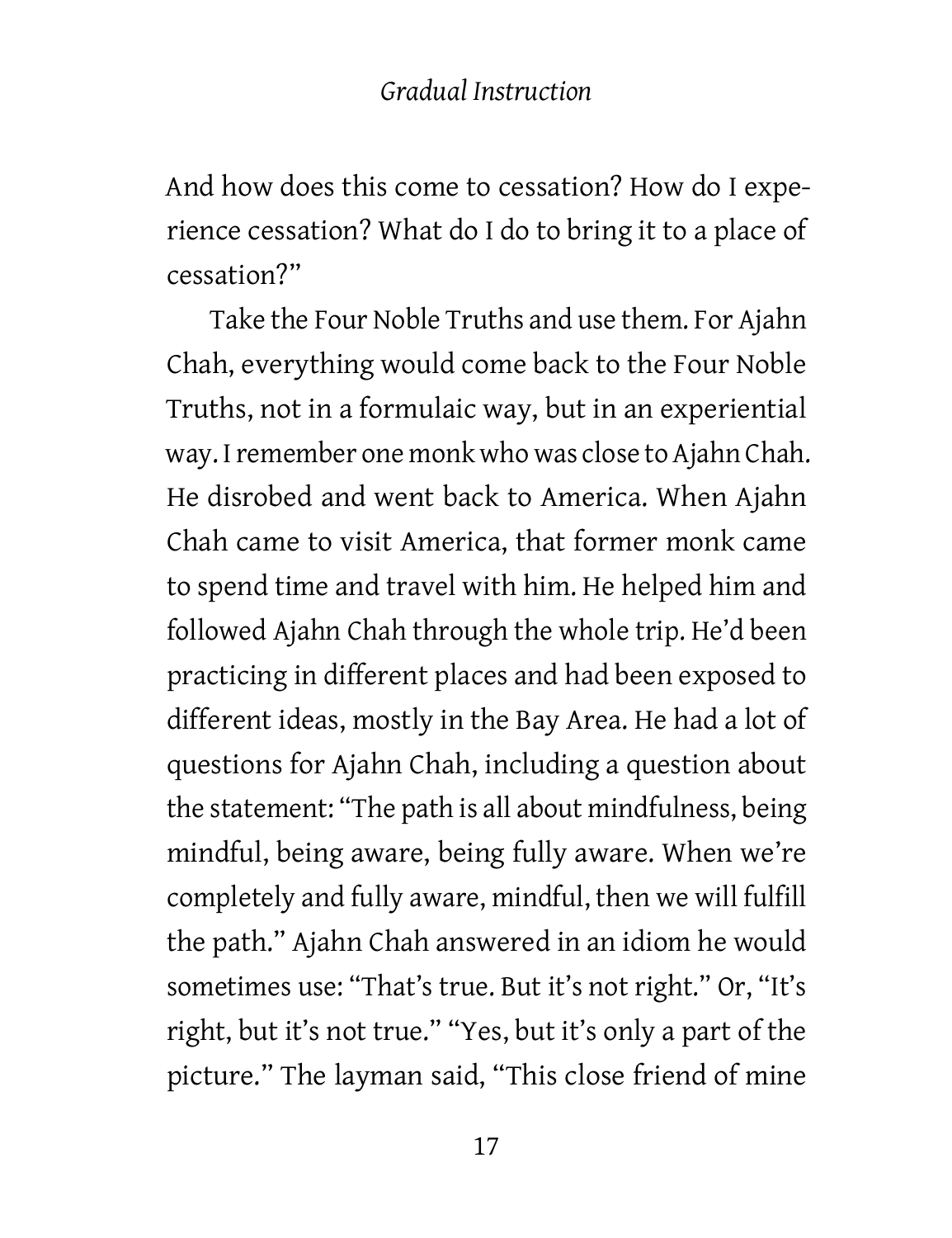And how does this come to cessation? How do I experience cessation? What do I do to bring it to a place of cessation?"

Take the Four Noble Truths and use them. For Ajahn Chah, everything would come back to the Four Noble Truths, not in a formulaic way, but in an experiential way. I remember one monk who was close to Ajahn Chah. He disrobed and went back to America. When Ajahn Chah came to visit America, that former monk came to spend time and travel with him. He helped him and followed Ajahn Chah through the whole trip. He'd been practicing in different places and had been exposed to different ideas, mostly in the Bay Area. He had a lot of questions for Ajahn Chah, including a question about the statement: "The path is all about mindfulness, being mindful, being aware, being fully aware. When we're completely and fully aware, mindful, then we will fulfill the path." Ajahn Chah answered in an idiom he would sometimes use: "That's true. But it's not right." Or, "It's right, but it's not true." "Yes, but it's only a part of the picture." The layman said, "This close friend of mine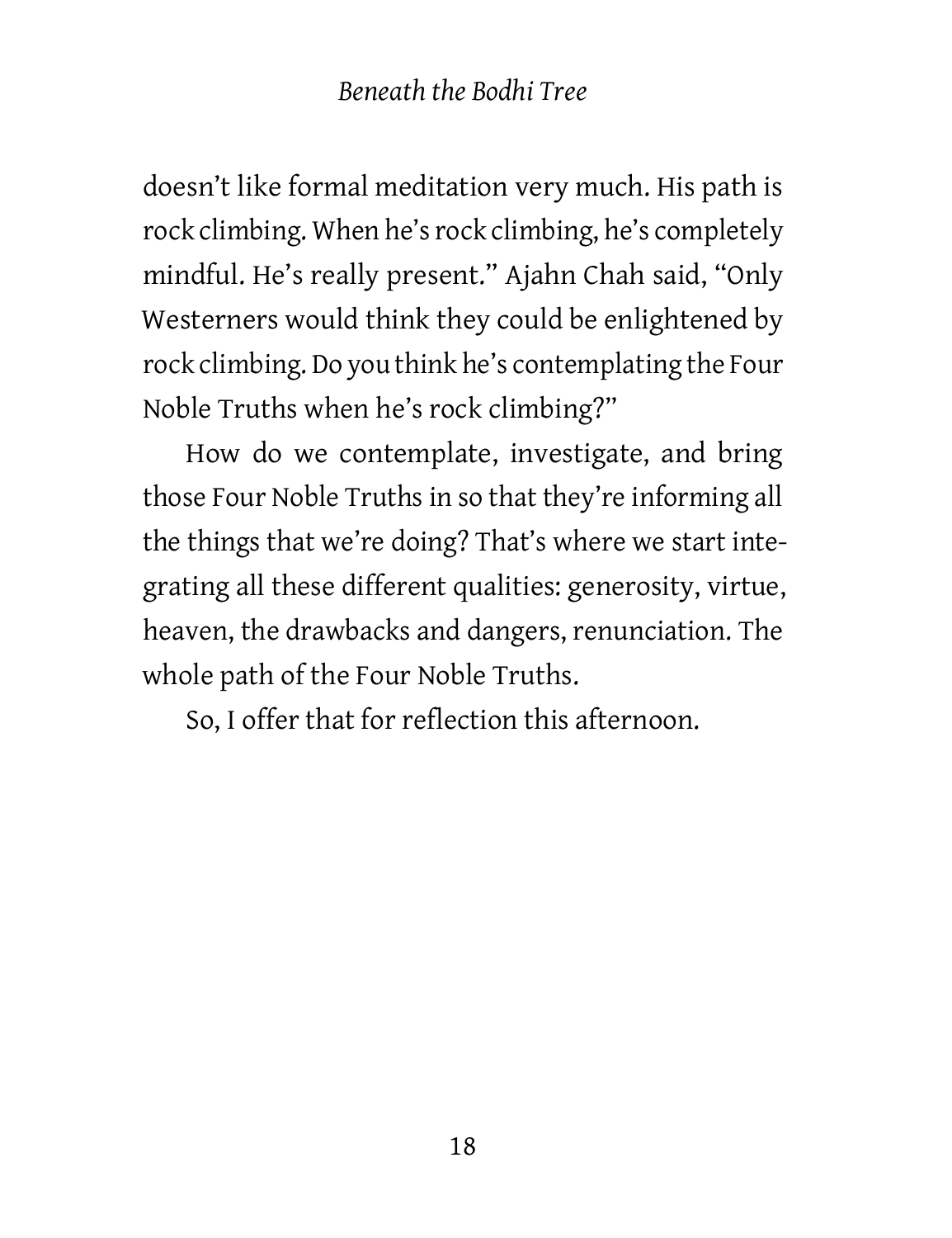doesn't like formal meditation very much. His path is rock climbing. When he's rock climbing, he's completely mindful. He's really present." Ajahn Chah said, "Only Westerners would think they could be enlightened by rock climbing. Do you think he's contemplating the Four Noble Truths when he's rock climbing?"

How do we contemplate, investigate, and bring those Four Noble Truths in so that they're informing all the things that we're doing? That's where we start integrating all these different qualities: generosity, virtue, heaven, the drawbacks and dangers, renunciation. The whole path of the Four Noble Truths.

So, I offer that for reflection this afternoon.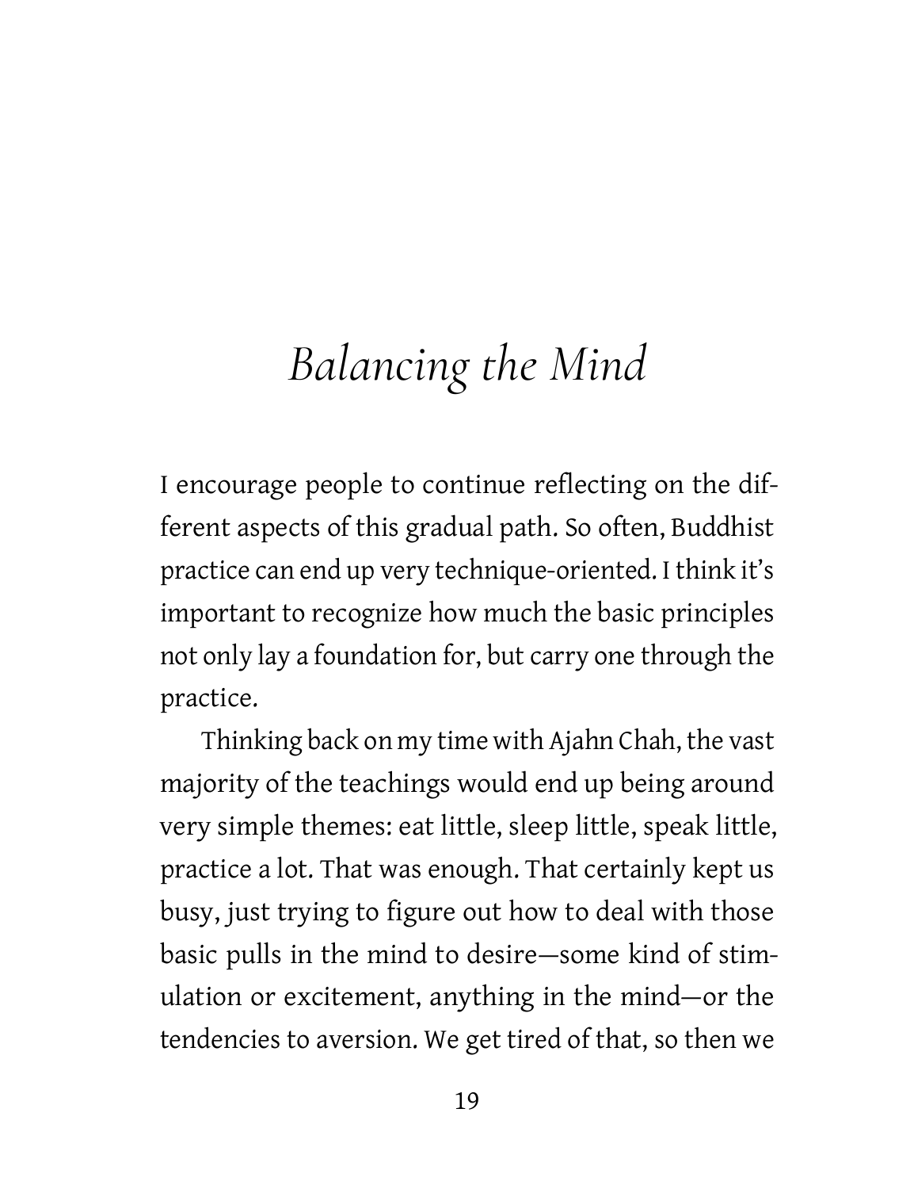# *Balancing the Mind*

I encourage people to continue reflecting on the different aspects of this gradual path. So often, Buddhist practice can end up very technique-oriented. I think it's important to recognize how much the basic principles not only lay a foundation for, but carry one through the practice.

Thinking back on my time with Ajahn Chah, the vast majority of the teachings would end up being around very simple themes: eat little, sleep little, speak little, practice a lot. That was enough. That certainly kept us busy, just trying to figure out how to deal with those basic pulls in the mind to desire—some kind of stimulation or excitement, anything in the mind—or the tendencies to aversion. We get tired of that, so then we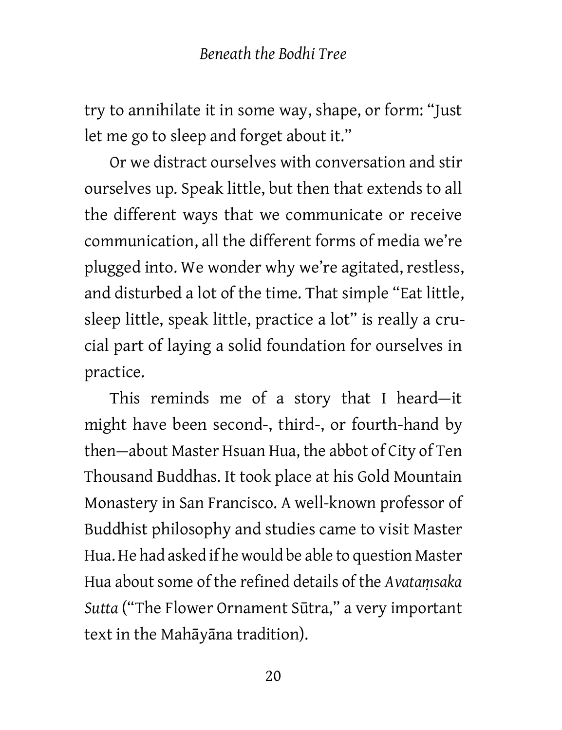try to annihilate it in some way, shape, or form: "Just let me go to sleep and forget about it."

Or we distract ourselves with conversation and stir ourselves up. Speak little, but then that extends to all the different ways that we communicate or receive communication, all the different forms of media we're plugged into. We wonder why we're agitated, restless, and disturbed a lot of the time. That simple "Eat little, sleep little, speak little, practice a lot" is really a crucial part of laying a solid foundation for ourselves in practice.

This reminds me of a story that I heard—it might have been second-, third-, or fourth-hand by then—about Master Hsuan Hua, the abbot of City of Ten Thousand Buddhas. It took place at his Gold Mountain Monastery in San Francisco. A well-known professor of Buddhist philosophy and studies came to visit Master Hua. He had asked if he would be able to question Master Hua about some of the refined details of the *Avataṃsaka Sutta* ("The Flower Ornament Sūtra," a very important text in the Mahāyāna tradition).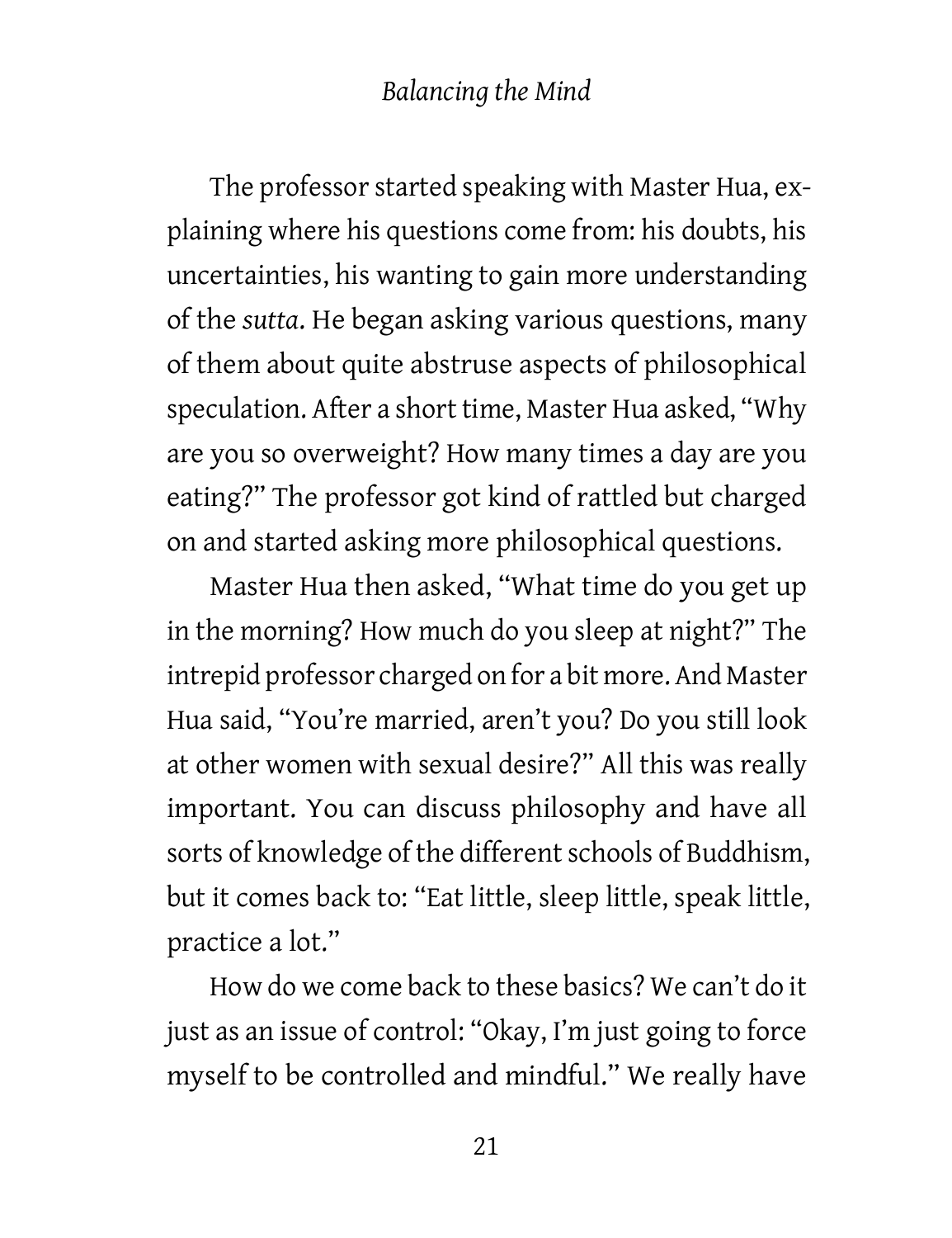The professor started speaking with Master Hua, explaining where his questions come from: his doubts, his uncertainties, his wanting to gain more understanding of the *sutta*. He began asking various questions, many of them about quite abstruse aspects of philosophical speculation. After a short time, Master Hua asked, "Why are you so overweight? How many times a day are you eating?" The professor got kind of rattled but charged on and started asking more philosophical questions.

Master Hua then asked, "What time do you get up in the morning? How much do you sleep at night?" The intrepid professor charged on for a bit more. And Master Hua said, "You're married, aren't you? Do you still look at other women with sexual desire?" All this was really important. You can discuss philosophy and have all sorts of knowledge of the different schools of Buddhism, but it comes back to: "Eat little, sleep little, speak little, practice a lot."

How do we come back to these basics? We can't do it just as an issue of control: "Okay, I'm just going to force myself to be controlled and mindful." We really have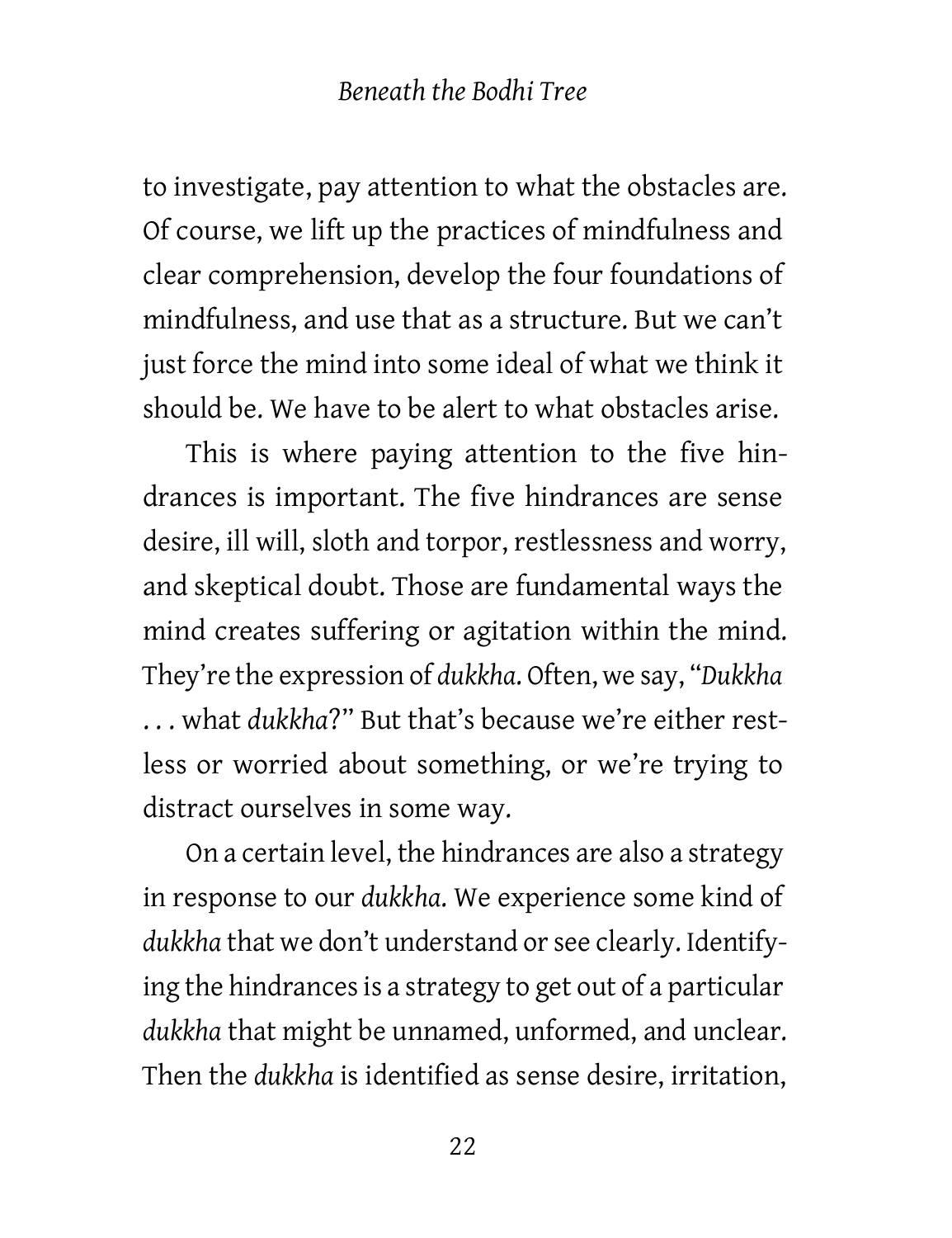to investigate, pay attention to what the obstacles are. Of course, we lift up the practices of mindfulness and clear comprehension, develop the four foundations of mindfulness, and use that as a structure. But we can't just force the mind into some ideal of what we think it should be. We have to be alert to what obstacles arise.

This is where paying attention to the five hindrances is important. The five hindrances are sense desire, ill will, sloth and torpor, restlessness and worry, and skeptical doubt. Those are fundamental ways the mind creates suffering or agitation within the mind. They're the expression of *dukkha*. Often, we say, "*Dukkha* . . . what *dukkha*?" But that's because we're either restless or worried about something, or we're trying to distract ourselves in some way.

On a certain level, the hindrances are also a strategy in response to our *dukkha*. We experience some kind of *dukkha* that we don't understand or see clearly. Identifying the hindrances is a strategy to get out of a particular *dukkha* that might be unnamed, unformed, and unclear. Then the *dukkha* is identified as sense desire, irritation,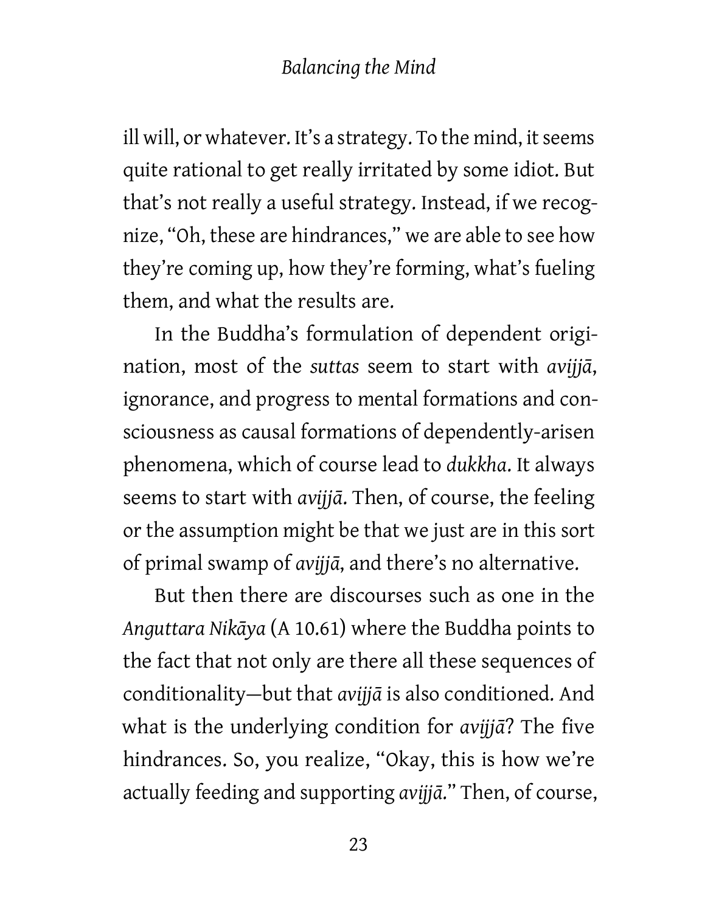ill will, or whatever. It's a strategy. To the mind, it seems quite rational to get really irritated by some idiot. But that's not really a useful strategy. Instead, if we recognize, "Oh, these are hindrances," we are able to see how they're coming up, how they're forming, what's fueling them, and what the results are.

In the Buddha's formulation of dependent origination, most of the *suttas* seem to start with *avijjā*, ignorance, and progress to mental formations and consciousness as causal formations of dependently-arisen phenomena, which of course lead to *dukkha*. It always seems to start with *avijjā*. Then, of course, the feeling or the assumption might be that we just are in this sort of primal swamp of *avijjā*, and there's no alternative.

But then there are discourses such as one in the *Anguttara Nikāya* (A 10.61) where the Buddha points to the fact that not only are there all these sequences of conditionality—but that *avijjā* is also conditioned. And what is the underlying condition for *avijjā*? The five hindrances. So, you realize, "Okay, this is how we're actually feeding and supporting *avijjā*." Then, of course,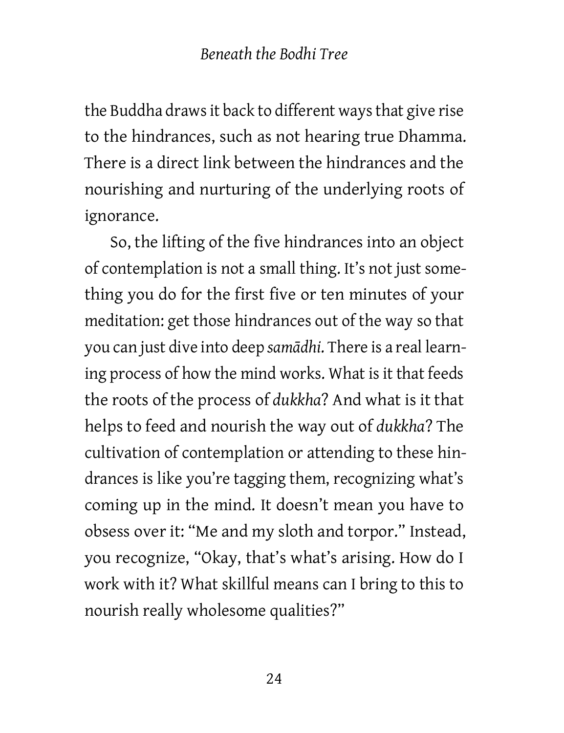the Buddha draws it back to different ways that give rise to the hindrances, such as not hearing true Dhamma. There is a direct link between the hindrances and the nourishing and nurturing of the underlying roots of ignorance.

So, the lifting of the five hindrances into an object of contemplation is not a small thing. It's not just something you do for the first five or ten minutes of your meditation: get those hindrances out of the way so that you can just dive into deep *samādhi*. There is a real learning process of how the mind works. What is it that feeds the roots of the process of *dukkha*? And what is it that helps to feed and nourish the way out of *dukkha*? The cultivation of contemplation or attending to these hindrances is like you're tagging them, recognizing what's coming up in the mind. It doesn't mean you have to obsess over it: "Me and my sloth and torpor." Instead, you recognize, "Okay, that's what's arising. How do I work with it? What skillful means can I bring to this to nourish really wholesome qualities?"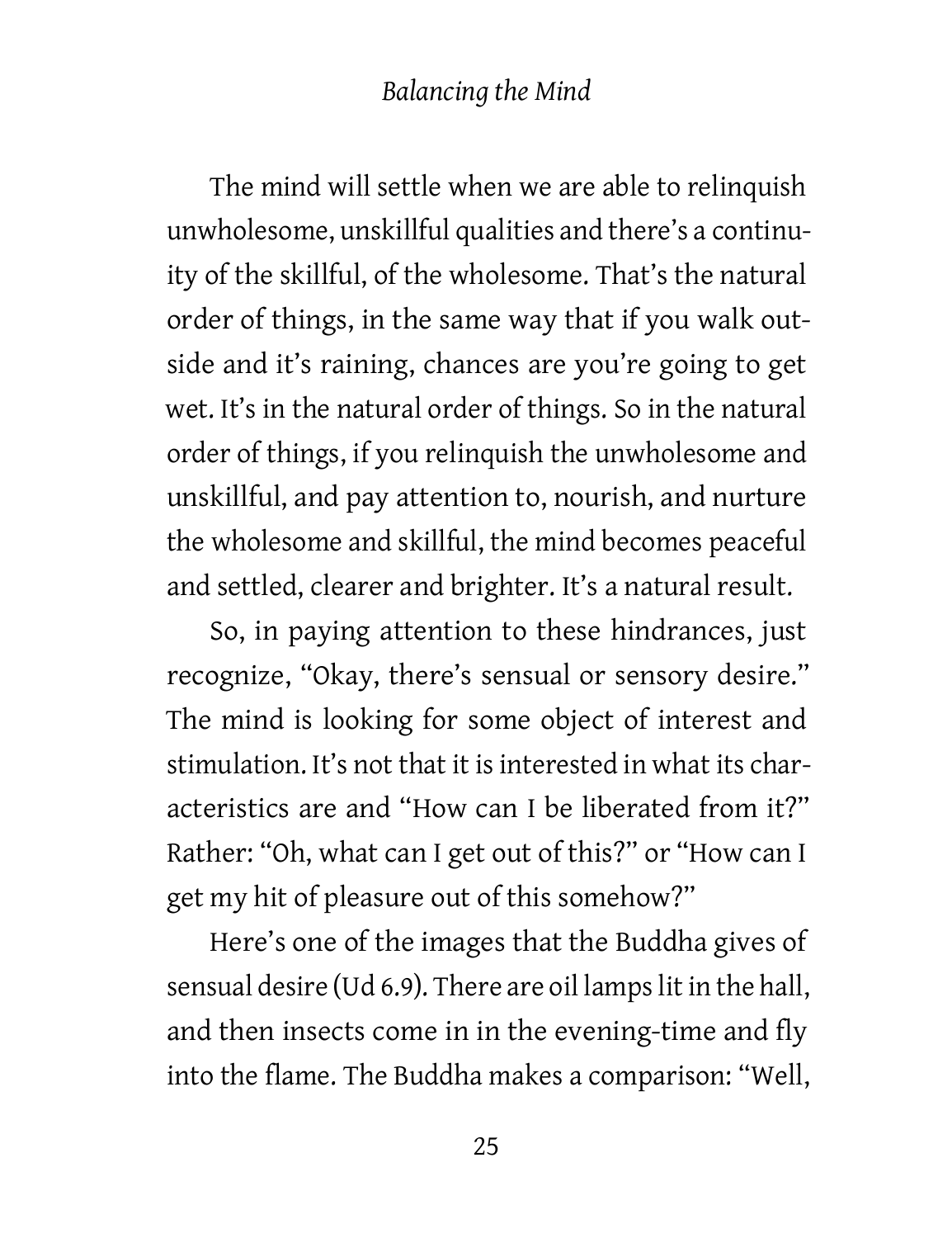The mind will settle when we are able to relinquish unwholesome, unskillful qualities and there's a continuity of the skillful, of the wholesome. That's the natural order of things, in the same way that if you walk outside and it's raining, chances are you're going to get wet. It's in the natural order of things. So in the natural order of things, if you relinquish the unwholesome and unskillful, and pay attention to, nourish, and nurture the wholesome and skillful, the mind becomes peaceful and settled, clearer and brighter. It's a natural result.

So, in paying attention to these hindrances, just recognize, "Okay, there's sensual or sensory desire." The mind is looking for some object of interest and stimulation. It's not that it is interested in what its characteristics are and "How can I be liberated from it?" Rather: "Oh, what can I get out of this?" or "How can I get my hit of pleasure out of this somehow?"

Here's one of the images that the Buddha gives of sensual desire (Ud 6.9). There are oil lamps lit in the hall, and then insects come in in the evening-time and fly into the flame. The Buddha makes a comparison: "Well,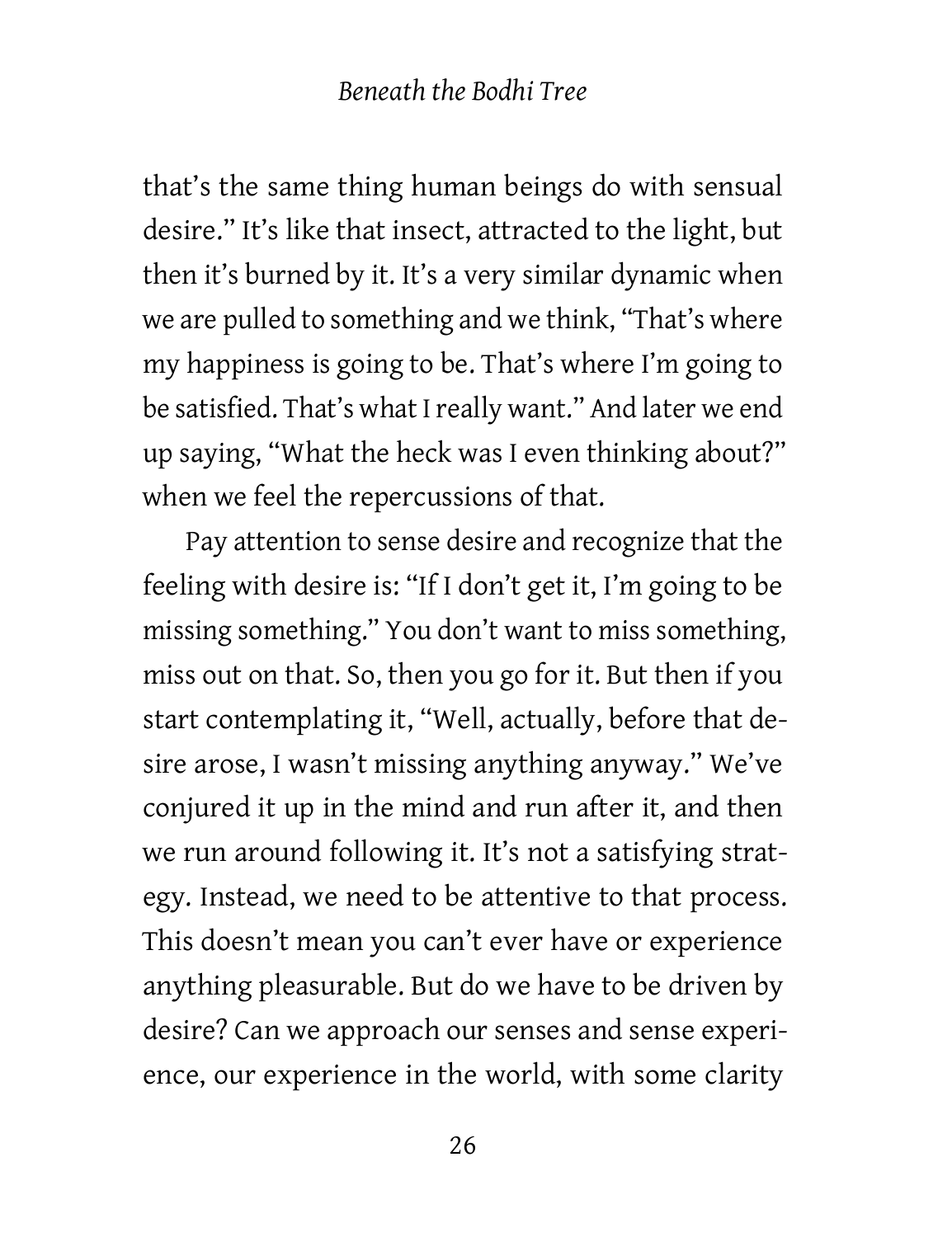that's the same thing human beings do with sensual desire." It's like that insect, attracted to the light, but then it's burned by it. It's a very similar dynamic when we are pulled to something and we think, "That's where my happiness is going to be. That's where I'm going to be satisfied. That's what I really want." And later we end up saying, "What the heck was I even thinking about?" when we feel the repercussions of that.

Pay attention to sense desire and recognize that the feeling with desire is: "If I don't get it, I'm going to be missing something." You don't want to miss something, miss out on that. So, then you go for it. But then if you start contemplating it, "Well, actually, before that desire arose, I wasn't missing anything anyway." We've conjured it up in the mind and run after it, and then we run around following it. It's not a satisfying strategy. Instead, we need to be attentive to that process. This doesn't mean you can't ever have or experience anything pleasurable. But do we have to be driven by desire? Can we approach our senses and sense experience, our experience in the world, with some clarity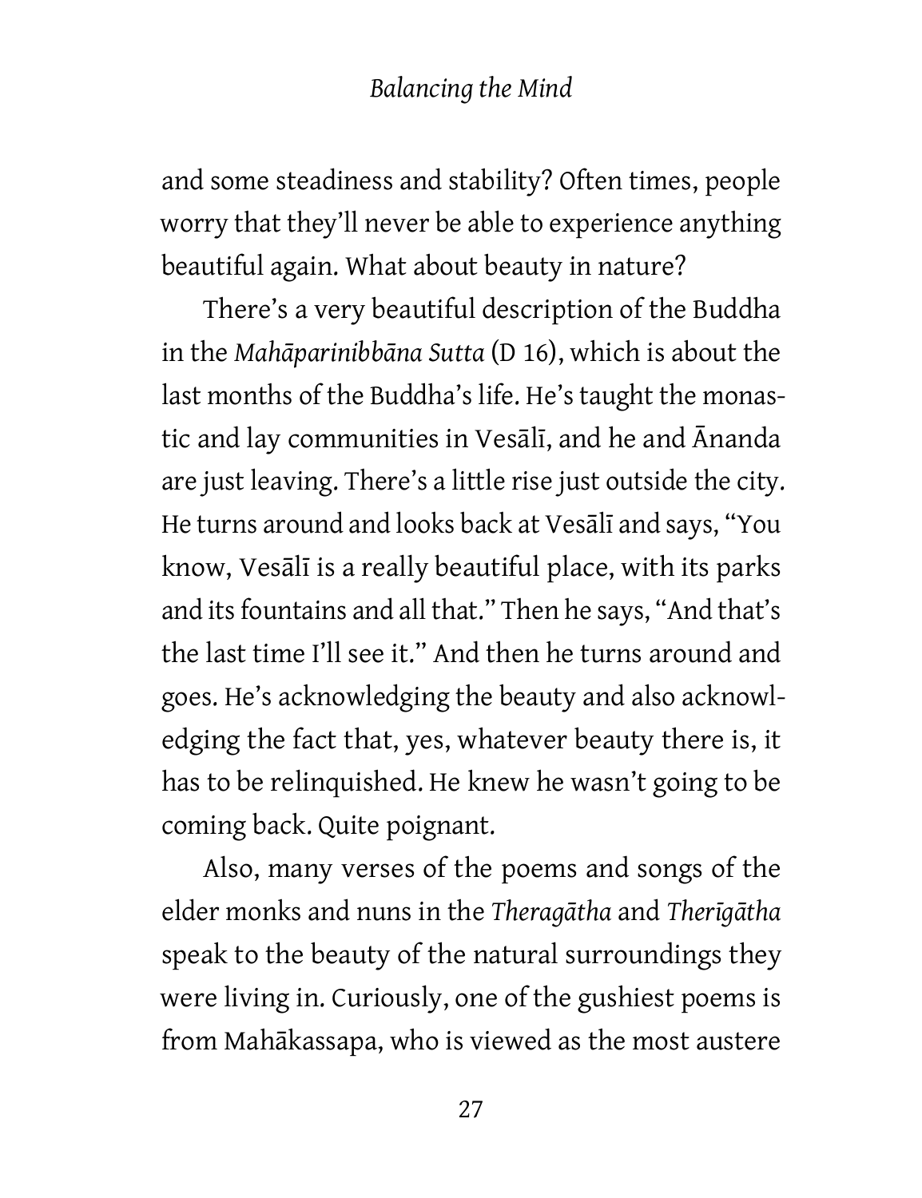and some steadiness and stability? Often times, people worry that they'll never be able to experience anything beautiful again. What about beauty in nature?

There's a very beautiful description of the Buddha in the *Mahāparinibbāna Sutta* (D 16), which is about the last months of the Buddha's life. He's taught the monastic and lay communities in Vesālī, and he and Ānanda are just leaving. There's a little rise just outside the city. He turns around and looks back at Vesālī and says, "You know, Vesālī is a really beautiful place, with its parks and its fountains and all that." Then he says, "And that's the last time I'll see it." And then he turns around and goes. He's acknowledging the beauty and also acknowledging the fact that, yes, whatever beauty there is, it has to be relinquished. He knew he wasn't going to be coming back. Quite poignant.

Also, many verses of the poems and songs of the elder monks and nuns in the *Theragātha* and *Therīgātha* speak to the beauty of the natural surroundings they were living in. Curiously, one of the gushiest poems is from Mahākassapa, who is viewed as the most austere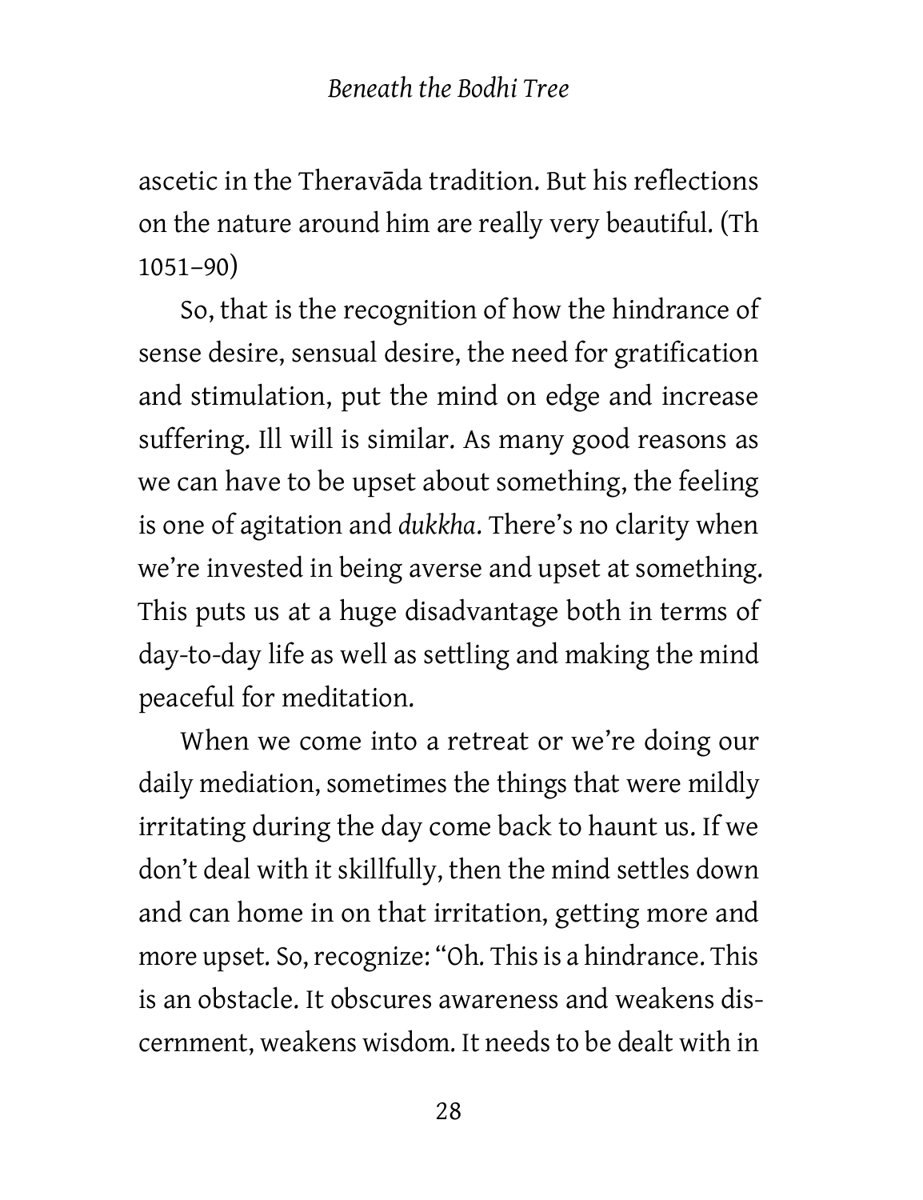ascetic in the Theravāda tradition. But his reflections on the nature around him are really very beautiful. (Th 1051–90)

So, that is the recognition of how the hindrance of sense desire, sensual desire, the need for gratification and stimulation, put the mind on edge and increase suffering. Ill will is similar. As many good reasons as we can have to be upset about something, the feeling is one of agitation and *dukkha*. There's no clarity when we're invested in being averse and upset at something. This puts us at a huge disadvantage both in terms of day-to-day life as well as settling and making the mind peaceful for meditation.

When we come into a retreat or we're doing our daily mediation, sometimes the things that were mildly irritating during the day come back to haunt us. If we don't deal with it skillfully, then the mind settles down and can home in on that irritation, getting more and more upset. So, recognize: "Oh. This is a hindrance. This is an obstacle. It obscures awareness and weakens discernment, weakens wisdom. It needs to be dealt with in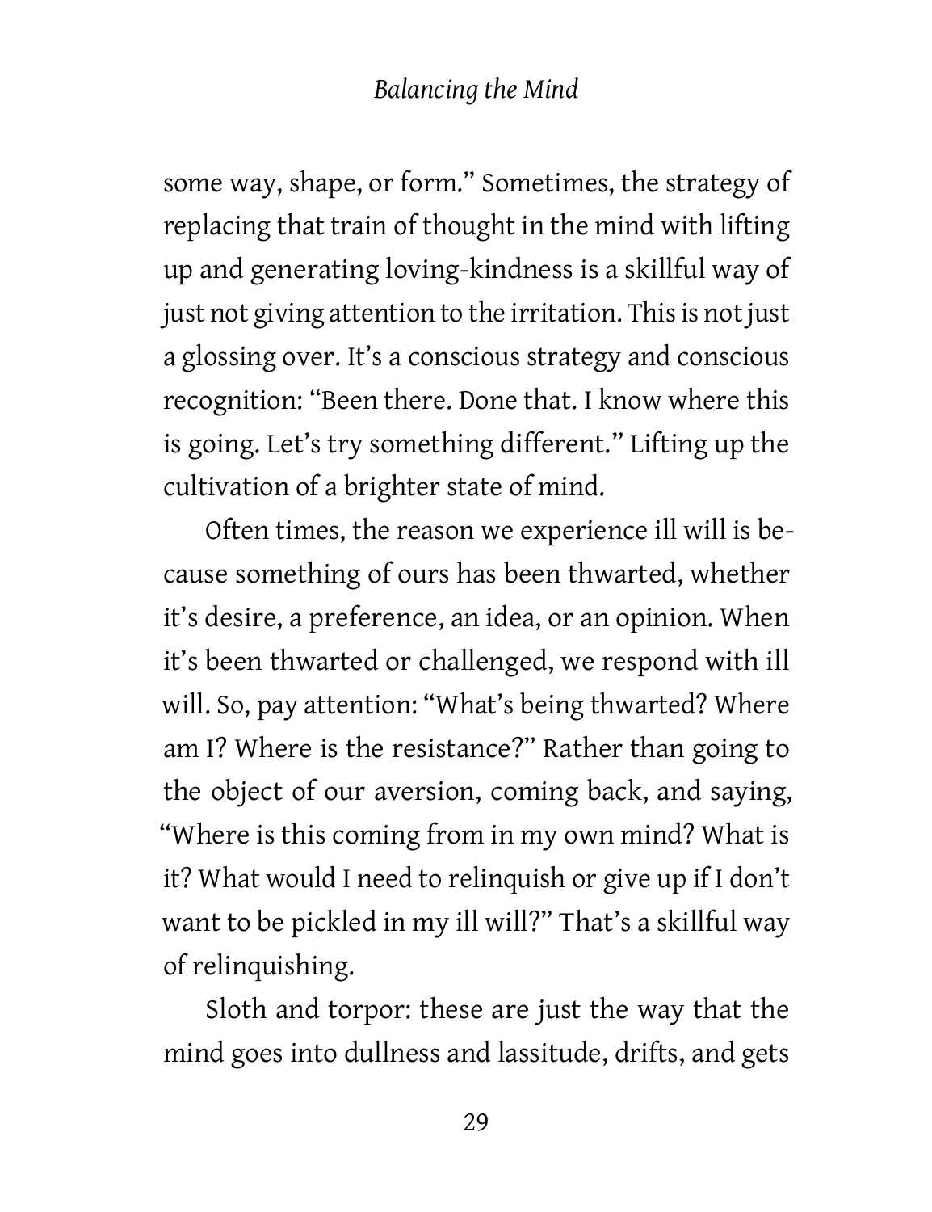some way, shape, or form." Sometimes, the strategy of replacing that train of thought in the mind with lifting up and generating loving-kindness is a skillful way of just not giving attention to the irritation. This is not just a glossing over. It's a conscious strategy and conscious recognition: "Been there. Done that. I know where this is going. Let's try something different." Lifting up the cultivation of a brighter state of mind.

Often times, the reason we experience ill will is because something of ours has been thwarted, whether it's desire, a preference, an idea, or an opinion. When it's been thwarted or challenged, we respond with ill will. So, pay attention: "What's being thwarted? Where am I? Where is the resistance?" Rather than going to the object of our aversion, coming back, and saying, "Where is this coming from in my own mind? What is it? What would I need to relinquish or give up if I don't want to be pickled in my ill will?" That's a skillful way of relinquishing.

Sloth and torpor: these are just the way that the mind goes into dullness and lassitude, drifts, and gets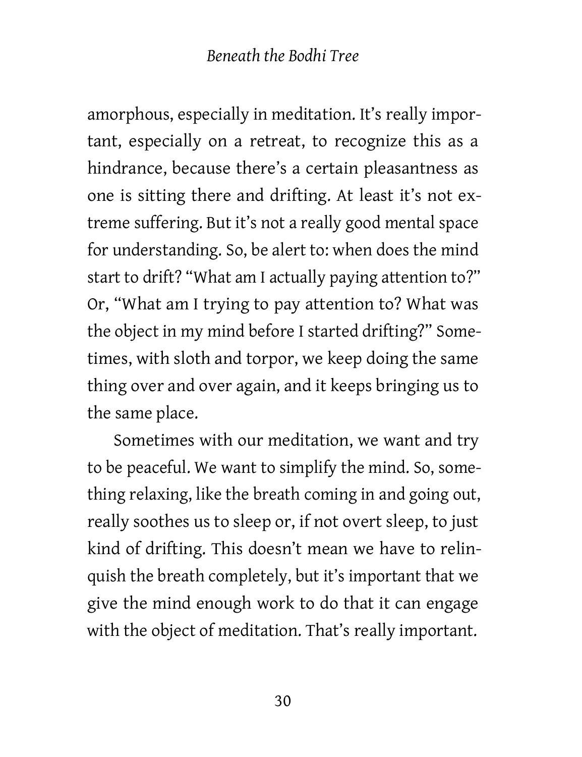amorphous, especially in meditation. It's really important, especially on a retreat, to recognize this as a hindrance, because there's a certain pleasantness as one is sitting there and drifting. At least it's not extreme suffering. But it's not a really good mental space for understanding. So, be alert to: when does the mind start to drift? "What am I actually paying attention to?" Or, "What am I trying to pay attention to? What was the object in my mind before I started drifting?" Sometimes, with sloth and torpor, we keep doing the same thing over and over again, and it keeps bringing us to the same place.

Sometimes with our meditation, we want and try to be peaceful. We want to simplify the mind. So, something relaxing, like the breath coming in and going out, really soothes us to sleep or, if not overt sleep, to just kind of drifting. This doesn't mean we have to relinquish the breath completely, but it's important that we give the mind enough work to do that it can engage with the object of meditation. That's really important.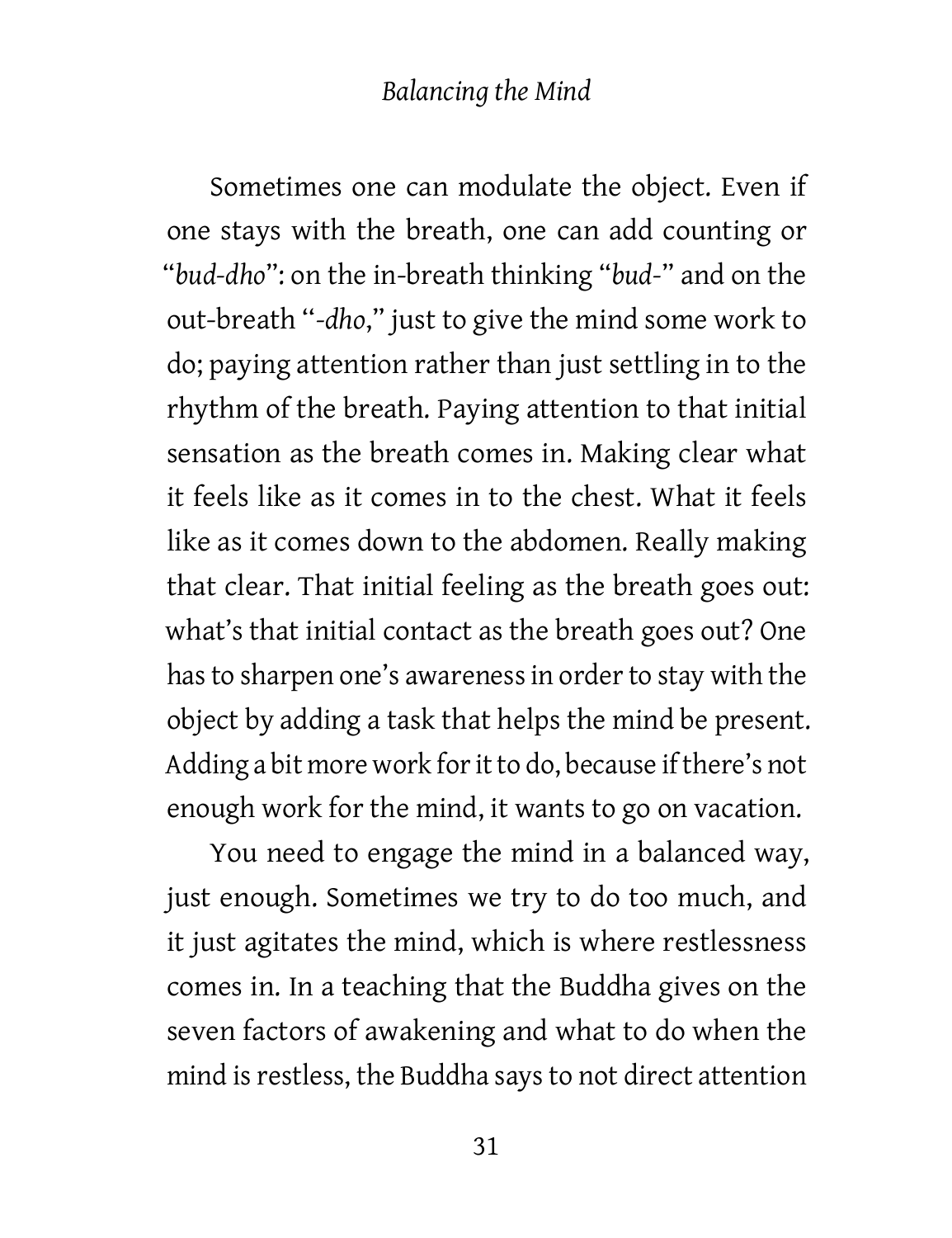Sometimes one can modulate the object. Even if one stays with the breath, one can add counting or "*bud-dho*": on the in-breath thinking "*bud-*" and on the out-breath "*-dho*," just to give the mind some work to do; paying attention rather than just settling in to the rhythm of the breath. Paying attention to that initial sensation as the breath comes in. Making clear what it feels like as it comes in to the chest. What it feels like as it comes down to the abdomen. Really making that clear. That initial feeling as the breath goes out: what's that initial contact as the breath goes out? One has to sharpen one's awareness in order to stay with the object by adding a task that helps the mind be present. Adding a bit more work for it to do, because if there's not enough work for the mind, it wants to go on vacation.

You need to engage the mind in a balanced way, just enough. Sometimes we try to do too much, and it just agitates the mind, which is where restlessness comes in. In a teaching that the Buddha gives on the seven factors of awakening and what to do when the mind is restless, the Buddha says to not direct attention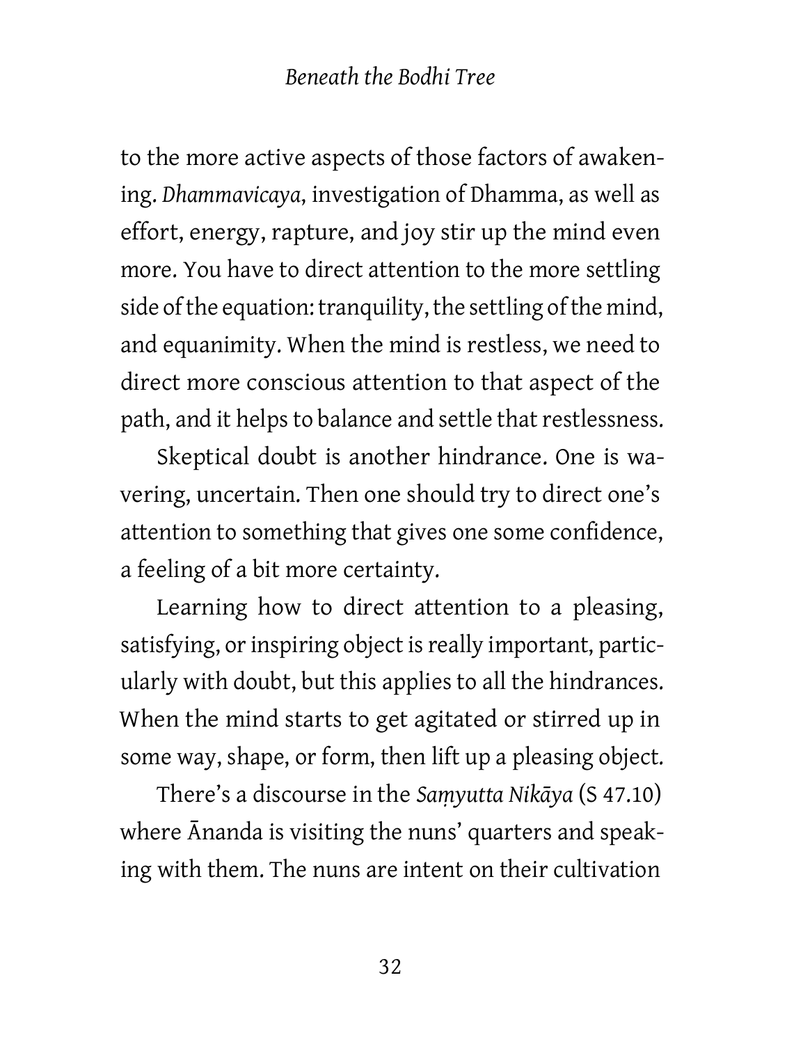to the more active aspects of those factors of awakening. *Dhammavicaya*, investigation of Dhamma, as well as effort, energy, rapture, and joy stir up the mind even more. You have to direct attention to the more settling side of the equation: tranquility, the settling of the mind, and equanimity. When the mind is restless, we need to direct more conscious attention to that aspect of the path, and it helps to balance and settle that restlessness.

Skeptical doubt is another hindrance. One is wavering, uncertain. Then one should try to direct one's attention to something that gives one some confidence, a feeling of a bit more certainty.

Learning how to direct attention to a pleasing, satisfying, or inspiring object is really important, particularly with doubt, but this applies to all the hindrances. When the mind starts to get agitated or stirred up in some way, shape, or form, then lift up a pleasing object.

There's a discourse in the *Saṃyutta Nikāya* (S 47.10) where Ānanda is visiting the nuns' quarters and speaking with them. The nuns are intent on their cultivation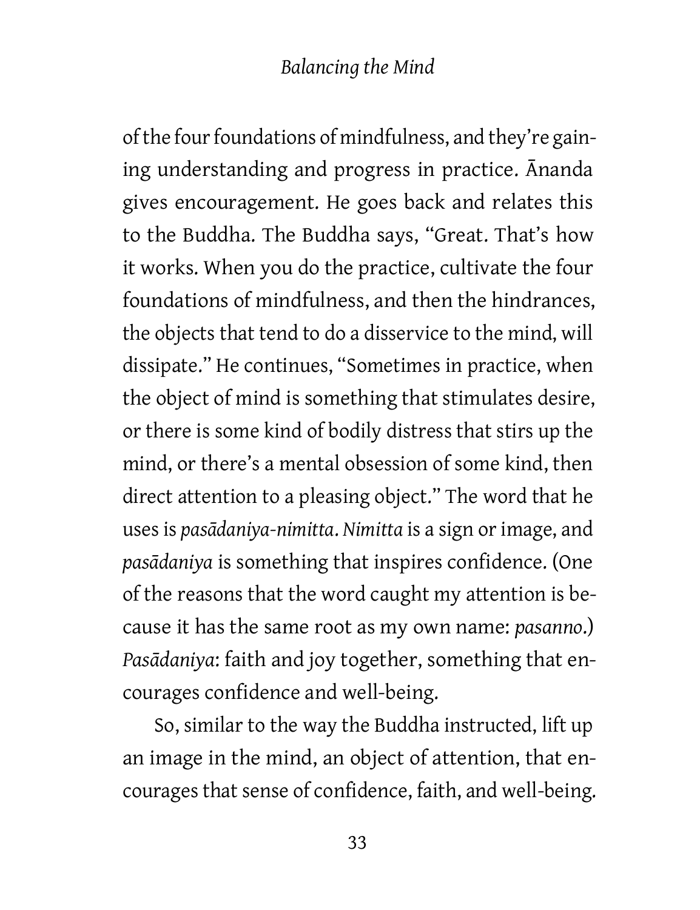of the four foundations of mindfulness, and they're gaining understanding and progress in practice. Ānanda gives encouragement. He goes back and relates this to the Buddha. The Buddha says, "Great. That's how it works. When you do the practice, cultivate the four foundations of mindfulness, and then the hindrances, the objects that tend to do a disservice to the mind, will dissipate." He continues, "Sometimes in practice, when the object of mind is something that stimulates desire, or there is some kind of bodily distress that stirs up the mind, or there's a mental obsession of some kind, then direct attention to a pleasing object." The word that he uses is *pasādaniya-nimitta*. *Nimitta* is a sign or image, and *pasādaniya* is something that inspires confidence. (One of the reasons that the word caught my attention is because it has the same root as my own name: *pasanno*.) *Pasādaniya*: faith and joy together, something that encourages confidence and well-being.

So, similar to the way the Buddha instructed, lift up an image in the mind, an object of attention, that encourages that sense of confidence, faith, and well-being.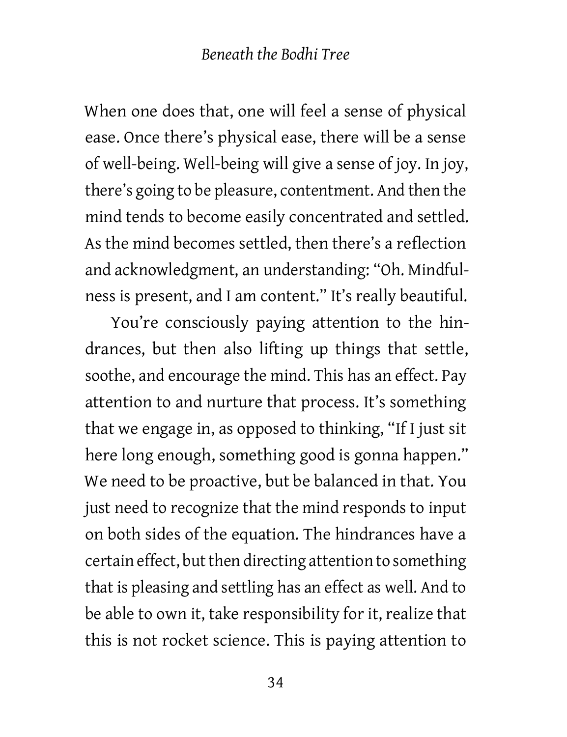When one does that, one will feel a sense of physical ease. Once there's physical ease, there will be a sense of well-being. Well-being will give a sense of joy. In joy, there's going to be pleasure, contentment. And then the mind tends to become easily concentrated and settled. As the mind becomes settled, then there's a reflection and acknowledgment, an understanding: "Oh. Mindfulness is present, and I am content." It's really beautiful.

You're consciously paying attention to the hindrances, but then also lifting up things that settle, soothe, and encourage the mind. This has an effect. Pay attention to and nurture that process. It's something that we engage in, as opposed to thinking, "If I just sit here long enough, something good is gonna happen." We need to be proactive, but be balanced in that. You just need to recognize that the mind responds to input on both sides of the equation. The hindrances have a certain effect, but then directing attention to something that is pleasing and settling has an effect as well. And to be able to own it, take responsibility for it, realize that this is not rocket science. This is paying attention to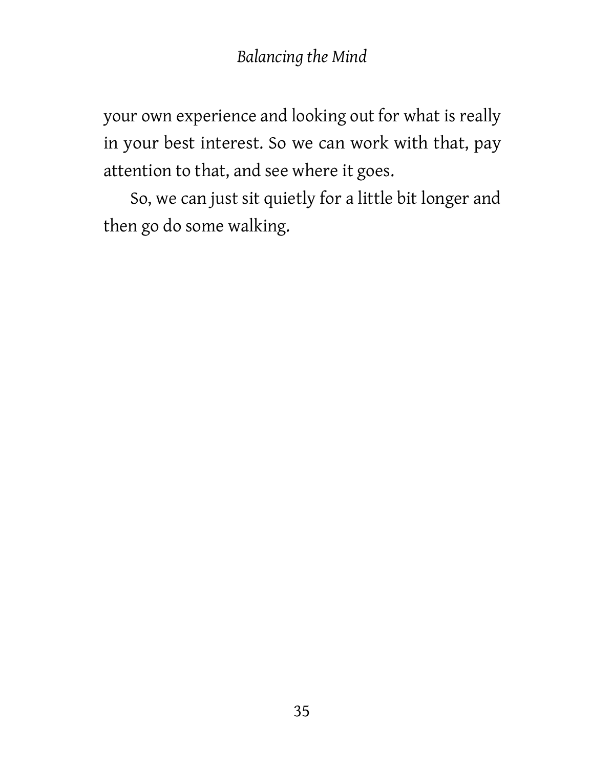your own experience and looking out for what is really in your best interest. So we can work with that, pay attention to that, and see where it goes.

So, we can just sit quietly for a little bit longer and then go do some walking.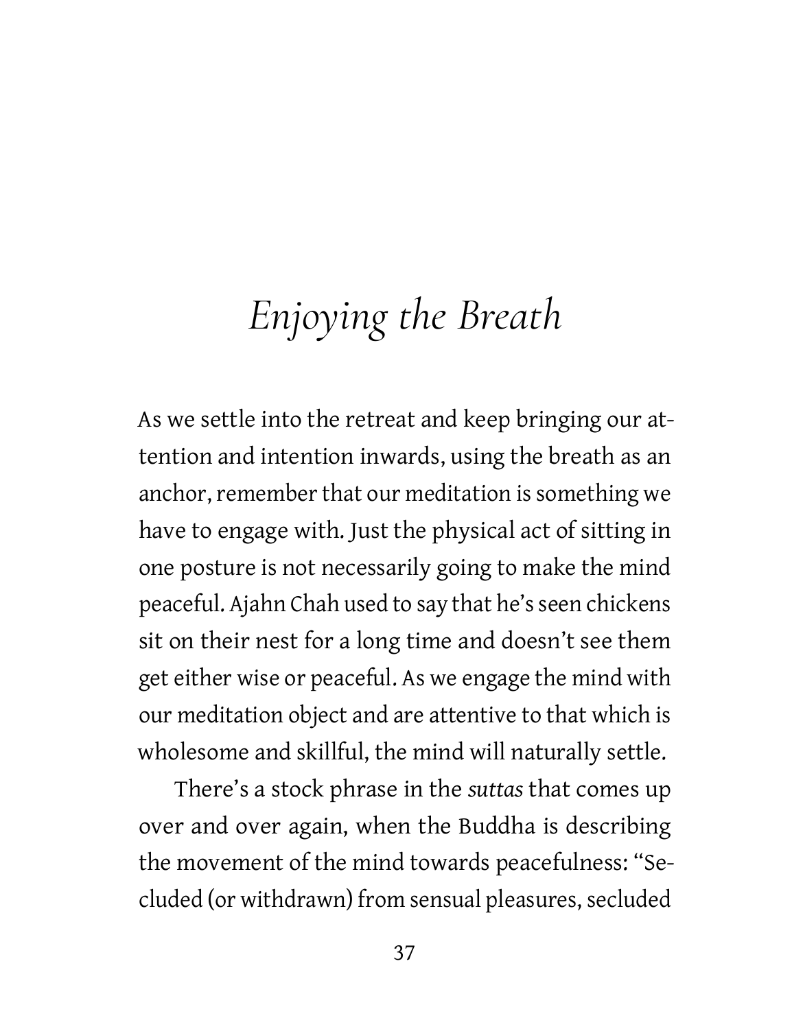# *Enjoying the Breath*

As we settle into the retreat and keep bringing our attention and intention inwards, using the breath as an anchor, remember that our meditation is something we have to engage with. Just the physical act of sitting in one posture is not necessarily going to make the mind peaceful. Ajahn Chah used to say that he's seen chickens sit on their nest for a long time and doesn't see them get either wise or peaceful. As we engage the mind with our meditation object and are attentive to that which is wholesome and skillful, the mind will naturally settle.

There's a stock phrase in the *suttas* that comes up over and over again, when the Buddha is describing the movement of the mind towards peacefulness: "Secluded (or withdrawn) from sensual pleasures, secluded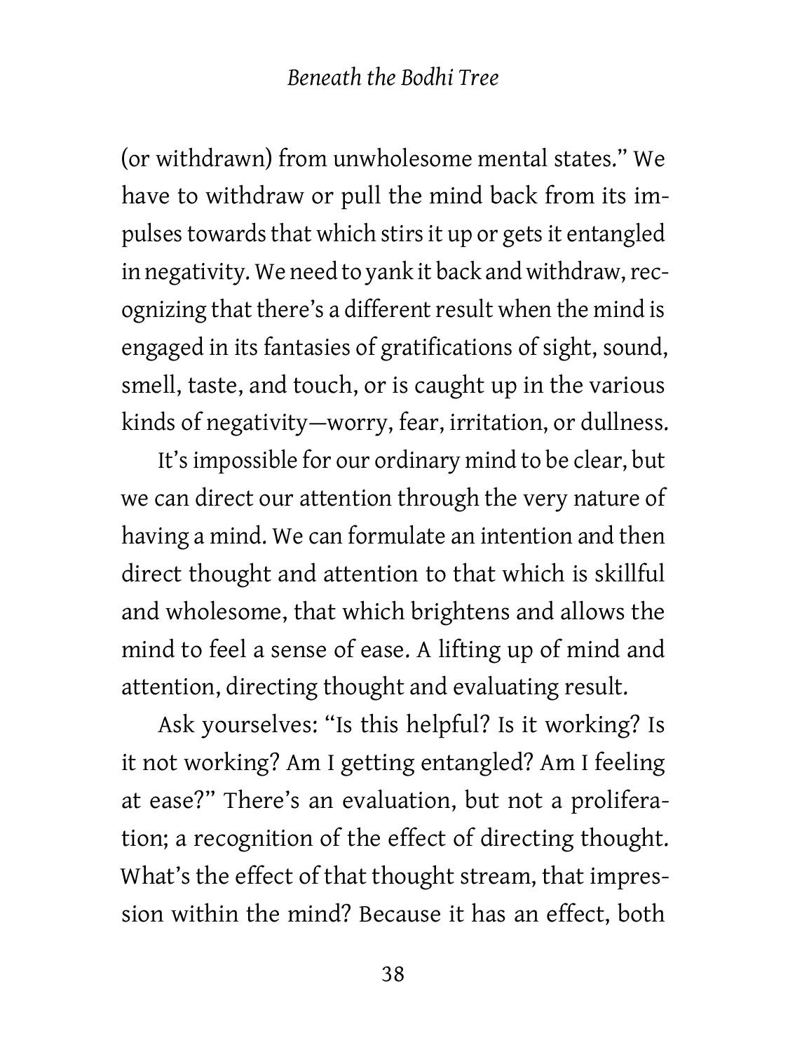(or withdrawn) from unwholesome mental states." We have to withdraw or pull the mind back from its impulses towards that which stirs it up or gets it entangled in negativity. We need to yank it back and withdraw, recognizing that there's a different result when the mind is engaged in its fantasies of gratifications of sight, sound, smell, taste, and touch, or is caught up in the various kinds of negativity—worry, fear, irritation, or dullness.

It's impossible for our ordinary mind to be clear, but we can direct our attention through the very nature of having a mind. We can formulate an intention and then direct thought and attention to that which is skillful and wholesome, that which brightens and allows the mind to feel a sense of ease. A lifting up of mind and attention, directing thought and evaluating result.

Ask yourselves: "Is this helpful? Is it working? Is it not working? Am I getting entangled? Am I feeling at ease?" There's an evaluation, but not a proliferation; a recognition of the effect of directing thought. What's the effect of that thought stream, that impression within the mind? Because it has an effect, both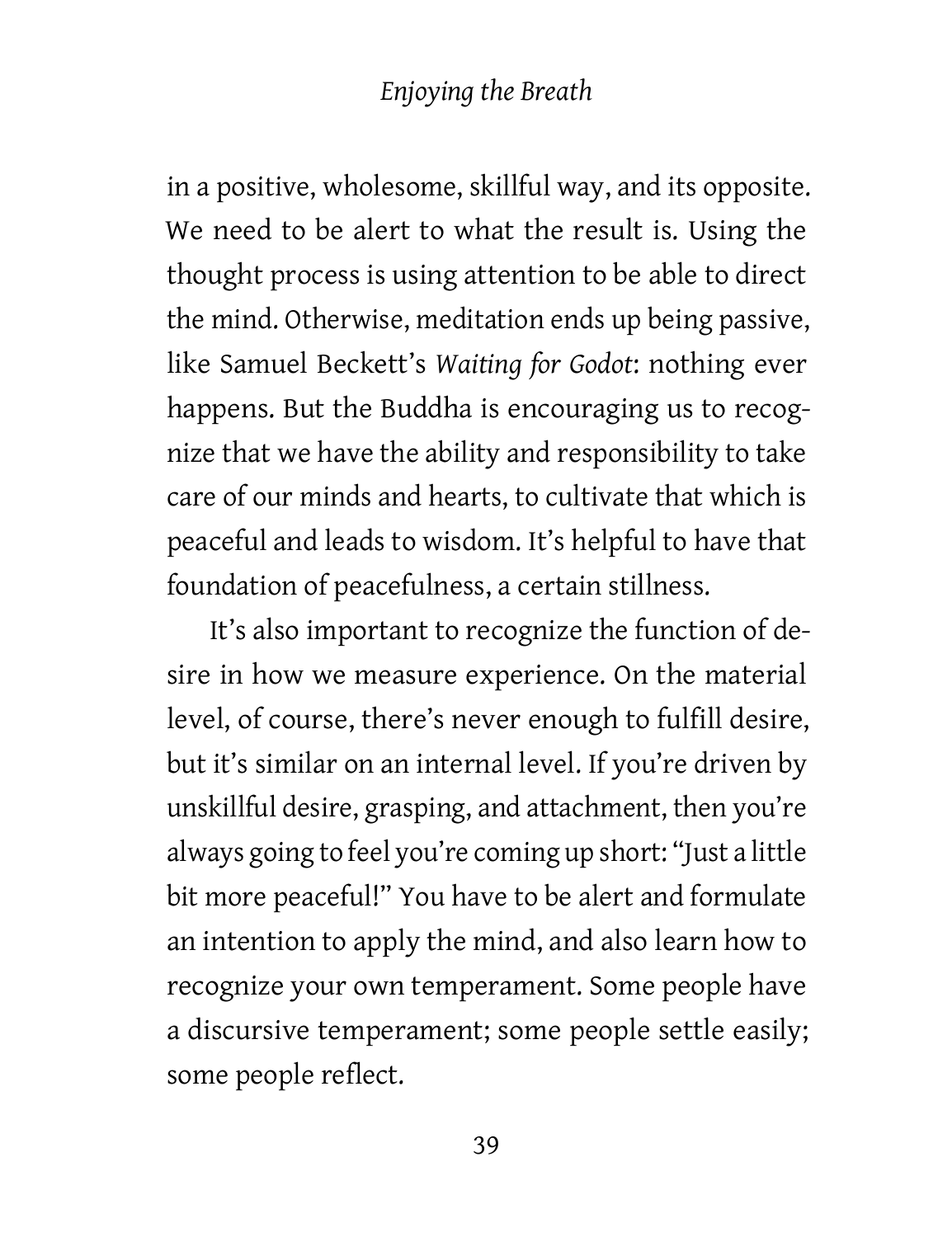in a positive, wholesome, skillful way, and its opposite. We need to be alert to what the result is. Using the thought process is using attention to be able to direct the mind. Otherwise, meditation ends up being passive, like Samuel Beckett's *Waiting for Godot*: nothing ever happens. But the Buddha is encouraging us to recognize that we have the ability and responsibility to take care of our minds and hearts, to cultivate that which is peaceful and leads to wisdom. It's helpful to have that foundation of peacefulness, a certain stillness.

It's also important to recognize the function of desire in how we measure experience. On the material level, of course, there's never enough to fulfill desire, but it's similar on an internal level. If you're driven by unskillful desire, grasping, and attachment, then you're always going to feel you're coming up short: "Just a little bit more peaceful!" You have to be alert and formulate an intention to apply the mind, and also learn how to recognize your own temperament. Some people have a discursive temperament; some people settle easily; some people reflect.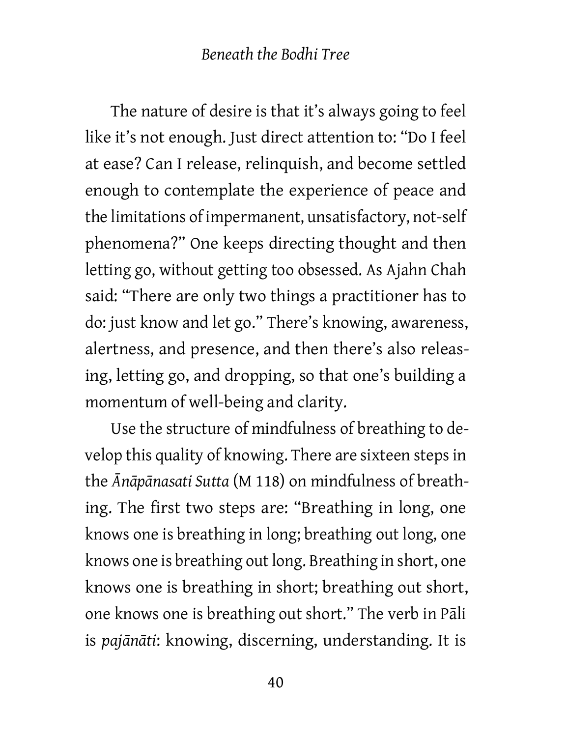The nature of desire is that it's always going to feel like it's not enough. Just direct attention to: "Do I feel at ease? Can I release, relinquish, and become settled enough to contemplate the experience of peace and the limitations of impermanent, unsatisfactory, not-self phenomena?" One keeps directing thought and then letting go, without getting too obsessed. As Ajahn Chah said: "There are only two things a practitioner has to do: just know and let go." There's knowing, awareness, alertness, and presence, and then there's also releasing, letting go, and dropping, so that one's building a momentum of well-being and clarity.

Use the structure of mindfulness of breathing to develop this quality of knowing. There are sixteen steps in the *Ānāpānasati Sutta* (M 118) on mindfulness of breathing. The first two steps are: "Breathing in long, one knows one is breathing in long; breathing out long, one knows one is breathing out long. Breathing in short, one knows one is breathing in short; breathing out short, one knows one is breathing out short." The verb in Pāli is *pajānāti*: knowing, discerning, understanding. It is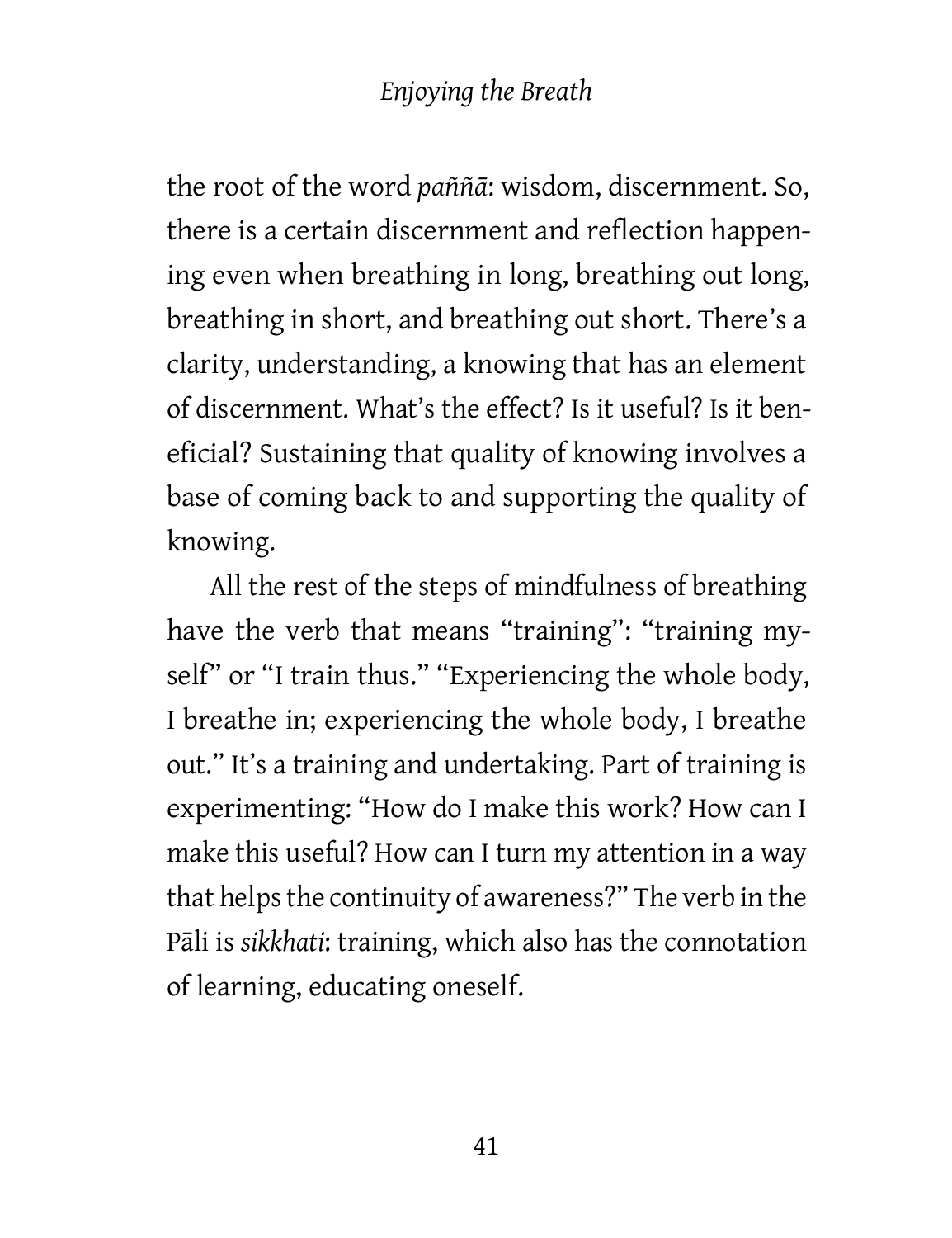the root of the word *paññā*: wisdom, discernment. So, there is a certain discernment and reflection happening even when breathing in long, breathing out long, breathing in short, and breathing out short. There's a clarity, understanding, a knowing that has an element of discernment. What's the effect? Is it useful? Is it beneficial? Sustaining that quality of knowing involves a base of coming back to and supporting the quality of knowing.

All the rest of the steps of mindfulness of breathing have the verb that means "training": "training myself" or "I train thus." "Experiencing the whole body, I breathe in; experiencing the whole body, I breathe out." It's a training and undertaking. Part of training is experimenting: "How do I make this work? How can I make this useful? How can I turn my attention in a way that helps the continuity of awareness?" The verb in the Pāli is *sikkhati*: training, which also has the connotation of learning, educating oneself.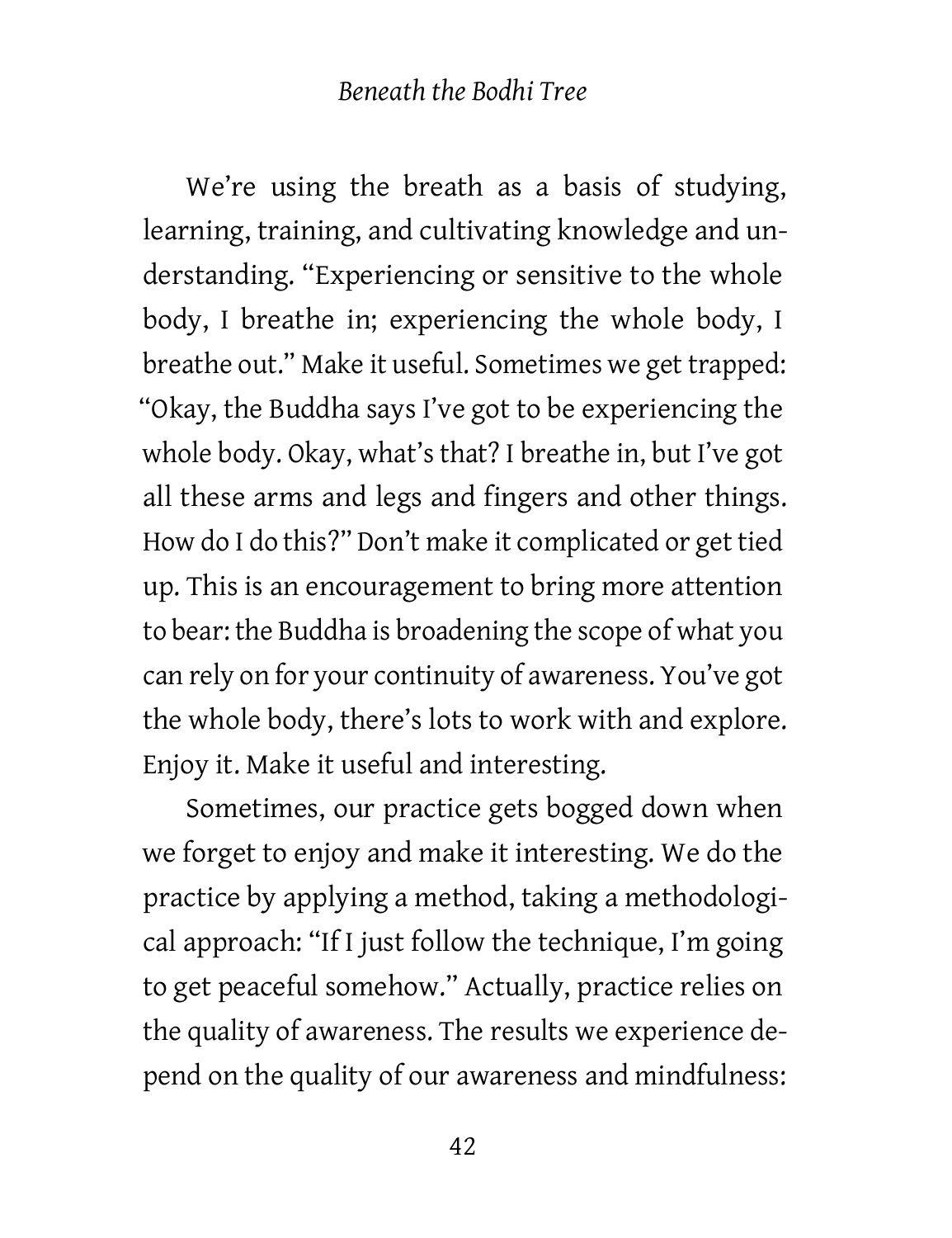We're using the breath as a basis of studying, learning, training, and cultivating knowledge and understanding. "Experiencing or sensitive to the whole body, I breathe in; experiencing the whole body, I breathe out." Make it useful. Sometimes we get trapped: "Okay, the Buddha says I've got to be experiencing the whole body. Okay, what's that? I breathe in, but I've got all these arms and legs and fingers and other things. How do I do this?" Don't make it complicated or get tied up. This is an encouragement to bring more attention to bear: the Buddha is broadening the scope of what you can rely on for your continuity of awareness. You've got the whole body, there's lots to work with and explore. Enjoy it. Make it useful and interesting.

Sometimes, our practice gets bogged down when we forget to enjoy and make it interesting. We do the practice by applying a method, taking a methodological approach: "If I just follow the technique, I'm going to get peaceful somehow." Actually, practice relies on the quality of awareness. The results we experience depend on the quality of our awareness and mindfulness: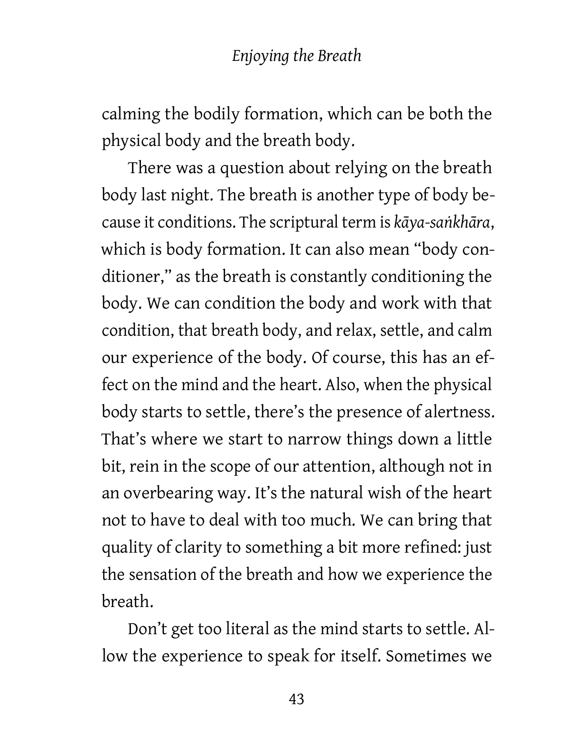calming the bodily formation, which can be both the physical body and the breath body.

There was a question about relying on the breath body last night. The breath is another type of body because it conditions. The scriptural term is *kāya-saṅkhāra*, which is body formation. It can also mean "body conditioner," as the breath is constantly conditioning the body. We can condition the body and work with that condition, that breath body, and relax, settle, and calm our experience of the body. Of course, this has an effect on the mind and the heart. Also, when the physical body starts to settle, there's the presence of alertness. That's where we start to narrow things down a little bit, rein in the scope of our attention, although not in an overbearing way. It's the natural wish of the heart not to have to deal with too much. We can bring that quality of clarity to something a bit more refined: just the sensation of the breath and how we experience the breath.

Don't get too literal as the mind starts to settle. Allow the experience to speak for itself. Sometimes we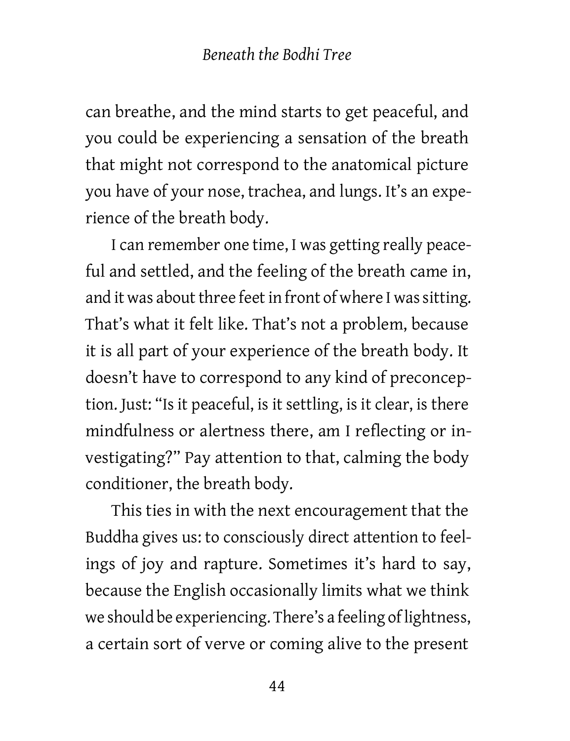can breathe, and the mind starts to get peaceful, and you could be experiencing a sensation of the breath that might not correspond to the anatomical picture you have of your nose, trachea, and lungs. It's an experience of the breath body.

I can remember one time, I was getting really peaceful and settled, and the feeling of the breath came in, and it was about three feet in front of where I was sitting. That's what it felt like. That's not a problem, because it is all part of your experience of the breath body. It doesn't have to correspond to any kind of preconception. Just: "Is it peaceful, is it settling, is it clear, is there mindfulness or alertness there, am I reflecting or investigating?" Pay attention to that, calming the body conditioner, the breath body.

This ties in with the next encouragement that the Buddha gives us: to consciously direct attention to feelings of joy and rapture. Sometimes it's hard to say, because the English occasionally limits what we think we should be experiencing. There's a feeling of lightness, a certain sort of verve or coming alive to the present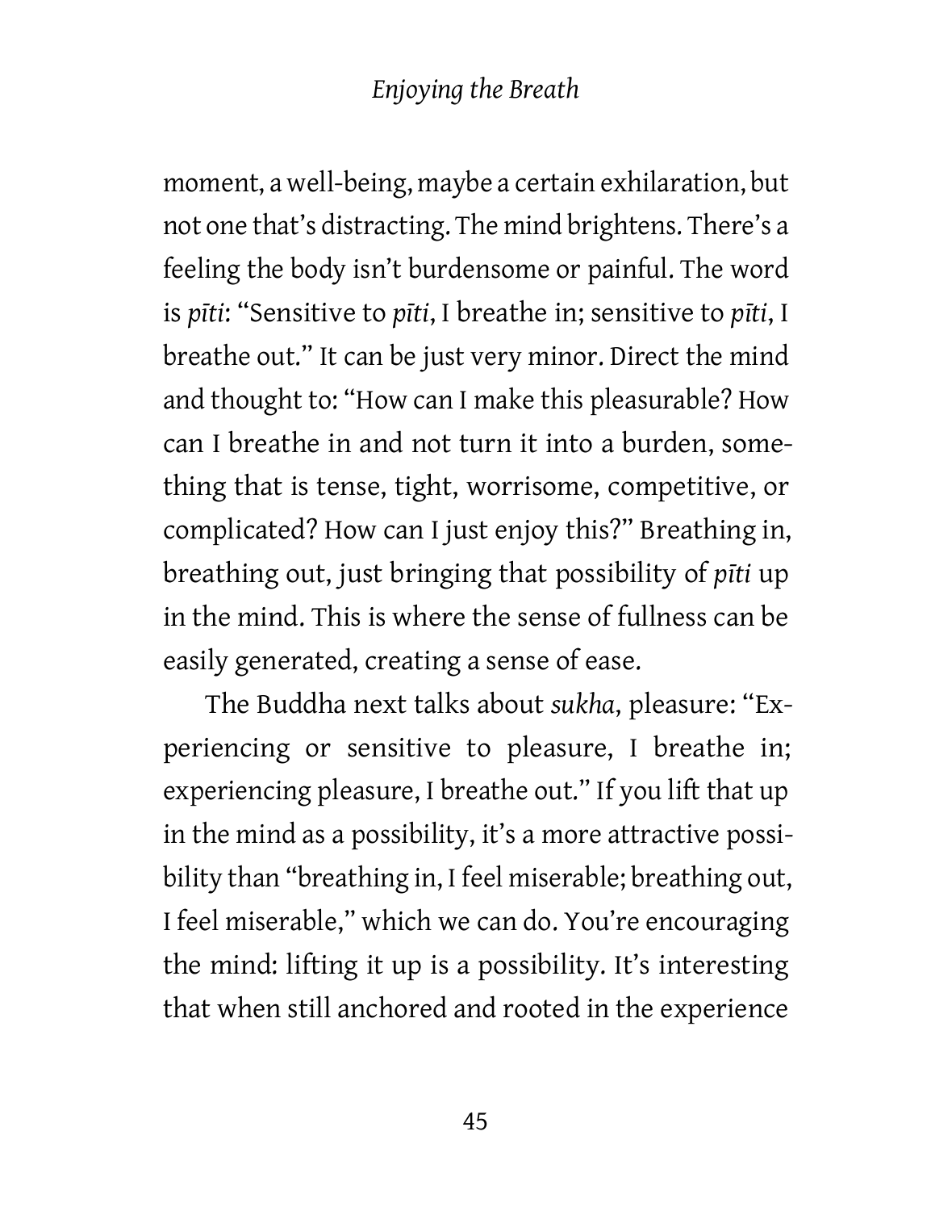moment, a well-being, maybe a certain exhilaration, but not one that's distracting. The mind brightens. There's a feeling the body isn't burdensome or painful. The word is *pīti*: "Sensitive to *pīti*, I breathe in; sensitive to *pīti*, I breathe out." It can be just very minor. Direct the mind and thought to: "How can I make this pleasurable? How can I breathe in and not turn it into a burden, something that is tense, tight, worrisome, competitive, or complicated? How can I just enjoy this?" Breathing in, breathing out, just bringing that possibility of *pīti* up in the mind. This is where the sense of fullness can be easily generated, creating a sense of ease.

The Buddha next talks about *sukha*, pleasure: "Experiencing or sensitive to pleasure, I breathe in; experiencing pleasure, I breathe out." If you lift that up in the mind as a possibility, it's a more attractive possibility than "breathing in, I feel miserable; breathing out, I feel miserable," which we can do. You're encouraging the mind: lifting it up is a possibility. It's interesting that when still anchored and rooted in the experience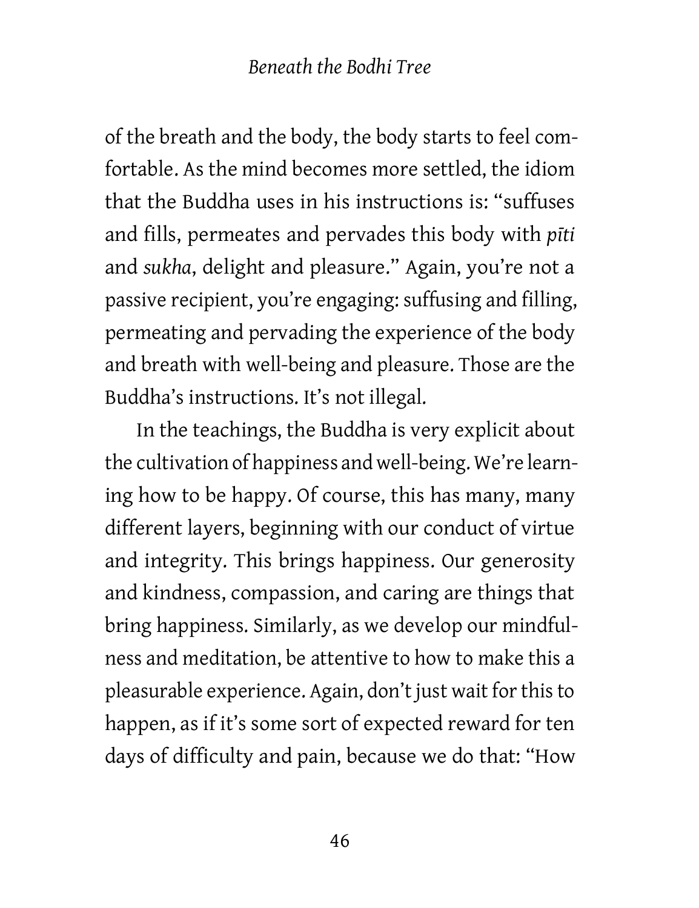of the breath and the body, the body starts to feel comfortable. As the mind becomes more settled, the idiom that the Buddha uses in his instructions is: "suffuses and fills, permeates and pervades this body with *pīti* and *sukha*, delight and pleasure." Again, you're not a passive recipient, you're engaging: suffusing and filling, permeating and pervading the experience of the body and breath with well-being and pleasure. Those are the Buddha's instructions. It's not illegal.

In the teachings, the Buddha is very explicit about the cultivation of happiness and well-being. We're learning how to be happy. Of course, this has many, many different layers, beginning with our conduct of virtue and integrity. This brings happiness. Our generosity and kindness, compassion, and caring are things that bring happiness. Similarly, as we develop our mindfulness and meditation, be attentive to how to make this a pleasurable experience. Again, don't just wait for this to happen, as if it's some sort of expected reward for ten days of difficulty and pain, because we do that: "How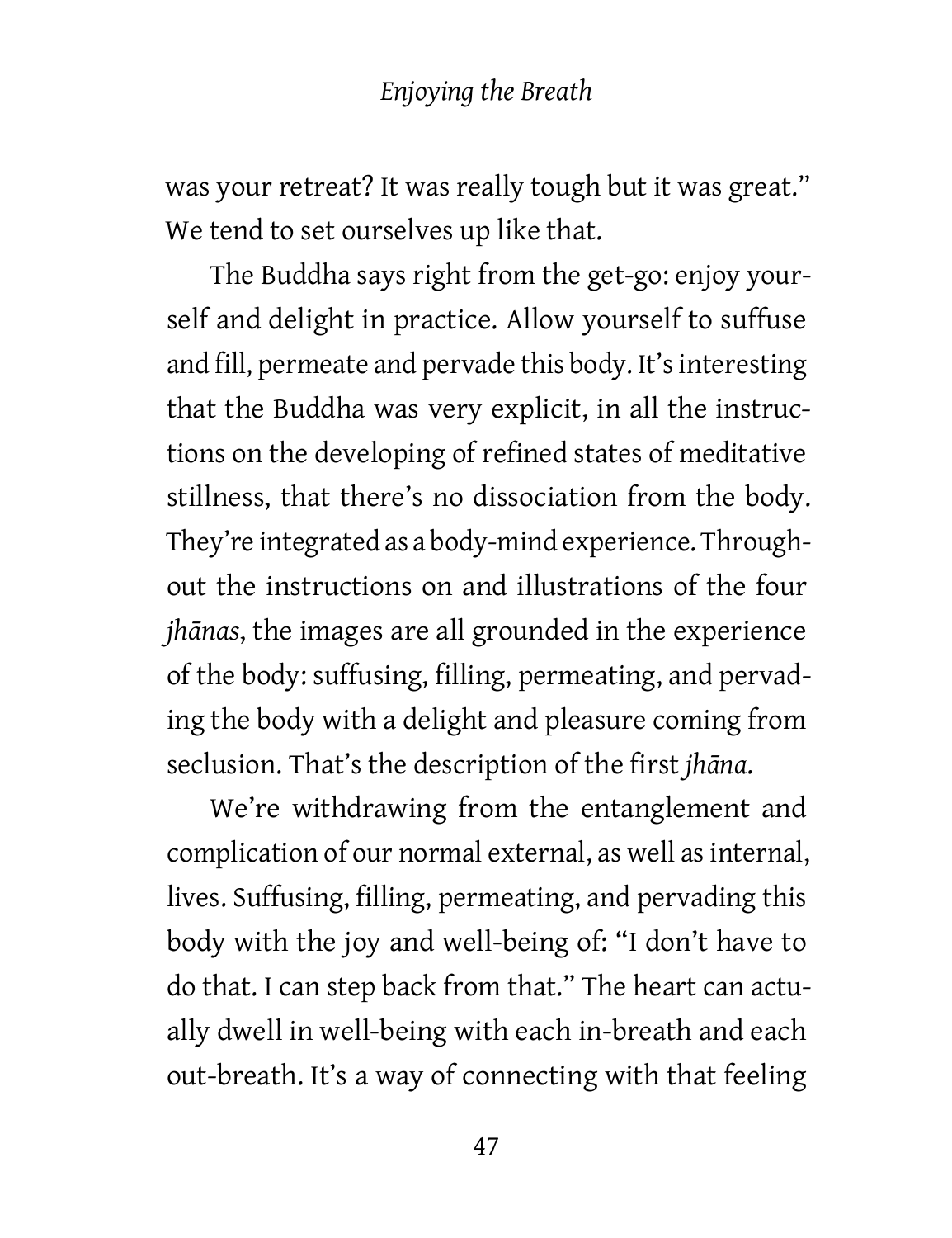was your retreat? It was really tough but it was great." We tend to set ourselves up like that.

The Buddha says right from the get-go: enjoy yourself and delight in practice. Allow yourself to suffuse and fill, permeate and pervade this body. It's interesting that the Buddha was very explicit, in all the instructions on the developing of refined states of meditative stillness, that there's no dissociation from the body. They're integrated as a body-mind experience. Throughout the instructions on and illustrations of the four *jhānas*, the images are all grounded in the experience of the body: suffusing, filling, permeating, and pervading the body with a delight and pleasure coming from seclusion. That's the description of the first *jhāna*.

We're withdrawing from the entanglement and complication of our normal external, as well as internal, lives. Suffusing, filling, permeating, and pervading this body with the joy and well-being of: "I don't have to do that. I can step back from that." The heart can actually dwell in well-being with each in-breath and each out-breath. It's a way of connecting with that feeling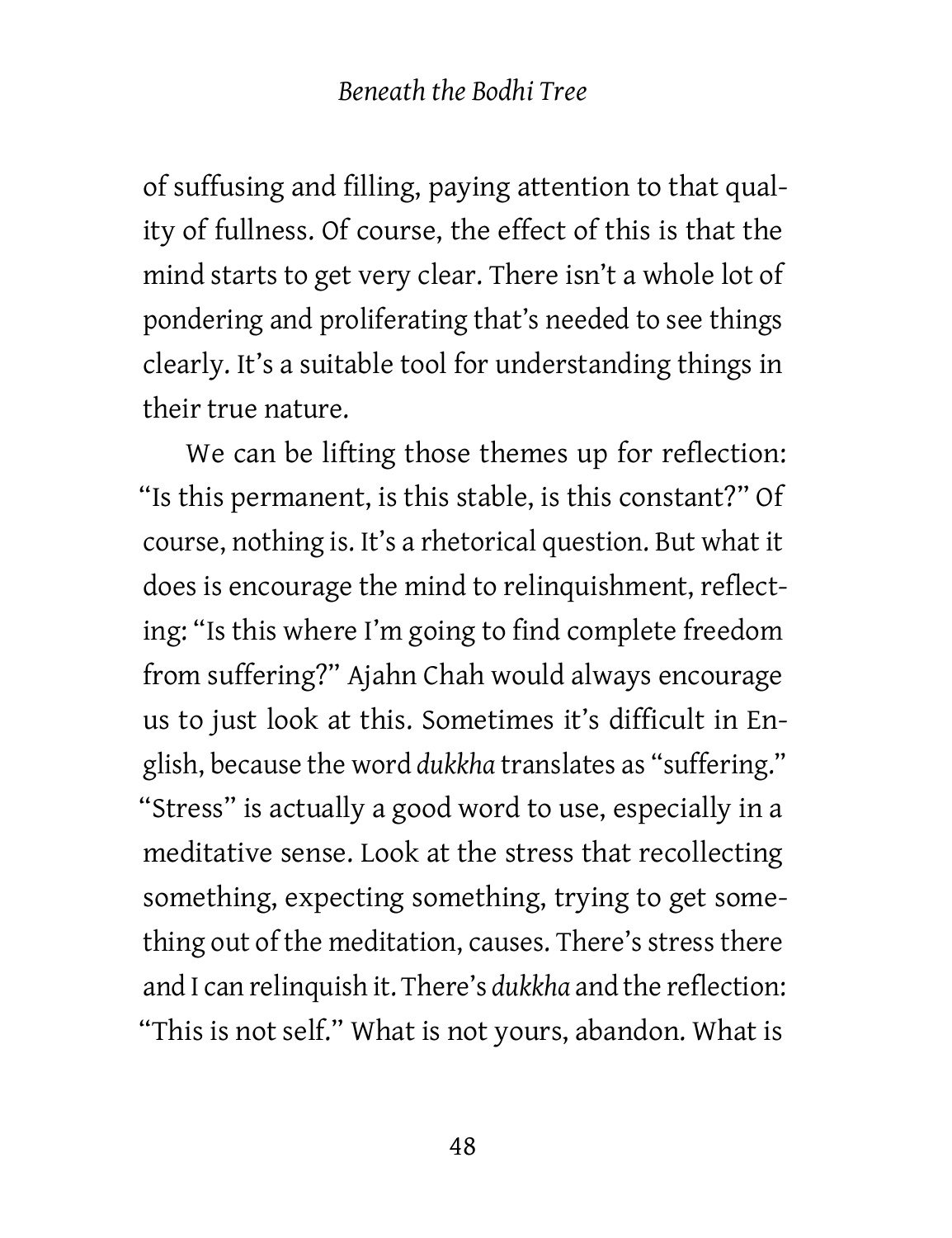of suffusing and filling, paying attention to that quality of fullness. Of course, the effect of this is that the mind starts to get very clear. There isn't a whole lot of pondering and proliferating that's needed to see things clearly. It's a suitable tool for understanding things in their true nature.

We can be lifting those themes up for reflection: "Is this permanent, is this stable, is this constant?" Of course, nothing is. It's a rhetorical question. But what it does is encourage the mind to relinquishment, reflecting: "Is this where I'm going to find complete freedom from suffering?" Ajahn Chah would always encourage us to just look at this. Sometimes it's difficult in English, because the word *dukkha* translates as "suffering." "Stress" is actually a good word to use, especially in a meditative sense. Look at the stress that recollecting something, expecting something, trying to get something out of the meditation, causes. There's stress there and I can relinquish it. There's *dukkha* and the reflection: "This is not self." What is not yours, abandon. What is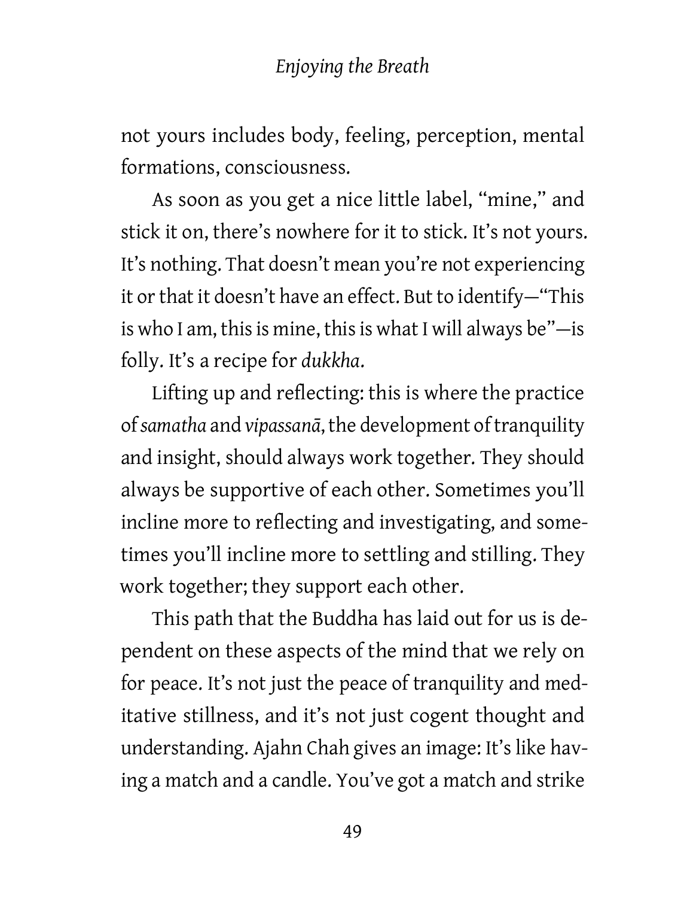not yours includes body, feeling, perception, mental formations, consciousness.

As soon as you get a nice little label, "mine," and stick it on, there's nowhere for it to stick. It's not yours. It's nothing. That doesn't mean you're not experiencing it or that it doesn't have an effect. But to identify—"This is who I am, this is mine, this is what I will always be"—is folly. It's a recipe for *dukkha*.

Lifting up and reflecting: this is where the practice of *samatha* and *vipassanā*, the development of tranquility and insight, should always work together. They should always be supportive of each other. Sometimes you'll incline more to reflecting and investigating, and sometimes you'll incline more to settling and stilling. They work together; they support each other.

This path that the Buddha has laid out for us is dependent on these aspects of the mind that we rely on for peace. It's not just the peace of tranquility and meditative stillness, and it's not just cogent thought and understanding. Ajahn Chah gives an image: It's like having a match and a candle. You've got a match and strike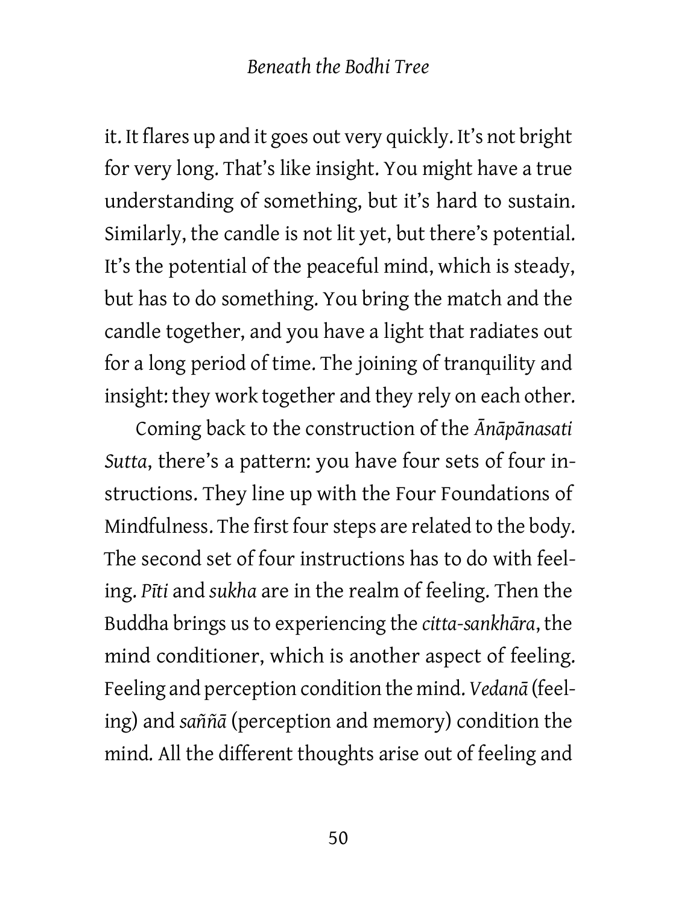it. It flares up and it goes out very quickly. It's not bright for very long. That's like insight. You might have a true understanding of something, but it's hard to sustain. Similarly, the candle is not lit yet, but there's potential. It's the potential of the peaceful mind, which is steady, but has to do something. You bring the match and the candle together, and you have a light that radiates out for a long period of time. The joining of tranquility and insight: they work together and they rely on each other.

Coming back to the construction of the *Ānāpānasati Sutta*, there's a pattern: you have four sets of four instructions. They line up with the Four Foundations of Mindfulness. The first four steps are related to the body. The second set of four instructions has to do with feeling. *Pīti* and *sukha* are in the realm of feeling. Then the Buddha brings us to experiencing the *citta-sankhāra*, the mind conditioner, which is another aspect of feeling. Feeling and perception condition the mind. *Vedanā* (feeling) and *saññā* (perception and memory) condition the mind. All the different thoughts arise out of feeling and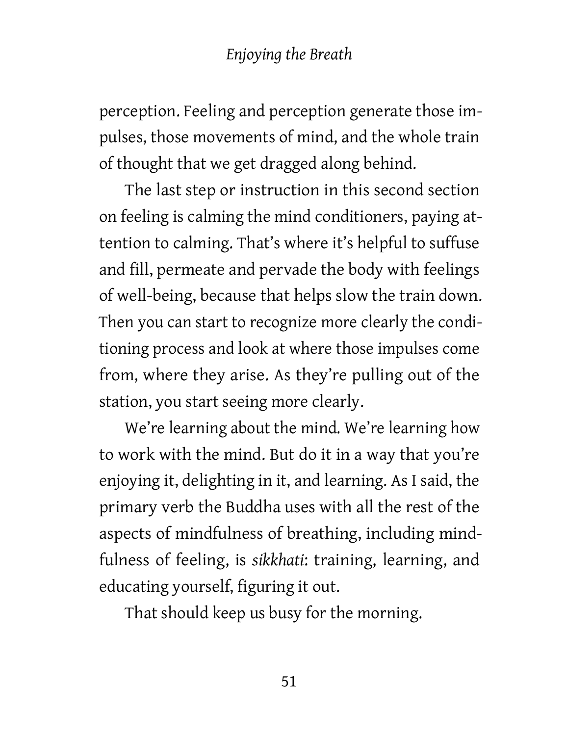perception. Feeling and perception generate those impulses, those movements of mind, and the whole train of thought that we get dragged along behind.

The last step or instruction in this second section on feeling is calming the mind conditioners, paying attention to calming. That's where it's helpful to suffuse and fill, permeate and pervade the body with feelings of well-being, because that helps slow the train down. Then you can start to recognize more clearly the conditioning process and look at where those impulses come from, where they arise. As they're pulling out of the station, you start seeing more clearly.

We're learning about the mind. We're learning how to work with the mind. But do it in a way that you're enjoying it, delighting in it, and learning. As I said, the primary verb the Buddha uses with all the rest of the aspects of mindfulness of breathing, including mindfulness of feeling, is *sikkhati*: training, learning, and educating yourself, figuring it out.

That should keep us busy for the morning.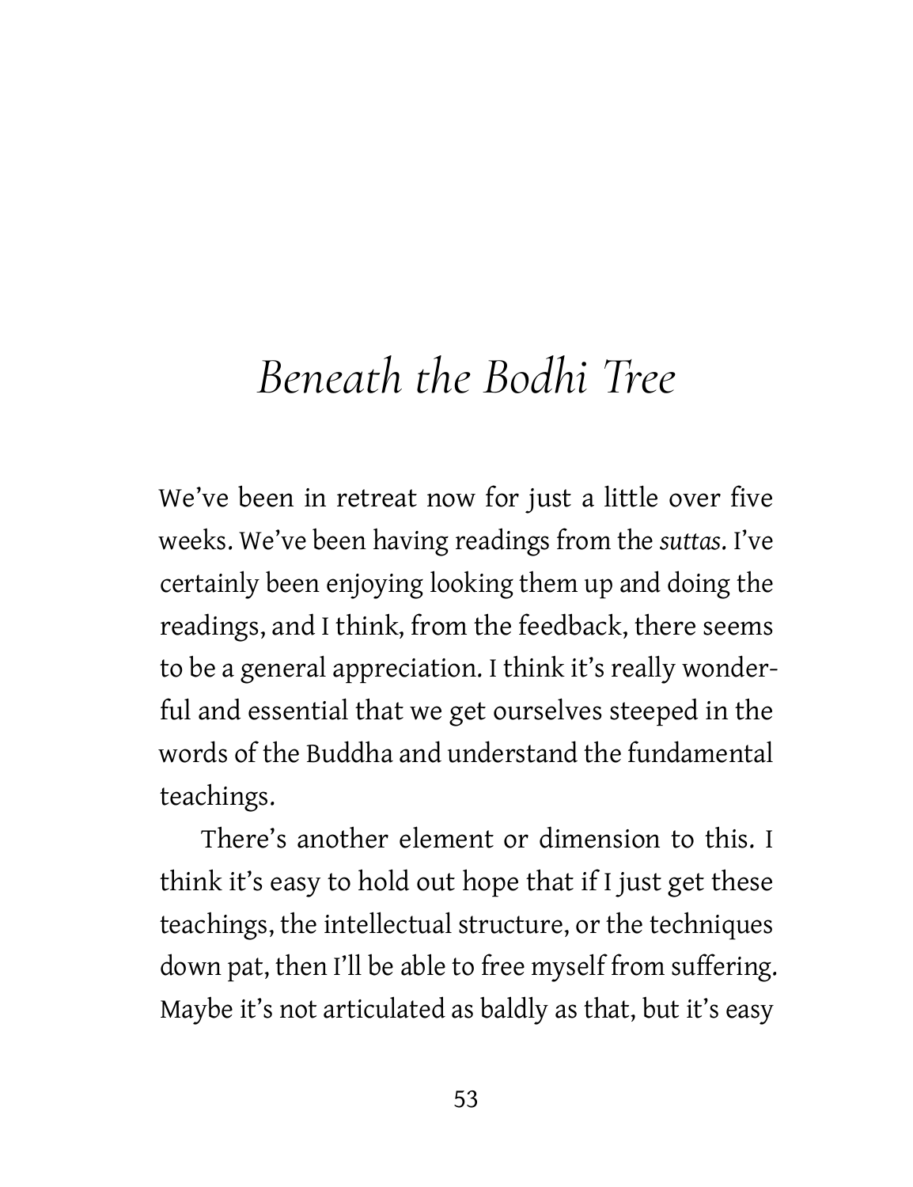# *Beneath the Bodhi Tree*

We've been in retreat now for just a little over five weeks. We've been having readings from the *suttas*. I've certainly been enjoying looking them up and doing the readings, and I think, from the feedback, there seems to be a general appreciation. I think it's really wonderful and essential that we get ourselves steeped in the words of the Buddha and understand the fundamental teachings.

There's another element or dimension to this. I think it's easy to hold out hope that if I just get these teachings, the intellectual structure, or the techniques down pat, then I'll be able to free myself from suffering. Maybe it's not articulated as baldly as that, but it's easy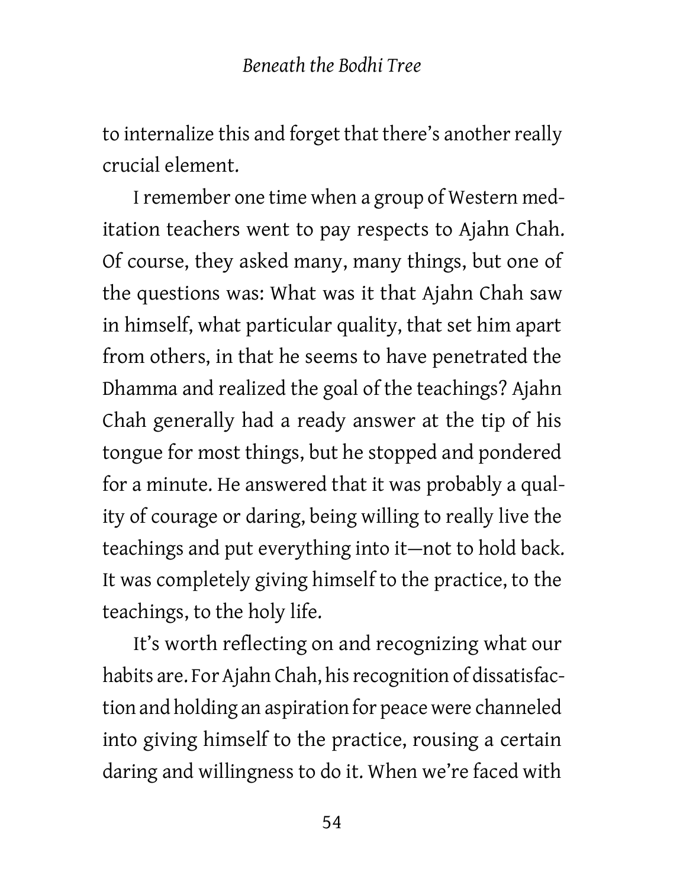to internalize this and forget that there's another really crucial element.

I remember one time when a group of Western meditation teachers went to pay respects to Ajahn Chah. Of course, they asked many, many things, but one of the questions was: What was it that Ajahn Chah saw in himself, what particular quality, that set him apart from others, in that he seems to have penetrated the Dhamma and realized the goal of the teachings? Ajahn Chah generally had a ready answer at the tip of his tongue for most things, but he stopped and pondered for a minute. He answered that it was probably a quality of courage or daring, being willing to really live the teachings and put everything into it—not to hold back. It was completely giving himself to the practice, to the teachings, to the holy life.

It's worth reflecting on and recognizing what our habits are. For Ajahn Chah, his recognition of dissatisfaction and holding an aspiration for peace were channeled into giving himself to the practice, rousing a certain daring and willingness to do it. When we're faced with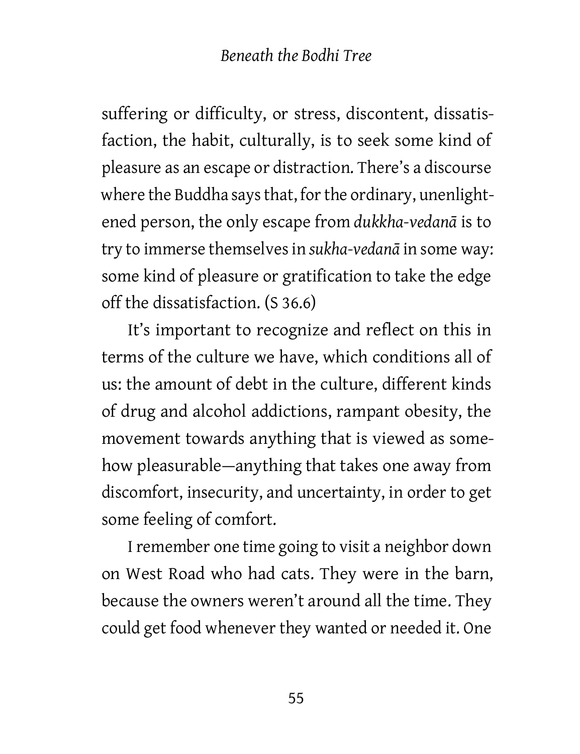suffering or difficulty, or stress, discontent, dissatisfaction, the habit, culturally, is to seek some kind of pleasure as an escape or distraction. There's a discourse where the Buddha says that, for the ordinary, unenlightened person, the only escape from *dukkha-vedanā* is to try to immerse themselves in *sukha-vedanā* in some way: some kind of pleasure or gratification to take the edge off the dissatisfaction. (S 36.6)

It's important to recognize and reflect on this in terms of the culture we have, which conditions all of us: the amount of debt in the culture, different kinds of drug and alcohol addictions, rampant obesity, the movement towards anything that is viewed as somehow pleasurable—anything that takes one away from discomfort, insecurity, and uncertainty, in order to get some feeling of comfort.

I remember one time going to visit a neighbor down on West Road who had cats. They were in the barn, because the owners weren't around all the time. They could get food whenever they wanted or needed it. One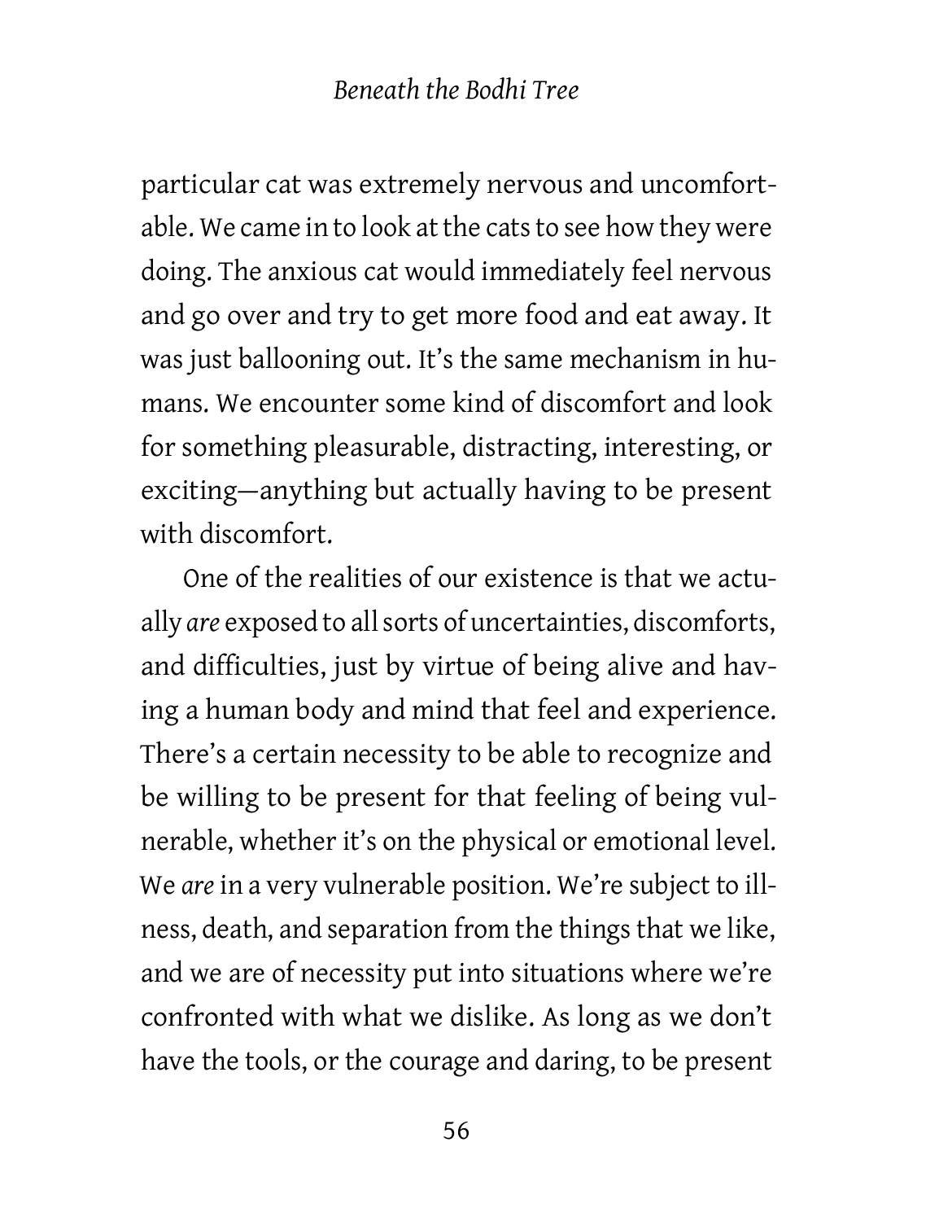particular cat was extremely nervous and uncomfortable. We came in to look at the cats to see how they were doing. The anxious cat would immediately feel nervous and go over and try to get more food and eat away. It was just ballooning out. It's the same mechanism in humans. We encounter some kind of discomfort and look for something pleasurable, distracting, interesting, or exciting—anything but actually having to be present with discomfort.

One of the realities of our existence is that we actually *are* exposed to all sorts of uncertainties, discomforts, and difficulties, just by virtue of being alive and having a human body and mind that feel and experience. There's a certain necessity to be able to recognize and be willing to be present for that feeling of being vulnerable, whether it's on the physical or emotional level. We *are* in a very vulnerable position. We're subject to illness, death, and separation from the things that we like, and we are of necessity put into situations where we're confronted with what we dislike. As long as we don't have the tools, or the courage and daring, to be present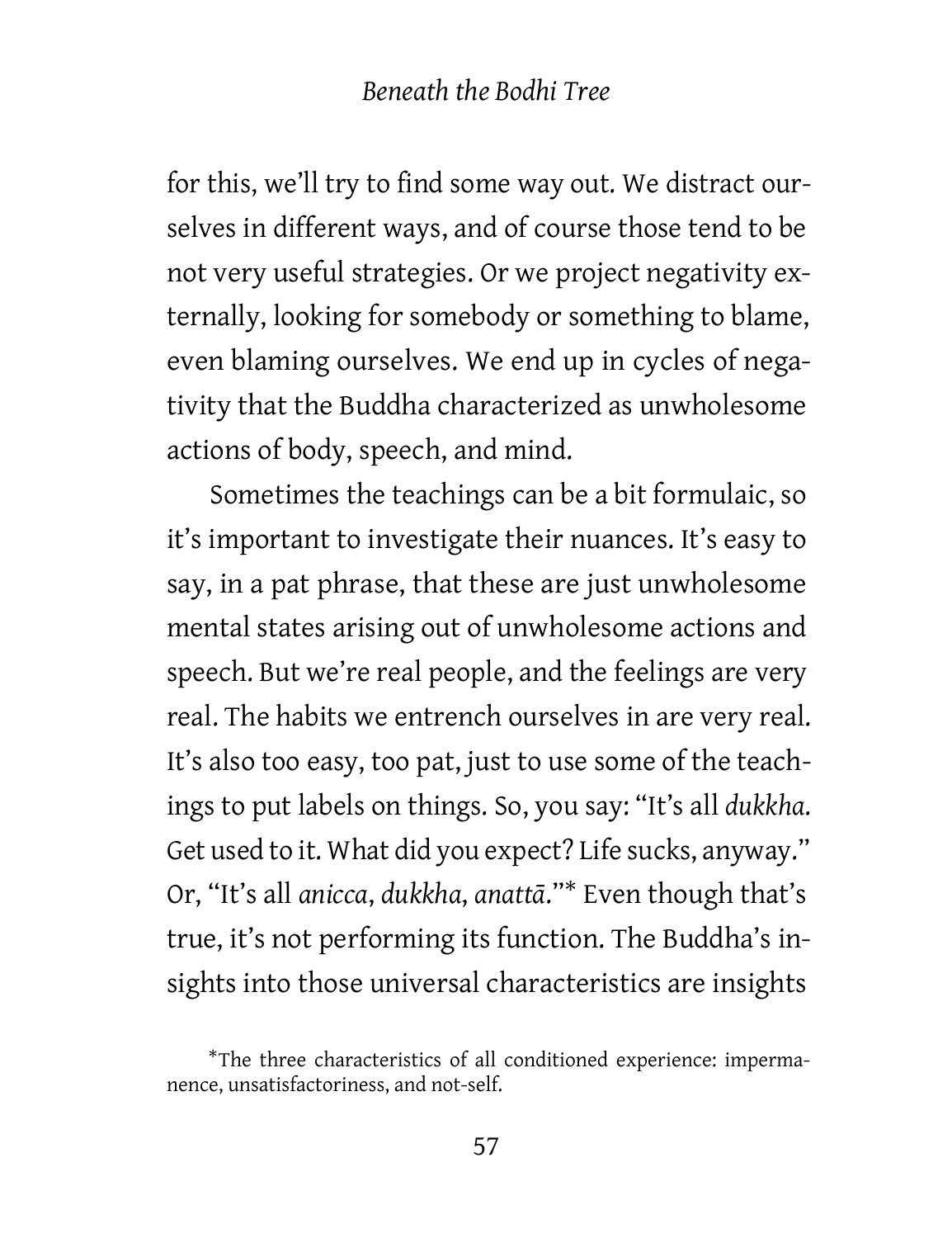for this, we'll try to find some way out. We distract ourselves in different ways, and of course those tend to be not very useful strategies. Or we project negativity externally, looking for somebody or something to blame, even blaming ourselves. We end up in cycles of negativity that the Buddha characterized as unwholesome actions of body, speech, and mind.

Sometimes the teachings can be a bit formulaic, so it's important to investigate their nuances. It's easy to say, in a pat phrase, that these are just unwholesome mental states arising out of unwholesome actions and speech. But we're real people, and the feelings are very real. The habits we entrench ourselves in are very real. It's also too easy, too pat, just to use some of the teachings to put labels on things. So, you say: "It's all *dukkha*. Get used to it. What did you expect? Life sucks, anyway." Or, "It's all *anicca*, *dukkha*, *anattā*."* Even though that's true, it's not performing its function. The Buddha's insights into those universal characteristics are insights

*The three characteristics of all conditioned experience: impermanence, unsatisfactoriness, and not-self.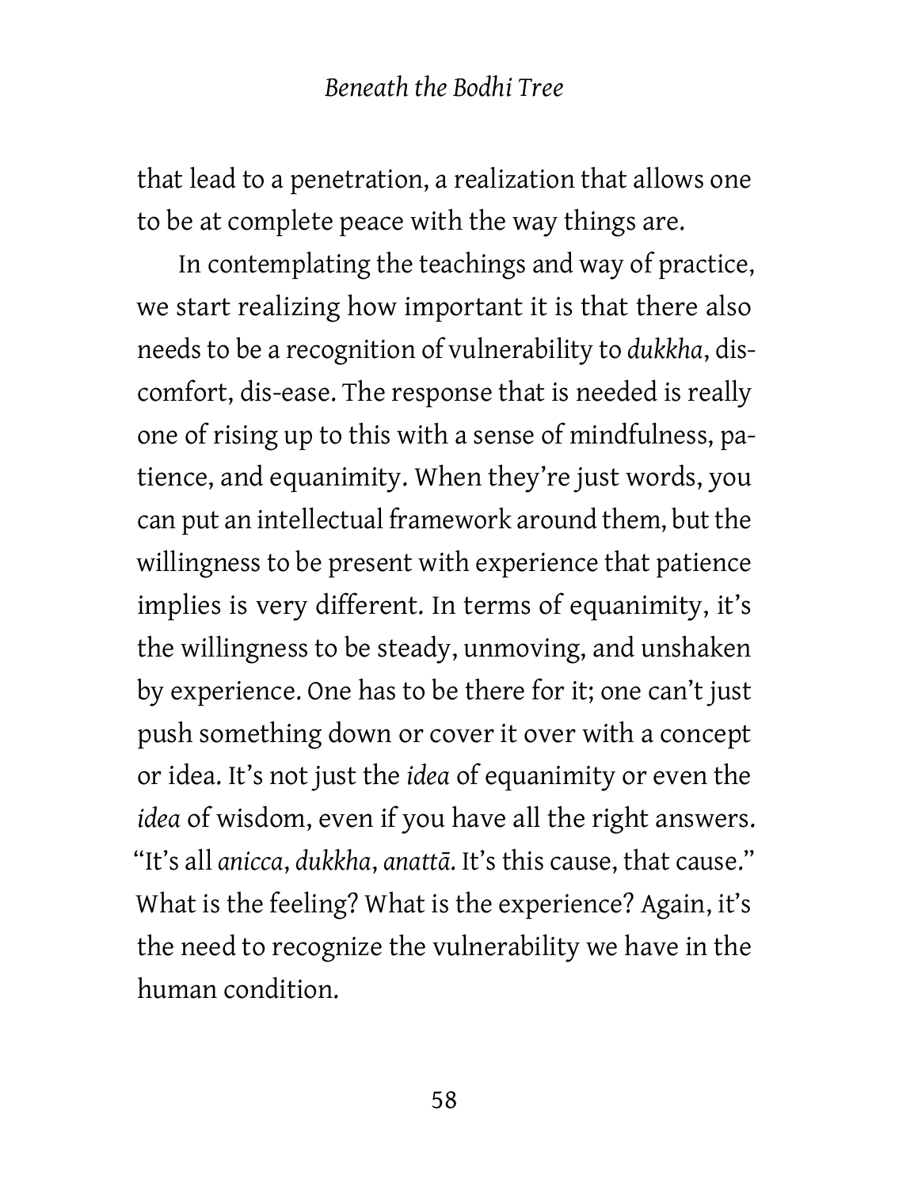that lead to a penetration, a realization that allows one to be at complete peace with the way things are.

In contemplating the teachings and way of practice, we start realizing how important it is that there also needs to be a recognition of vulnerability to *dukkha*, discomfort, dis-ease. The response that is needed is really one of rising up to this with a sense of mindfulness, patience, and equanimity. When they're just words, you can put an intellectual framework around them, but the willingness to be present with experience that patience implies is very different. In terms of equanimity, it's the willingness to be steady, unmoving, and unshaken by experience. One has to be there for it; one can't just push something down or cover it over with a concept or idea. It's not just the *idea* of equanimity or even the *idea* of wisdom, even if you have all the right answers. "It's all *anicca*, *dukkha*, *anattā*. It's this cause, that cause." What is the feeling? What is the experience? Again, it's the need to recognize the vulnerability we have in the human condition.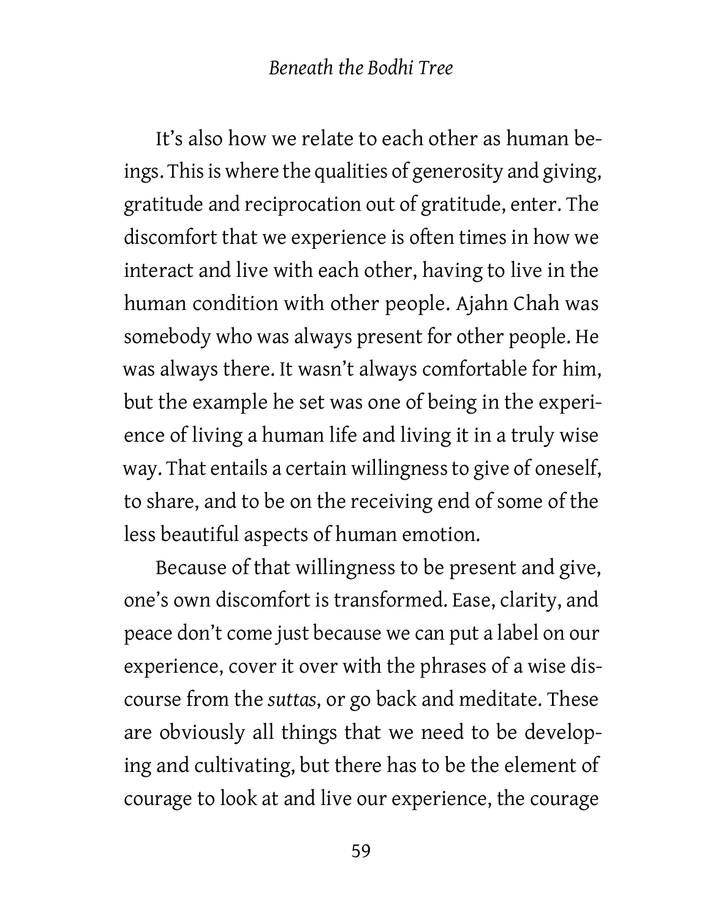It's also how we relate to each other as human beings. This is where the qualities of generosity and giving, gratitude and reciprocation out of gratitude, enter. The discomfort that we experience is often times in how we interact and live with each other, having to live in the human condition with other people. Ajahn Chah was somebody who was always present for other people. He was always there. It wasn't always comfortable for him, but the example he set was one of being in the experience of living a human life and living it in a truly wise way. That entails a certain willingness to give of oneself, to share, and to be on the receiving end of some of the less beautiful aspects of human emotion.

Because of that willingness to be present and give, one's own discomfort is transformed. Ease, clarity, and peace don't come just because we can put a label on our experience, cover it over with the phrases of a wise discourse from the *suttas*, or go back and meditate. These are obviously all things that we need to be developing and cultivating, but there has to be the element of courage to look at and live our experience, the courage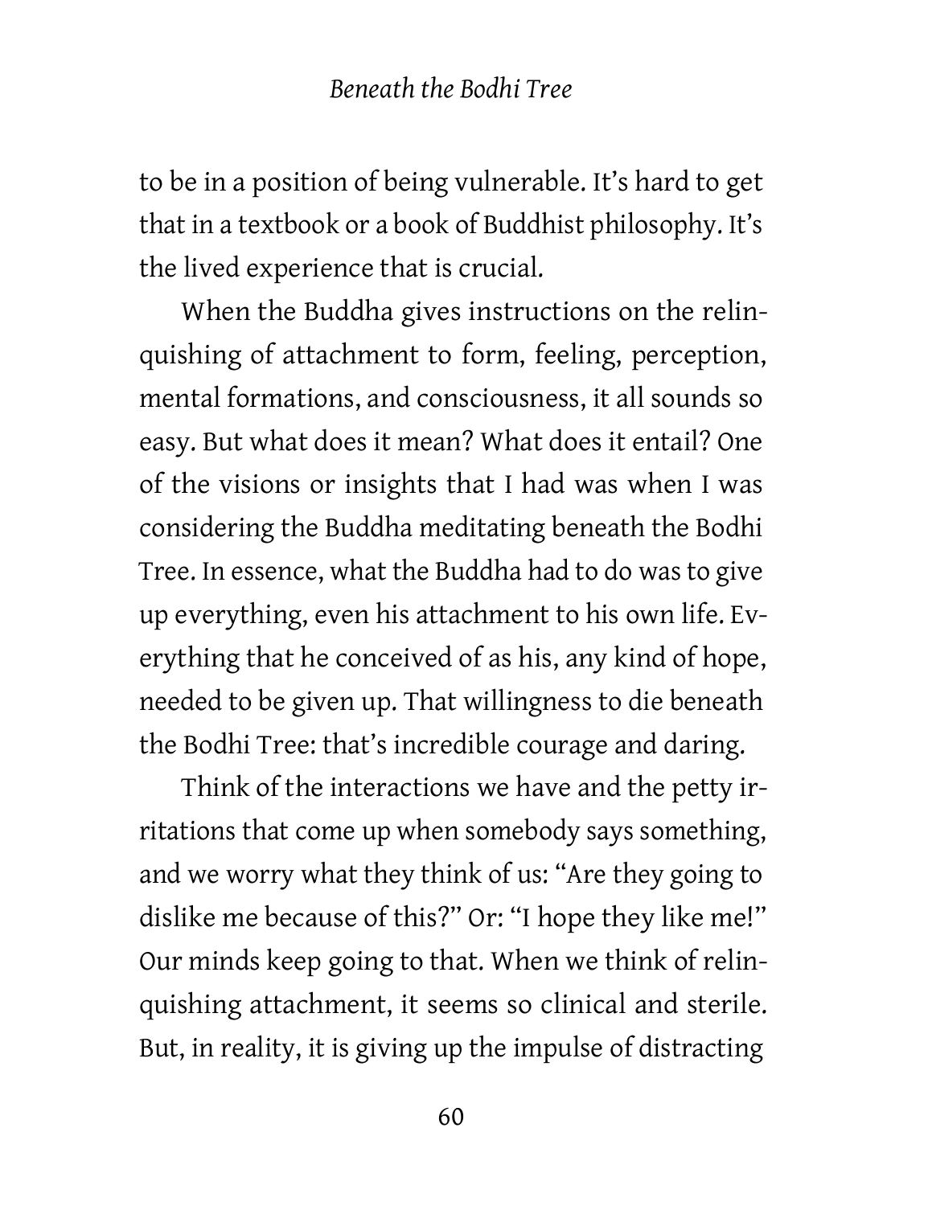to be in a position of being vulnerable. It's hard to get that in a textbook or a book of Buddhist philosophy. It's the lived experience that is crucial.

When the Buddha gives instructions on the relinquishing of attachment to form, feeling, perception, mental formations, and consciousness, it all sounds so easy. But what does it mean? What does it entail? One of the visions or insights that I had was when I was considering the Buddha meditating beneath the Bodhi Tree. In essence, what the Buddha had to do was to give up everything, even his attachment to his own life. Everything that he conceived of as his, any kind of hope, needed to be given up. That willingness to die beneath the Bodhi Tree: that's incredible courage and daring.

Think of the interactions we have and the petty irritations that come up when somebody says something, and we worry what they think of us: "Are they going to dislike me because of this?" Or: "I hope they like me!" Our minds keep going to that. When we think of relinquishing attachment, it seems so clinical and sterile. But, in reality, it is giving up the impulse of distracting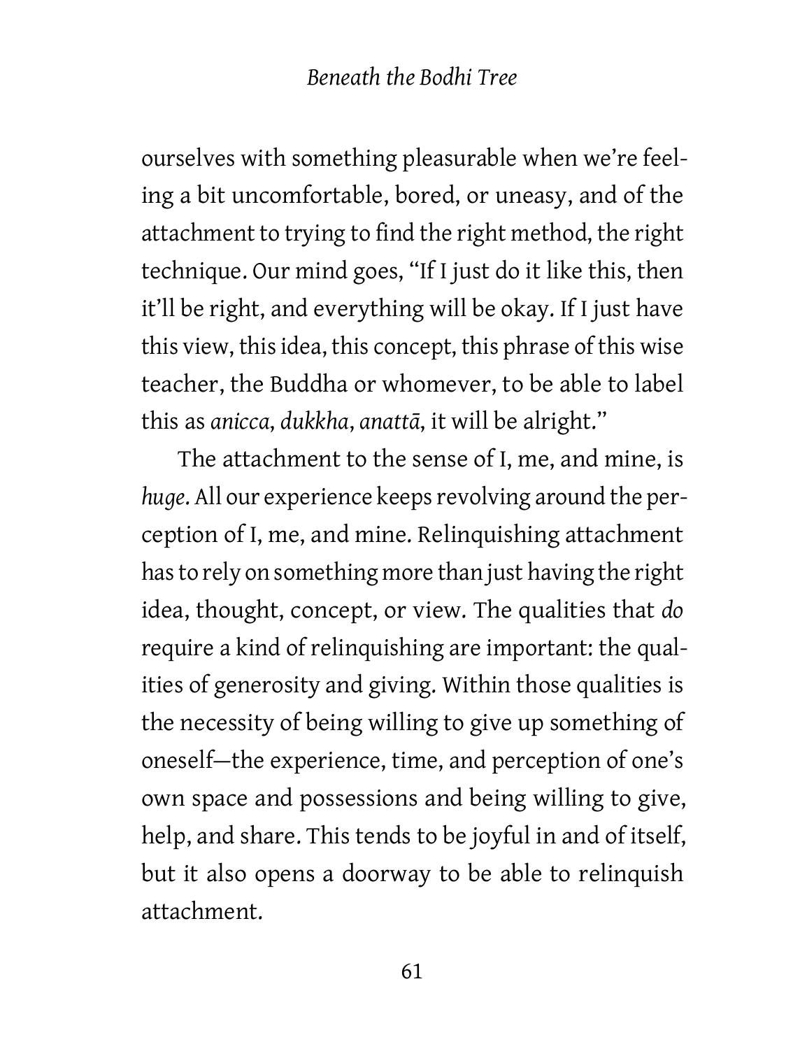ourselves with something pleasurable when we're feeling a bit uncomfortable, bored, or uneasy, and of the attachment to trying to find the right method, the right technique. Our mind goes, "If I just do it like this, then it'll be right, and everything will be okay. If I just have this view, this idea, this concept, this phrase of this wise teacher, the Buddha or whomever, to be able to label this as *anicca*, *dukkha*, *anattā*, it will be alright."

The attachment to the sense of I, me, and mine, is *huge*. All our experience keeps revolving around the perception of I, me, and mine. Relinquishing attachment has to rely on something more than just having the right idea, thought, concept, or view. The qualities that *do* require a kind of relinquishing are important: the qualities of generosity and giving. Within those qualities is the necessity of being willing to give up something of oneself—the experience, time, and perception of one's own space and possessions and being willing to give, help, and share. This tends to be joyful in and of itself, but it also opens a doorway to be able to relinquish attachment.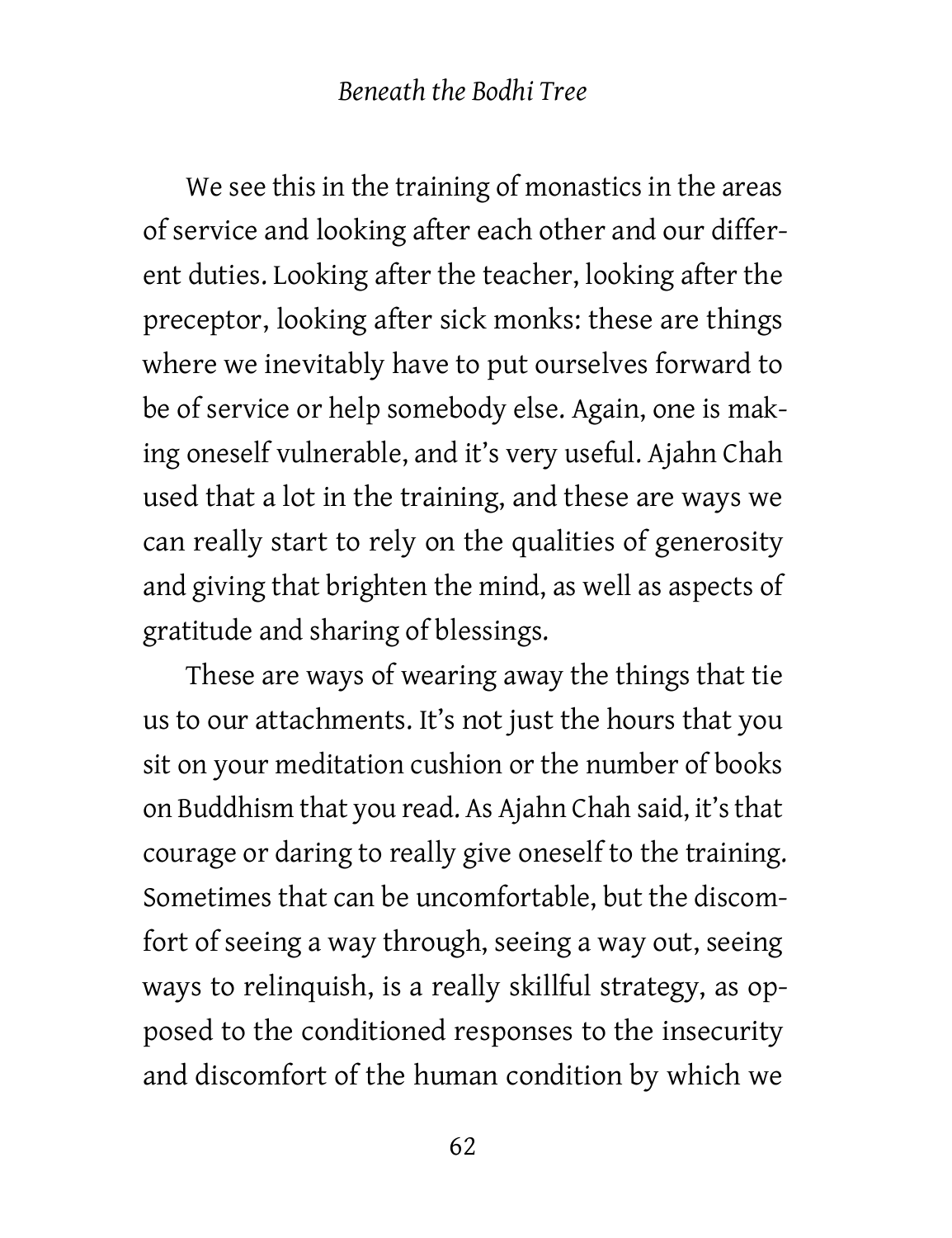We see this in the training of monastics in the areas of service and looking after each other and our different duties. Looking after the teacher, looking after the preceptor, looking after sick monks: these are things where we inevitably have to put ourselves forward to be of service or help somebody else. Again, one is making oneself vulnerable, and it's very useful. Ajahn Chah used that a lot in the training, and these are ways we can really start to rely on the qualities of generosity and giving that brighten the mind, as well as aspects of gratitude and sharing of blessings.

These are ways of wearing away the things that tie us to our attachments. It's not just the hours that you sit on your meditation cushion or the number of books on Buddhism that you read. As Ajahn Chah said, it's that courage or daring to really give oneself to the training. Sometimes that can be uncomfortable, but the discomfort of seeing a way through, seeing a way out, seeing ways to relinquish, is a really skillful strategy, as opposed to the conditioned responses to the insecurity and discomfort of the human condition by which we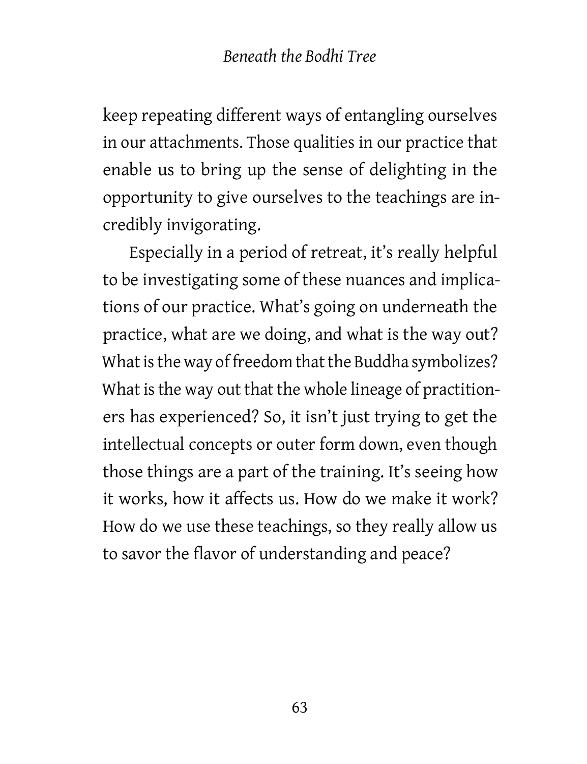keep repeating different ways of entangling ourselves in our attachments. Those qualities in our practice that enable us to bring up the sense of delighting in the opportunity to give ourselves to the teachings are incredibly invigorating.

Especially in a period of retreat, it's really helpful to be investigating some of these nuances and implications of our practice. What's going on underneath the practice, what are we doing, and what is the way out? What is the way of freedom that the Buddha symbolizes? What is the way out that the whole lineage of practitioners has experienced? So, it isn't just trying to get the intellectual concepts or outer form down, even though those things are a part of the training. It's seeing how it works, how it affects us. How do we make it work? How do we use these teachings, so they really allow us to savor the flavor of understanding and peace?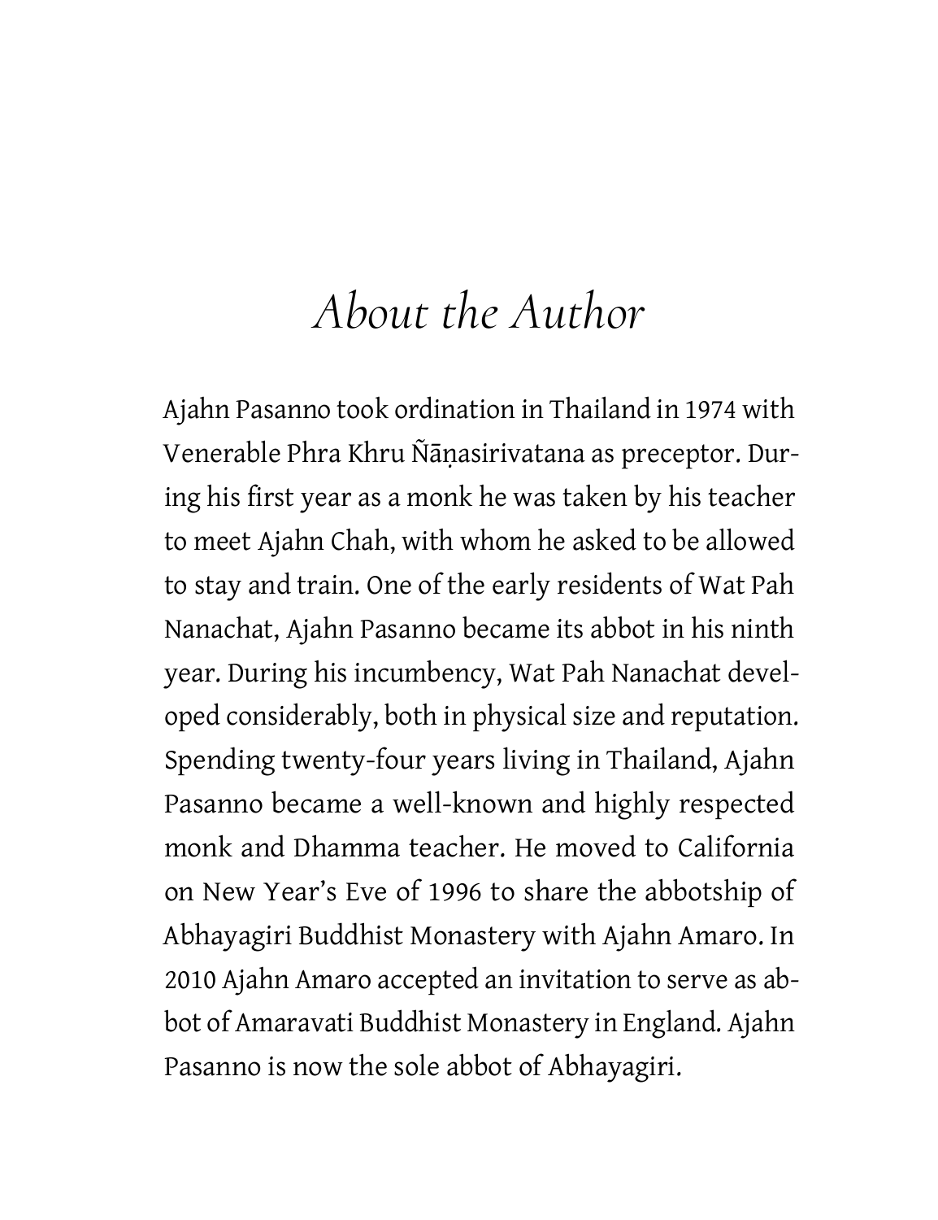# *About the Author*

Ajahn Pasanno took ordination in Thailand in 1974 with Venerable Phra Khru Ñāṇasirivatana as preceptor. During his first year as a monk he was taken by his teacher to meet Ajahn Chah, with whom he asked to be allowed to stay and train. One of the early residents of Wat Pah Nanachat, Ajahn Pasanno became its abbot in his ninth year. During his incumbency, Wat Pah Nanachat developed considerably, both in physical size and reputation. Spending twenty-four years living in Thailand, Ajahn Pasanno became a well-known and highly respected monk and Dhamma teacher. He moved to California on New Year's Eve of 1996 to share the abbotship of Abhayagiri Buddhist Monastery with Ajahn Amaro. In 2010 Ajahn Amaro accepted an invitation to serve as abbot of Amaravati Buddhist Monastery in England. Ajahn Pasanno is now the sole abbot of Abhayagiri.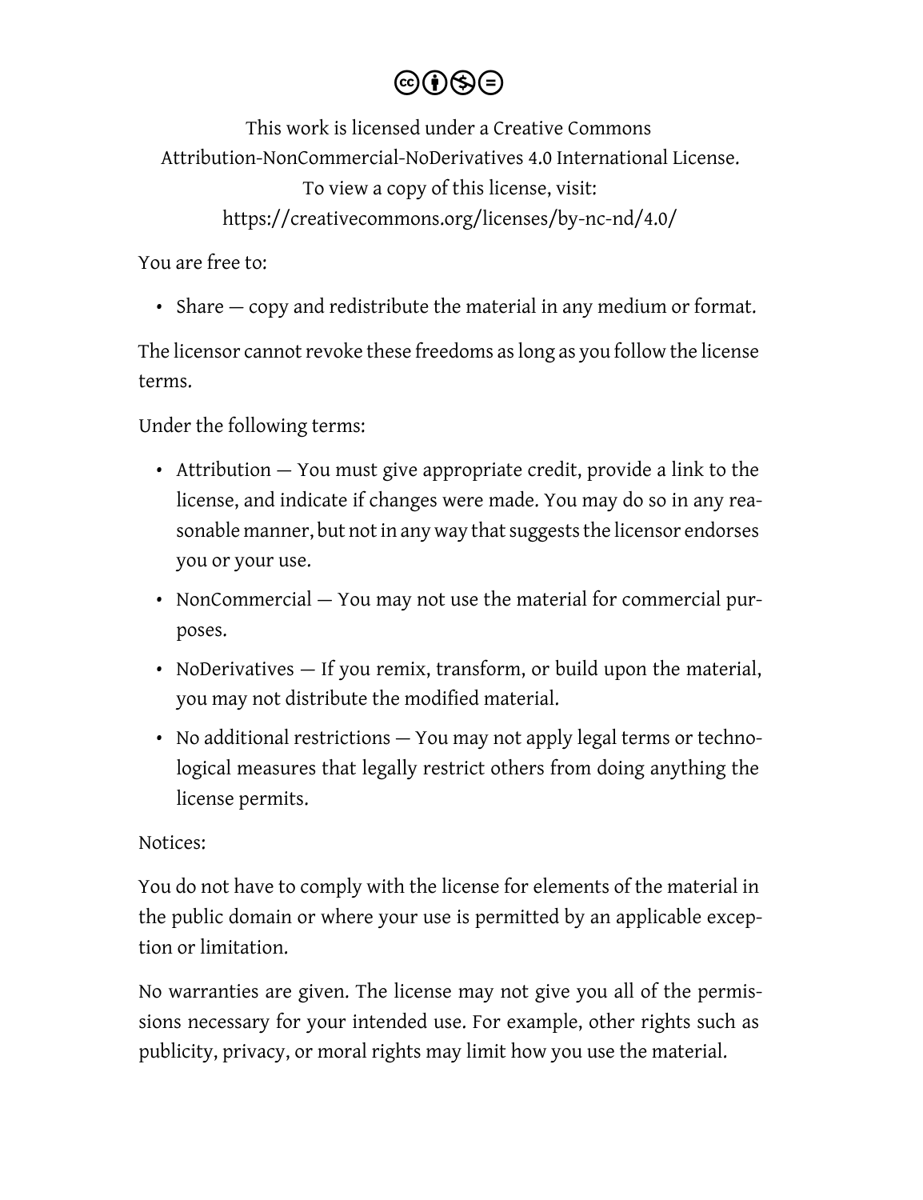This work is licensed under a Creative Commons
Attribution-NonCommercial-NoDerivatives 4.0 International License.
To view a copy of this license, visit:
https://creativecommons.org/licenses/by-nc-nd/4.0/

You are free to:

- Share — copy and redistribute the material in any medium or format.

The licensor cannot revoke these freedoms as long as you follow the license terms.

Under the following terms:

- Attribution — You must give appropriate credit, provide a link to the license, and indicate if changes were made. You may do so in any reasonable manner, but not in any way that suggests the licensor endorses you or your use.
- NonCommercial — You may not use the material for commercial purposes.
- NoDerivatives — If you remix, transform, or build upon the material, you may not distribute the modified material.
- No additional restrictions — You may not apply legal terms or technological measures that legally restrict others from doing anything the license permits.

Notices:

You do not have to comply with the license for elements of the material in the public domain or where your use is permitted by an applicable exception or limitation.

No warranties are given. The license may not give you all of the permissions necessary for your intended use. For example, other rights such as publicity, privacy, or moral rights may limit how you use the material.